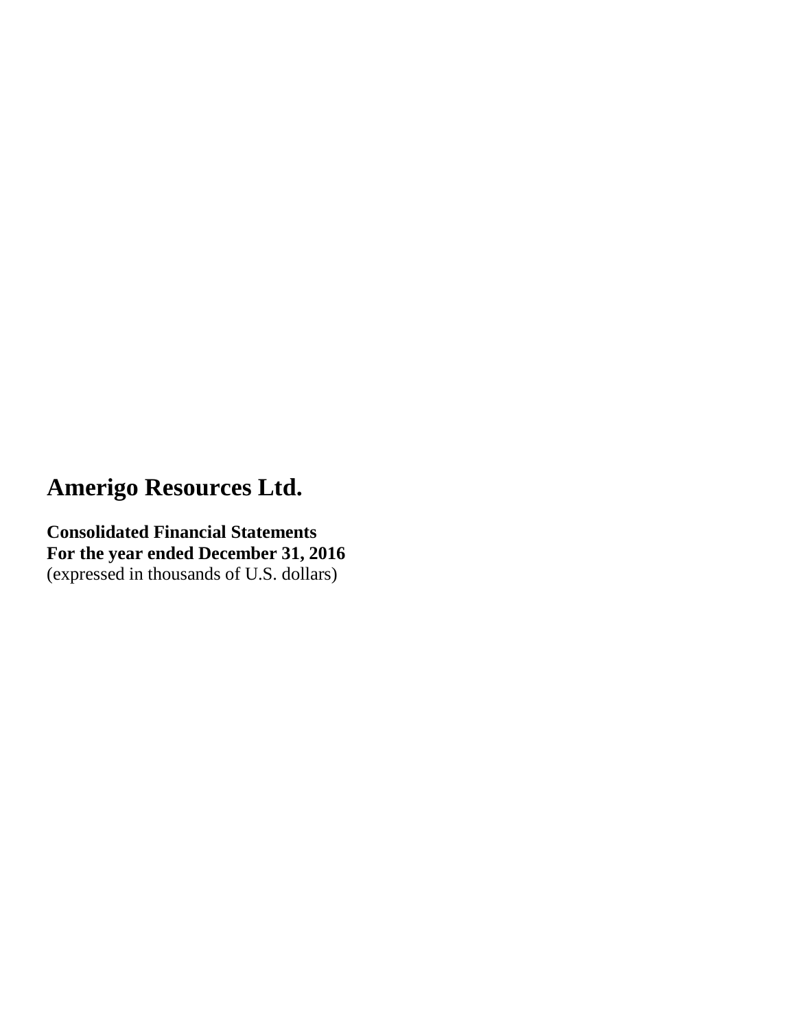# Amerigo Resources Ltd.

**Consolidated Financial Statements**
**For the year ended December 31, 2016**
(expressed in thousands of U.S. dollars)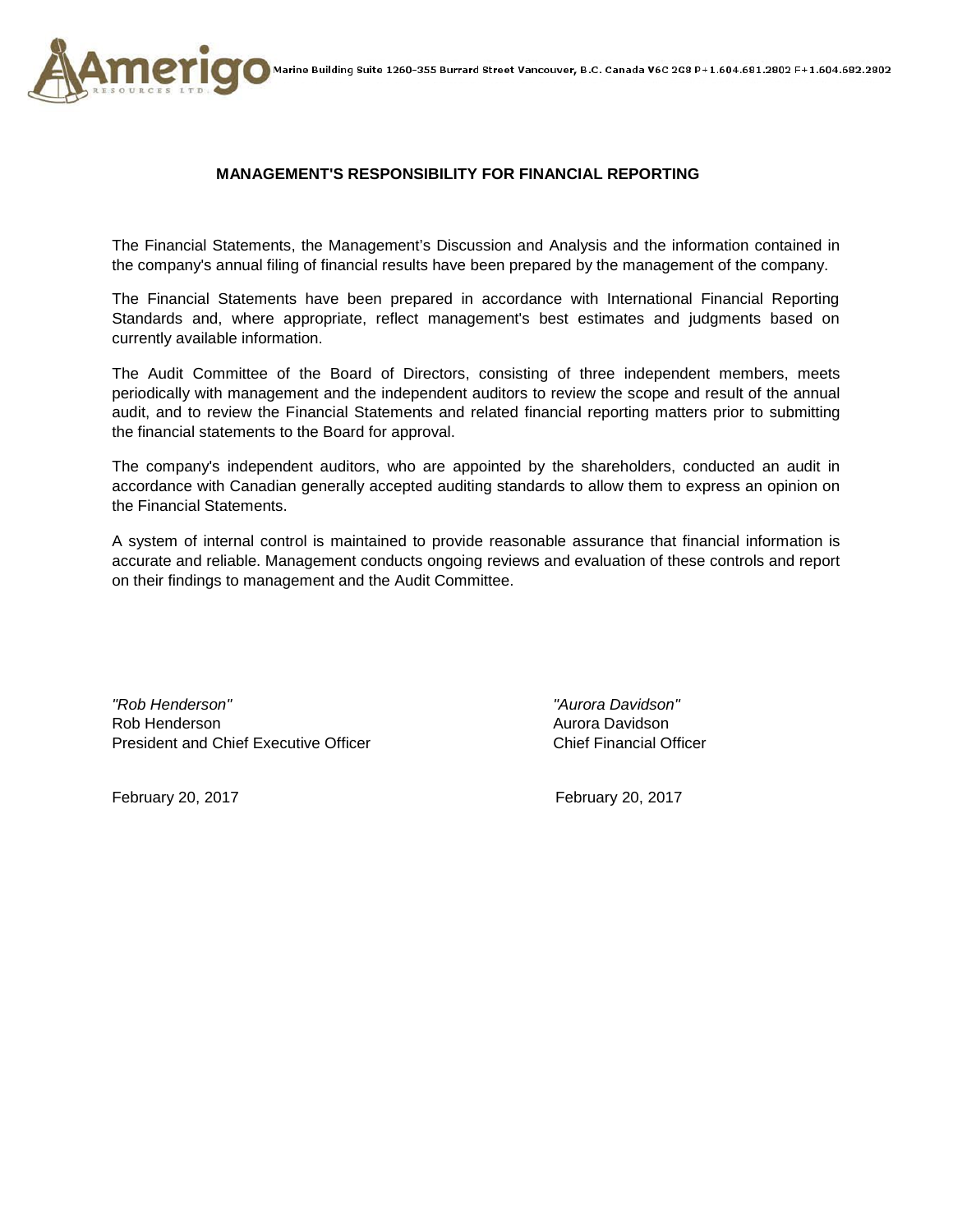Marine Building Suite 1260-355 Burrard Street Vancouver, B.C. Canada V6C 2G8 P+1.604.681.2802 F+1.604.682.2802

## MANAGEMENT'S RESPONSIBILITY FOR FINANCIAL REPORTING

The Financial Statements, the Management's Discussion and Analysis and the information contained in the company's annual filing of financial results have been prepared by the management of the company.

The Financial Statements have been prepared in accordance with International Financial Reporting Standards and, where appropriate, reflect management's best estimates and judgments based on currently available information.

The Audit Committee of the Board of Directors, consisting of three independent members, meets periodically with management and the independent auditors to review the scope and result of the annual audit, and to review the Financial Statements and related financial reporting matters prior to submitting the financial statements to the Board for approval.

The company's independent auditors, who are appointed by the shareholders, conducted an audit in accordance with Canadian generally accepted auditing standards to allow them to express an opinion on the Financial Statements.

A system of internal control is maintained to provide reasonable assurance that financial information is accurate and reliable. Management conducts ongoing reviews and evaluation of these controls and report on their findings to management and the Audit Committee.

*"Rob Henderson"*
Rob Henderson
President and Chief Executive Officer

February 20, 2017

*"Aurora Davidson"*
Aurora Davidson
Chief Financial Officer

February 20, 2017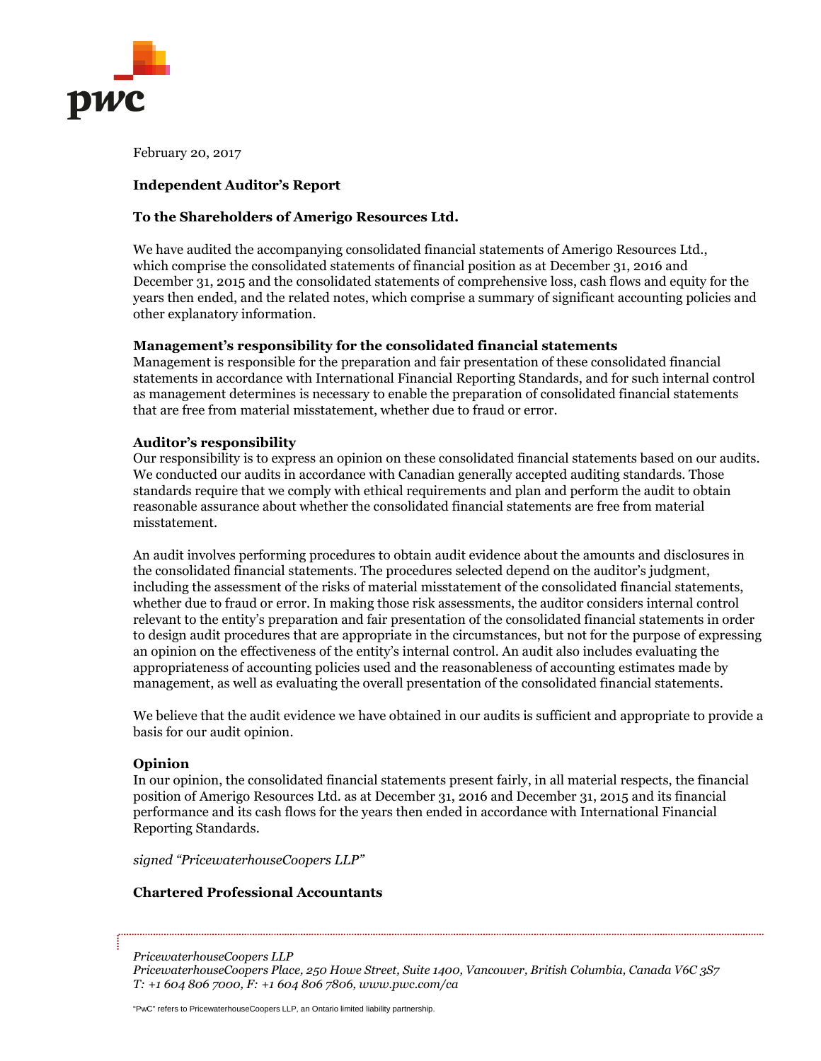February 20, 2017

**Independent Auditor's Report**

**To the Shareholders of Amerigo Resources Ltd.**

We have audited the accompanying consolidated financial statements of Amerigo Resources Ltd., which comprise the consolidated statements of financial position as at December 31, 2016 and December 31, 2015 and the consolidated statements of comprehensive loss, cash flows and equity for the years then ended, and the related notes, which comprise a summary of significant accounting policies and other explanatory information.

**Management's responsibility for the consolidated financial statements**

Management is responsible for the preparation and fair presentation of these consolidated financial statements in accordance with International Financial Reporting Standards, and for such internal control as management determines is necessary to enable the preparation of consolidated financial statements that are free from material misstatement, whether due to fraud or error.

**Auditor's responsibility**

Our responsibility is to express an opinion on these consolidated financial statements based on our audits. We conducted our audits in accordance with Canadian generally accepted auditing standards. Those standards require that we comply with ethical requirements and plan and perform the audit to obtain reasonable assurance about whether the consolidated financial statements are free from material misstatement.

An audit involves performing procedures to obtain audit evidence about the amounts and disclosures in the consolidated financial statements. The procedures selected depend on the auditor's judgment, including the assessment of the risks of material misstatement of the consolidated financial statements, whether due to fraud or error. In making those risk assessments, the auditor considers internal control relevant to the entity's preparation and fair presentation of the consolidated financial statements in order to design audit procedures that are appropriate in the circumstances, but not for the purpose of expressing an opinion on the effectiveness of the entity's internal control. An audit also includes evaluating the appropriateness of accounting policies used and the reasonableness of accounting estimates made by management, as well as evaluating the overall presentation of the consolidated financial statements.

We believe that the audit evidence we have obtained in our audits is sufficient and appropriate to provide a basis for our audit opinion.

**Opinion**

In our opinion, the consolidated financial statements present fairly, in all material respects, the financial position of Amerigo Resources Ltd. as at December 31, 2016 and December 31, 2015 and its financial performance and its cash flows for the years then ended in accordance with International Financial Reporting Standards.

*signed "PricewaterhouseCoopers LLP"*

**Chartered Professional Accountants**

*PricewaterhouseCoopers LLP*
*PricewaterhouseCoopers Place, 250 Howe Street, Suite 1400, Vancouver, British Columbia, Canada V6C 3S7*
*T: +1 604 806 7000, F: +1 604 806 7806, www.pwc.com/ca*

"PwC" refers to PricewaterhouseCoopers LLP, an Ontario limited liability partnership.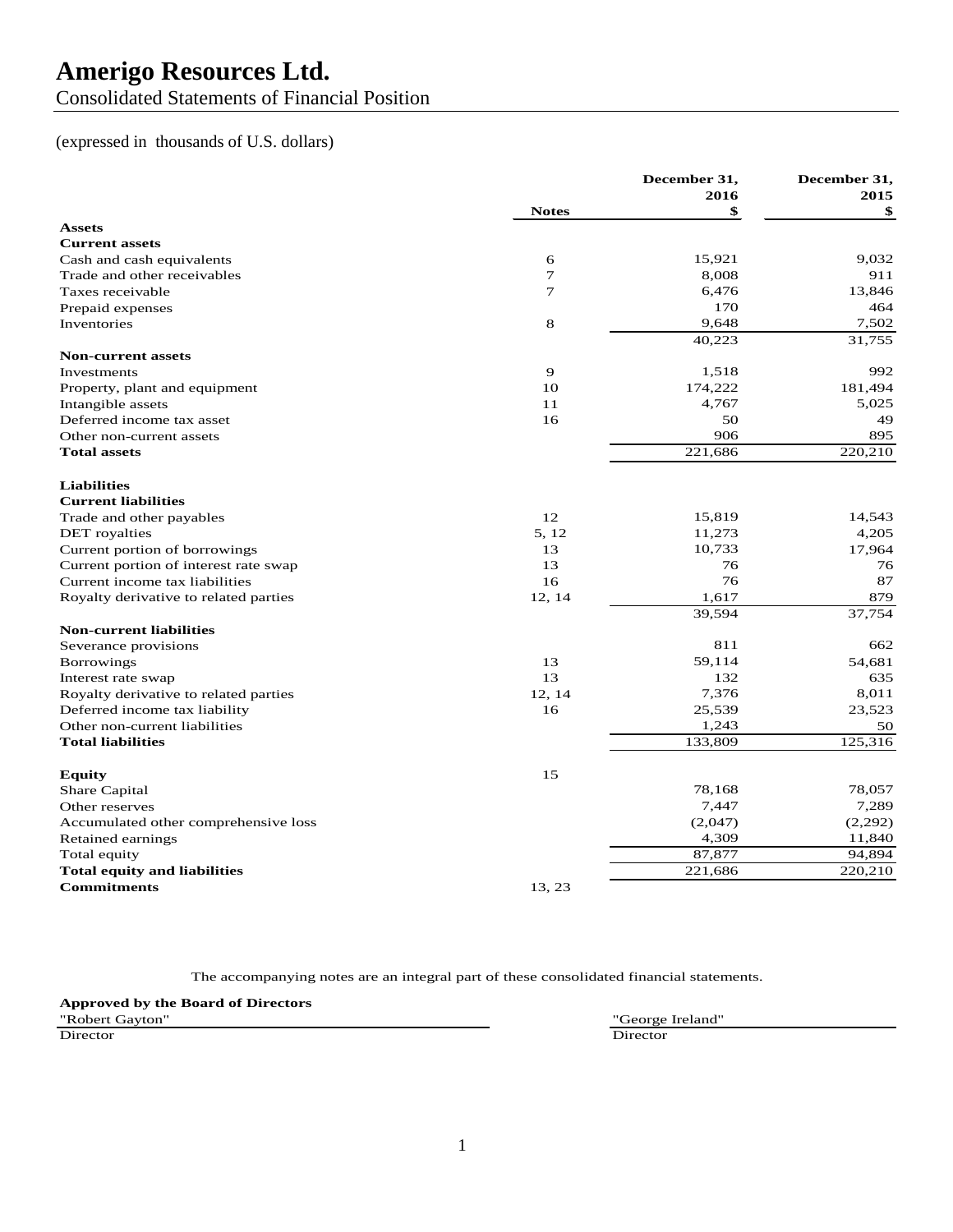# Amerigo Resources Ltd.

Consolidated Statements of Financial Position

(expressed in thousands of U.S. dollars)

| | Notes | December 31, 2016 $ | December 31, 2015 $ |
|---|---|---|---|
| **Assets** | | | |
| **Current assets** | | | |
| Cash and cash equivalents | 6 | 15,921 | 9,032 |
| Trade and other receivables | 7 | 8,008 | 911 |
| Taxes receivable | 7 | 6,476 | 13,846 |
| Prepaid expenses | | 170 | 464 |
| Inventories | 8 | 9,648 | 7,502 |
| | | 40,223 | 31,755 |
| **Non-current assets** | | | |
| Investments | 9 | 1,518 | 992 |
| Property, plant and equipment | 10 | 174,222 | 181,494 |
| Intangible assets | 11 | 4,767 | 5,025 |
| Deferred income tax asset | 16 | 50 | 49 |
| Other non-current assets | | 906 | 895 |
| **Total assets** | | 221,686 | 220,210 |
| | | | |
| **Liabilities** | | | |
| **Current liabilities** | | | |
| Trade and other payables | 12 | 15,819 | 14,543 |
| DET royalties | 5, 12 | 11,273 | 4,205 |
| Current portion of borrowings | 13 | 10,733 | 17,964 |
| Current portion of interest rate swap | 13 | 76 | 76 |
| Current income tax liabilities | 16 | 76 | 87 |
| Royalty derivative to related parties | 12, 14 | 1,617 | 879 |
| | | 39,594 | 37,754 |
| **Non-current liabilities** | | | |
| Severance provisions | | 811 | 662 |
| Borrowings | 13 | 59,114 | 54,681 |
| Interest rate swap | 13 | 132 | 635 |
| Royalty derivative to related parties | 12, 14 | 7,376 | 8,011 |
| Deferred income tax liability | 16 | 25,539 | 23,523 |
| Other non-current liabilities | | 1,243 | 50 |
| **Total liabilities** | | 133,809 | 125,316 |
| | | | |
| **Equity** | 15 | | |
| Share Capital | | 78,168 | 78,057 |
| Other reserves | | 7,447 | 7,289 |
| Accumulated other comprehensive loss | | (2,047) | (2,292) |
| Retained earnings | | 4,309 | 11,840 |
| Total equity | | 87,877 | 94,894 |
| **Total equity and liabilities** | | 221,686 | 220,210 |
| **Commitments** | 13, 23 | | |

The accompanying notes are an integral part of these consolidated financial statements.

**Approved by the Board of Directors**

"Robert Gayton"
Director

"George Ireland"
Director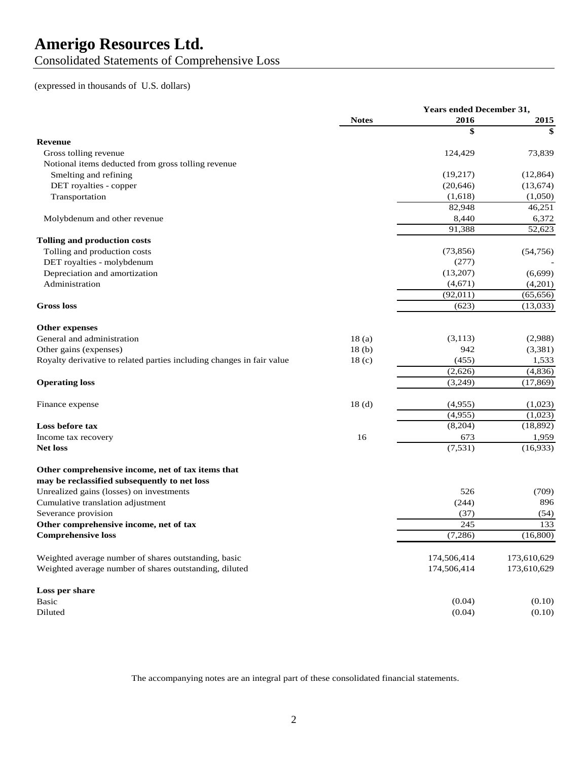# Amerigo Resources Ltd.

Consolidated Statements of Comprehensive Loss

(expressed in thousands of U.S. dollars)

| | Notes | Years ended December 31, 2016 | 2015 |
|---|---|---|---|
| | | $ | $ |
| **Revenue** | | | |
| Gross tolling revenue | | 124,429 | 73,839 |
| Notional items deducted from gross tolling revenue | | | |
| Smelting and refining | | (19,217) | (12,864) |
| DET royalties - copper | | (20,646) | (13,674) |
| Transportation | | (1,618) | (1,050) |
| | | 82,948 | 46,251 |
| Molybdenum and other revenue | | 8,440 | 6,372 |
| | | 91,388 | 52,623 |
| **Tolling and production costs** | | | |
| Tolling and production costs | | (73,856) | (54,756) |
| DET royalties - molybdenum | | (277) | - |
| Depreciation and amortization | | (13,207) | (6,699) |
| Administration | | (4,671) | (4,201) |
| | | (92,011) | (65,656) |
| **Gross loss** | | (623) | (13,033) |
| **Other expenses** | | | |
| General and administration | 18 (a) | (3,113) | (2,988) |
| Other gains (expenses) | 18 (b) | 942 | (3,381) |
| Royalty derivative to related parties including changes in fair value | 18 (c) | (455) | 1,533 |
| | | (2,626) | (4,836) |
| **Operating loss** | | (3,249) | (17,869) |
| Finance expense | 18 (d) | (4,955) | (1,023) |
| | | (4,955) | (1,023) |
| **Loss before tax** | | (8,204) | (18,892) |
| Income tax recovery | 16 | 673 | 1,959 |
| **Net loss** | | (7,531) | (16,933) |
| **Other comprehensive income, net of tax items that may be reclassified subsequently to net loss** | | | |
| Unrealized gains (losses) on investments | | 526 | (709) |
| Cumulative translation adjustment | | (244) | 896 |
| Severance provision | | (37) | (54) |
| **Other comprehensive income, net of tax** | | 245 | 133 |
| **Comprehensive loss** | | (7,286) | (16,800) |
| Weighted average number of shares outstanding, basic | | 174,506,414 | 173,610,629 |
| Weighted average number of shares outstanding, diluted | | 174,506,414 | 173,610,629 |
| **Loss per share** | | | |
| Basic | | (0.04) | (0.10) |
| Diluted | | (0.04) | (0.10) |

The accompanying notes are an integral part of these consolidated financial statements.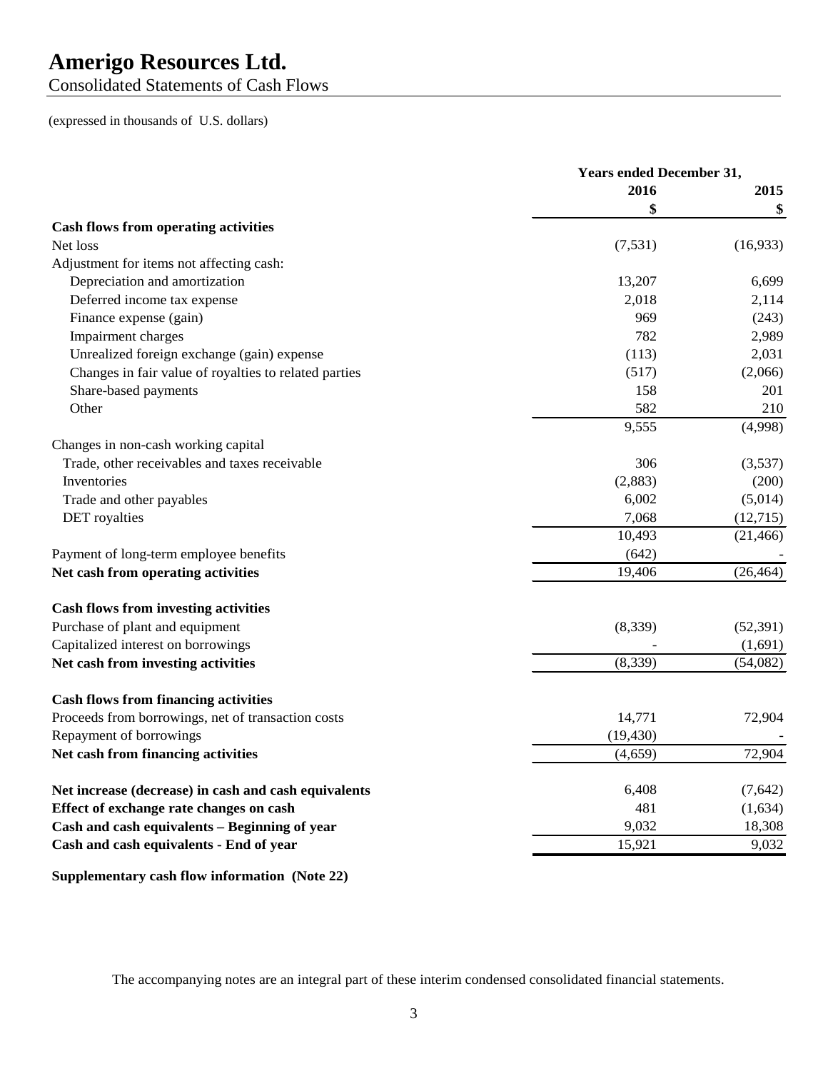# Amerigo Resources Ltd.

Consolidated Statements of Cash Flows

(expressed in thousands of U.S. dollars)

| | Years ended December 31, | |
|---|---|---|
| | 2016 | 2015 |
| | $ | $ |
| **Cash flows from operating activities** | | |
| Net loss | (7,531) | (16,933) |
| Adjustment for items not affecting cash: | | |
| Depreciation and amortization | 13,207 | 6,699 |
| Deferred income tax expense | 2,018 | 2,114 |
| Finance expense (gain) | 969 | (243) |
| Impairment charges | 782 | 2,989 |
| Unrealized foreign exchange (gain) expense | (113) | 2,031 |
| Changes in fair value of royalties to related parties | (517) | (2,066) |
| Share-based payments | 158 | 201 |
| Other | 582 | 210 |
| | 9,555 | (4,998) |
| Changes in non-cash working capital | | |
| Trade, other receivables and taxes receivable | 306 | (3,537) |
| Inventories | (2,883) | (200) |
| Trade and other payables | 6,002 | (5,014) |
| DET royalties | 7,068 | (12,715) |
| | 10,493 | (21,466) |
| Payment of long-term employee benefits | (642) | - |
| **Net cash from operating activities** | 19,406 | (26,464) |
| **Cash flows from investing activities** | | |
| Purchase of plant and equipment | (8,339) | (52,391) |
| Capitalized interest on borrowings | - | (1,691) |
| **Net cash from investing activities** | (8,339) | (54,082) |
| **Cash flows from financing activities** | | |
| Proceeds from borrowings, net of transaction costs | 14,771 | 72,904 |
| Repayment of borrowings | (19,430) | - |
| **Net cash from financing activities** | (4,659) | 72,904 |
| **Net increase (decrease) in cash and cash equivalents** | 6,408 | (7,642) |
| **Effect of exchange rate changes on cash** | 481 | (1,634) |
| **Cash and cash equivalents – Beginning of year** | 9,032 | 18,308 |
| **Cash and cash equivalents - End of year** | 15,921 | 9,032 |

**Supplementary cash flow information (Note 22)**

The accompanying notes are an integral part of these interim condensed consolidated financial statements.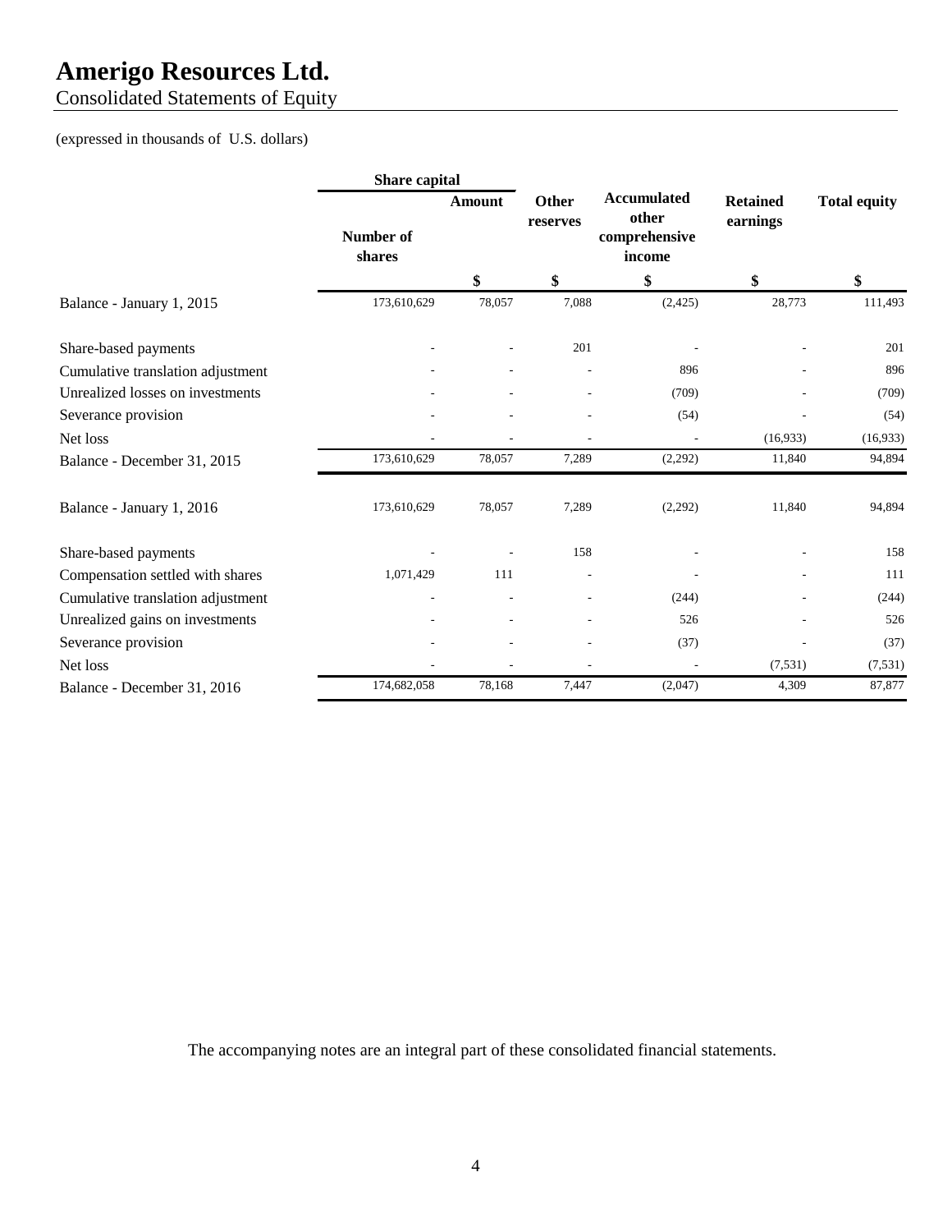# Amerigo Resources Ltd.

Consolidated Statements of Equity

(expressed in thousands of U.S. dollars)

| | Share capital | | | | | |
|---|---|---|---|---|---|---|
| | Number of shares | Amount | Other reserves | Accumulated other comprehensive income | Retained earnings | Total equity |
| | | $ | $ | $ | $ | $ |
| Balance - January 1, 2015 | 173,610,629 | 78,057 | 7,088 | (2,425) | 28,773 | 111,493 |
| Share-based payments | - | - | 201 | - | - | 201 |
| Cumulative translation adjustment | - | - | - | 896 | - | 896 |
| Unrealized losses on investments | - | - | - | (709) | - | (709) |
| Severance provision | - | - | - | (54) | - | (54) |
| Net loss | - | - | - | - | (16,933) | (16,933) |
| Balance - December 31, 2015 | 173,610,629 | 78,057 | 7,289 | (2,292) | 11,840 | 94,894 |
| Balance - January 1, 2016 | 173,610,629 | 78,057 | 7,289 | (2,292) | 11,840 | 94,894 |
| Share-based payments | - | - | 158 | - | - | 158 |
| Compensation settled with shares | 1,071,429 | 111 | - | - | - | 111 |
| Cumulative translation adjustment | - | - | - | (244) | - | (244) |
| Unrealized gains on investments | - | - | - | 526 | - | 526 |
| Severance provision | - | - | - | (37) | - | (37) |
| Net loss | - | - | - | - | (7,531) | (7,531) |
| Balance - December 31, 2016 | 174,682,058 | 78,168 | 7,447 | (2,047) | 4,309 | 87,877 |

The accompanying notes are an integral part of these consolidated financial statements.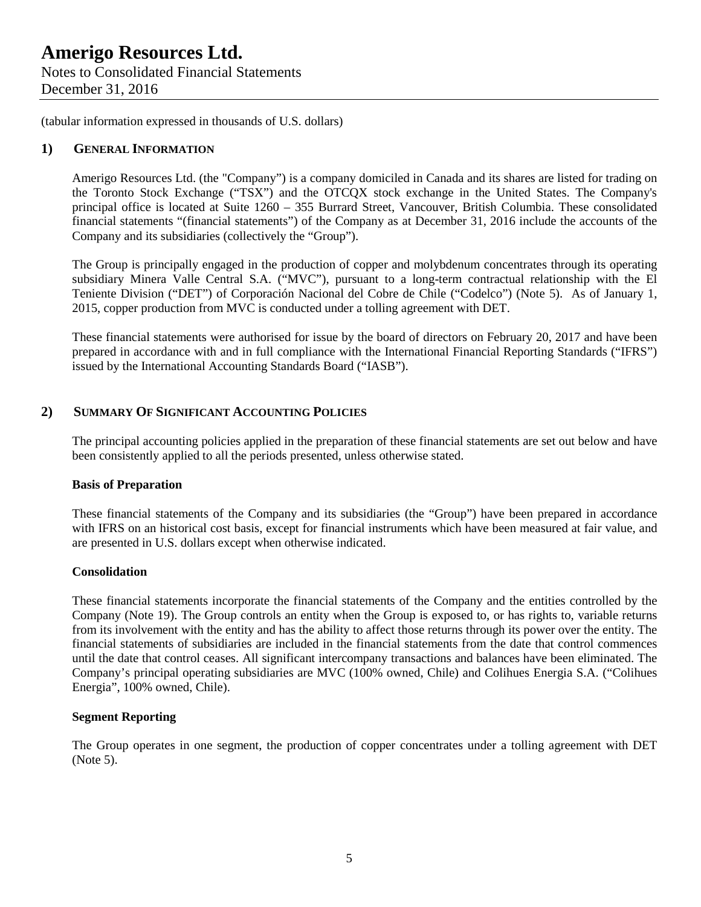(tabular information expressed in thousands of U.S. dollars)

## 1) GENERAL INFORMATION

Amerigo Resources Ltd. (the "Company") is a company domiciled in Canada and its shares are listed for trading on the Toronto Stock Exchange ("TSX") and the OTCQX stock exchange in the United States. The Company's principal office is located at Suite 1260 – 355 Burrard Street, Vancouver, British Columbia. These consolidated financial statements "(financial statements") of the Company as at December 31, 2016 include the accounts of the Company and its subsidiaries (collectively the "Group").

The Group is principally engaged in the production of copper and molybdenum concentrates through its operating subsidiary Minera Valle Central S.A. ("MVC"), pursuant to a long-term contractual relationship with the El Teniente Division ("DET") of Corporación Nacional del Cobre de Chile ("Codelco") (Note 5). As of January 1, 2015, copper production from MVC is conducted under a tolling agreement with DET.

These financial statements were authorised for issue by the board of directors on February 20, 2017 and have been prepared in accordance with and in full compliance with the International Financial Reporting Standards ("IFRS") issued by the International Accounting Standards Board ("IASB").

## 2) SUMMARY OF SIGNIFICANT ACCOUNTING POLICIES

The principal accounting policies applied in the preparation of these financial statements are set out below and have been consistently applied to all the periods presented, unless otherwise stated.

### Basis of Preparation

These financial statements of the Company and its subsidiaries (the "Group") have been prepared in accordance with IFRS on an historical cost basis, except for financial instruments which have been measured at fair value, and are presented in U.S. dollars except when otherwise indicated.

### Consolidation

These financial statements incorporate the financial statements of the Company and the entities controlled by the Company (Note 19). The Group controls an entity when the Group is exposed to, or has rights to, variable returns from its involvement with the entity and has the ability to affect those returns through its power over the entity. The financial statements of subsidiaries are included in the financial statements from the date that control commences until the date that control ceases. All significant intercompany transactions and balances have been eliminated. The Company's principal operating subsidiaries are MVC (100% owned, Chile) and Colihues Energia S.A. ("Colihues Energia", 100% owned, Chile).

### Segment Reporting

The Group operates in one segment, the production of copper concentrates under a tolling agreement with DET (Note 5).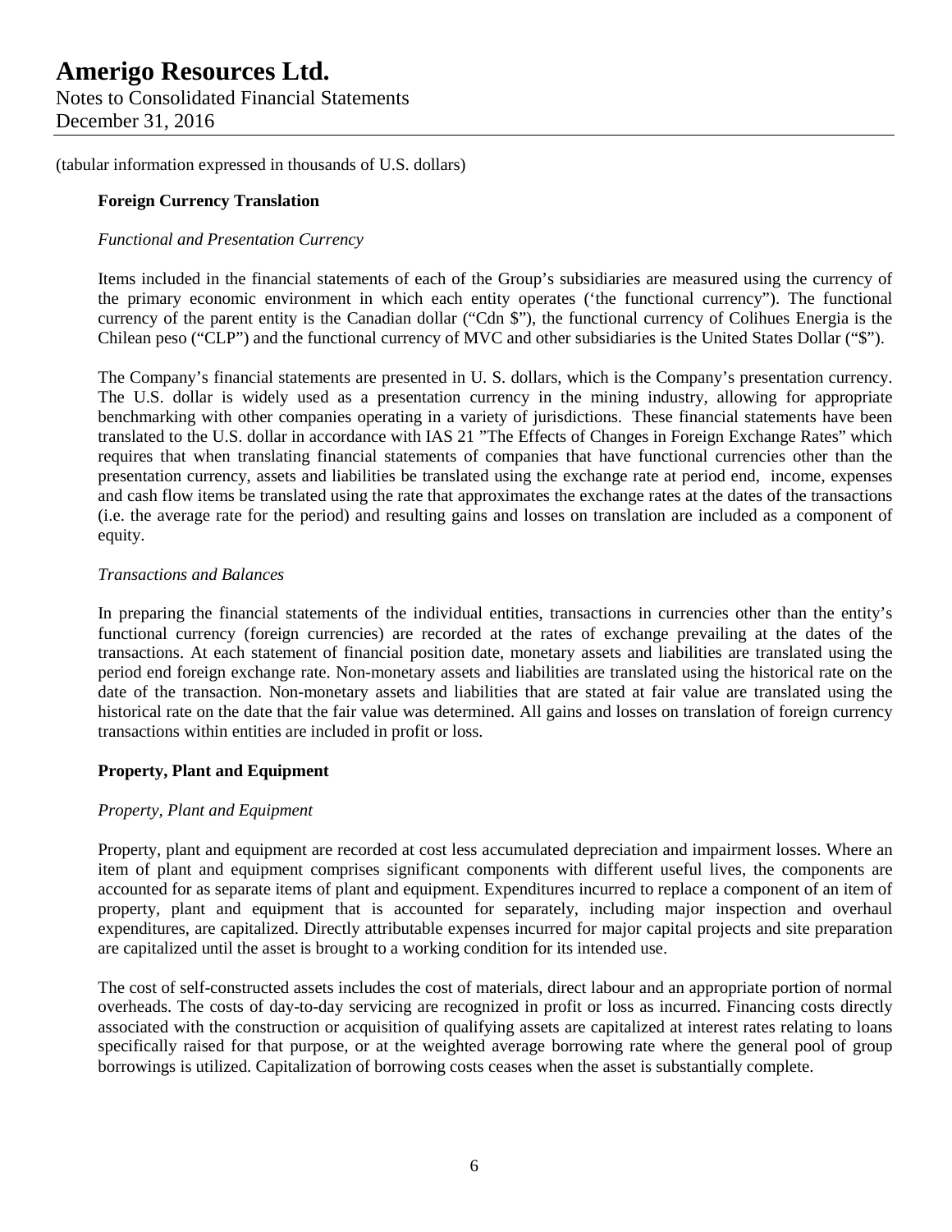(tabular information expressed in thousands of U.S. dollars)

**Foreign Currency Translation**

*Functional and Presentation Currency*

Items included in the financial statements of each of the Group's subsidiaries are measured using the currency of the primary economic environment in which each entity operates ('the functional currency"). The functional currency of the parent entity is the Canadian dollar ("Cdn $"), the functional currency of Colihues Energia is the Chilean peso ("CLP") and the functional currency of MVC and other subsidiaries is the United States Dollar ("$").

The Company's financial statements are presented in U. S. dollars, which is the Company's presentation currency. The U.S. dollar is widely used as a presentation currency in the mining industry, allowing for appropriate benchmarking with other companies operating in a variety of jurisdictions. These financial statements have been translated to the U.S. dollar in accordance with IAS 21 "The Effects of Changes in Foreign Exchange Rates" which requires that when translating financial statements of companies that have functional currencies other than the presentation currency, assets and liabilities be translated using the exchange rate at period end, income, expenses and cash flow items be translated using the rate that approximates the exchange rates at the dates of the transactions (i.e. the average rate for the period) and resulting gains and losses on translation are included as a component of equity.

*Transactions and Balances*

In preparing the financial statements of the individual entities, transactions in currencies other than the entity's functional currency (foreign currencies) are recorded at the rates of exchange prevailing at the dates of the transactions. At each statement of financial position date, monetary assets and liabilities are translated using the period end foreign exchange rate. Non-monetary assets and liabilities are translated using the historical rate on the date of the transaction. Non-monetary assets and liabilities that are stated at fair value are translated using the historical rate on the date that the fair value was determined. All gains and losses on translation of foreign currency transactions within entities are included in profit or loss.

**Property, Plant and Equipment**

*Property, Plant and Equipment*

Property, plant and equipment are recorded at cost less accumulated depreciation and impairment losses. Where an item of plant and equipment comprises significant components with different useful lives, the components are accounted for as separate items of plant and equipment. Expenditures incurred to replace a component of an item of property, plant and equipment that is accounted for separately, including major inspection and overhaul expenditures, are capitalized. Directly attributable expenses incurred for major capital projects and site preparation are capitalized until the asset is brought to a working condition for its intended use.

The cost of self-constructed assets includes the cost of materials, direct labour and an appropriate portion of normal overheads. The costs of day-to-day servicing are recognized in profit or loss as incurred. Financing costs directly associated with the construction or acquisition of qualifying assets are capitalized at interest rates relating to loans specifically raised for that purpose, or at the weighted average borrowing rate where the general pool of group borrowings is utilized. Capitalization of borrowing costs ceases when the asset is substantially complete.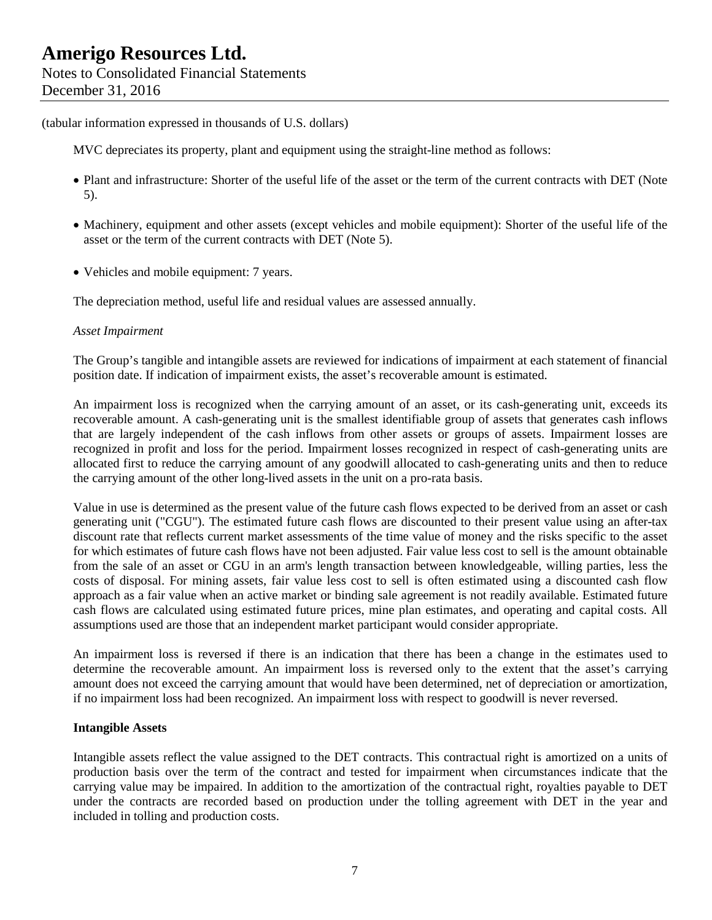(tabular information expressed in thousands of U.S. dollars)

MVC depreciates its property, plant and equipment using the straight-line method as follows:

- Plant and infrastructure: Shorter of the useful life of the asset or the term of the current contracts with DET (Note 5).
- Machinery, equipment and other assets (except vehicles and mobile equipment): Shorter of the useful life of the asset or the term of the current contracts with DET (Note 5).
- Vehicles and mobile equipment: 7 years.

The depreciation method, useful life and residual values are assessed annually.

*Asset Impairment*

The Group's tangible and intangible assets are reviewed for indications of impairment at each statement of financial position date. If indication of impairment exists, the asset's recoverable amount is estimated.

An impairment loss is recognized when the carrying amount of an asset, or its cash-generating unit, exceeds its recoverable amount. A cash-generating unit is the smallest identifiable group of assets that generates cash inflows that are largely independent of the cash inflows from other assets or groups of assets. Impairment losses are recognized in profit and loss for the period. Impairment losses recognized in respect of cash-generating units are allocated first to reduce the carrying amount of any goodwill allocated to cash-generating units and then to reduce the carrying amount of the other long-lived assets in the unit on a pro-rata basis.

Value in use is determined as the present value of the future cash flows expected to be derived from an asset or cash generating unit ("CGU"). The estimated future cash flows are discounted to their present value using an after-tax discount rate that reflects current market assessments of the time value of money and the risks specific to the asset for which estimates of future cash flows have not been adjusted. Fair value less cost to sell is the amount obtainable from the sale of an asset or CGU in an arm's length transaction between knowledgeable, willing parties, less the costs of disposal. For mining assets, fair value less cost to sell is often estimated using a discounted cash flow approach as a fair value when an active market or binding sale agreement is not readily available. Estimated future cash flows are calculated using estimated future prices, mine plan estimates, and operating and capital costs. All assumptions used are those that an independent market participant would consider appropriate.

An impairment loss is reversed if there is an indication that there has been a change in the estimates used to determine the recoverable amount. An impairment loss is reversed only to the extent that the asset's carrying amount does not exceed the carrying amount that would have been determined, net of depreciation or amortization, if no impairment loss had been recognized. An impairment loss with respect to goodwill is never reversed.

**Intangible Assets**

Intangible assets reflect the value assigned to the DET contracts. This contractual right is amortized on a units of production basis over the term of the contract and tested for impairment when circumstances indicate that the carrying value may be impaired. In addition to the amortization of the contractual right, royalties payable to DET under the contracts are recorded based on production under the tolling agreement with DET in the year and included in tolling and production costs.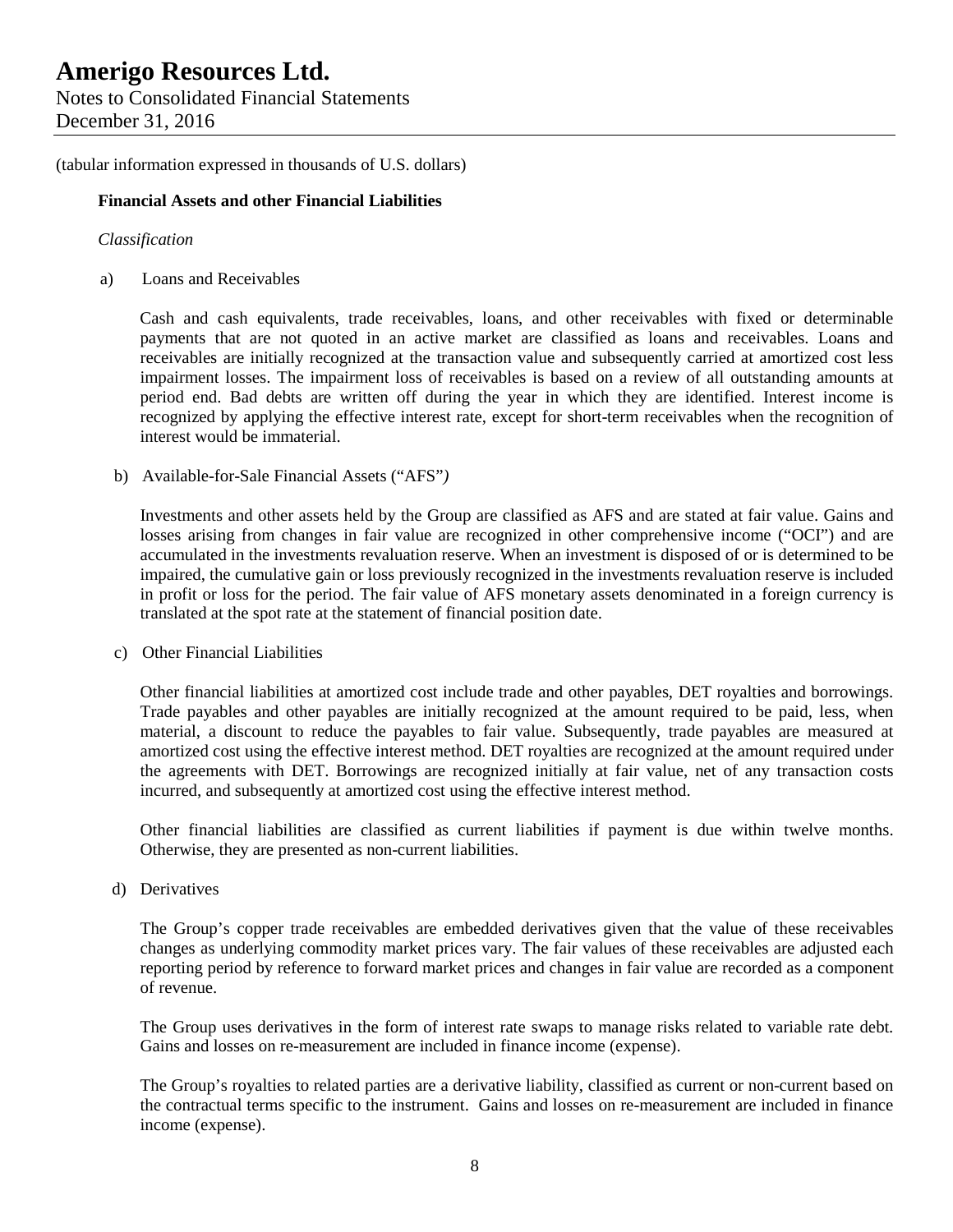(tabular information expressed in thousands of U.S. dollars)

**Financial Assets and other Financial Liabilities**

*Classification*

a) Loans and Receivables

Cash and cash equivalents, trade receivables, loans, and other receivables with fixed or determinable payments that are not quoted in an active market are classified as loans and receivables. Loans and receivables are initially recognized at the transaction value and subsequently carried at amortized cost less impairment losses. The impairment loss of receivables is based on a review of all outstanding amounts at period end. Bad debts are written off during the year in which they are identified. Interest income is recognized by applying the effective interest rate, except for short-term receivables when the recognition of interest would be immaterial.

b) Available-for-Sale Financial Assets ("AFS")

Investments and other assets held by the Group are classified as AFS and are stated at fair value. Gains and losses arising from changes in fair value are recognized in other comprehensive income ("OCI") and are accumulated in the investments revaluation reserve. When an investment is disposed of or is determined to be impaired, the cumulative gain or loss previously recognized in the investments revaluation reserve is included in profit or loss for the period. The fair value of AFS monetary assets denominated in a foreign currency is translated at the spot rate at the statement of financial position date.

c) Other Financial Liabilities

Other financial liabilities at amortized cost include trade and other payables, DET royalties and borrowings. Trade payables and other payables are initially recognized at the amount required to be paid, less, when material, a discount to reduce the payables to fair value. Subsequently, trade payables are measured at amortized cost using the effective interest method. DET royalties are recognized at the amount required under the agreements with DET. Borrowings are recognized initially at fair value, net of any transaction costs incurred, and subsequently at amortized cost using the effective interest method.

Other financial liabilities are classified as current liabilities if payment is due within twelve months. Otherwise, they are presented as non-current liabilities.

d) Derivatives

The Group's copper trade receivables are embedded derivatives given that the value of these receivables changes as underlying commodity market prices vary. The fair values of these receivables are adjusted each reporting period by reference to forward market prices and changes in fair value are recorded as a component of revenue.

The Group uses derivatives in the form of interest rate swaps to manage risks related to variable rate debt. Gains and losses on re-measurement are included in finance income (expense).

The Group's royalties to related parties are a derivative liability, classified as current or non-current based on the contractual terms specific to the instrument. Gains and losses on re-measurement are included in finance income (expense).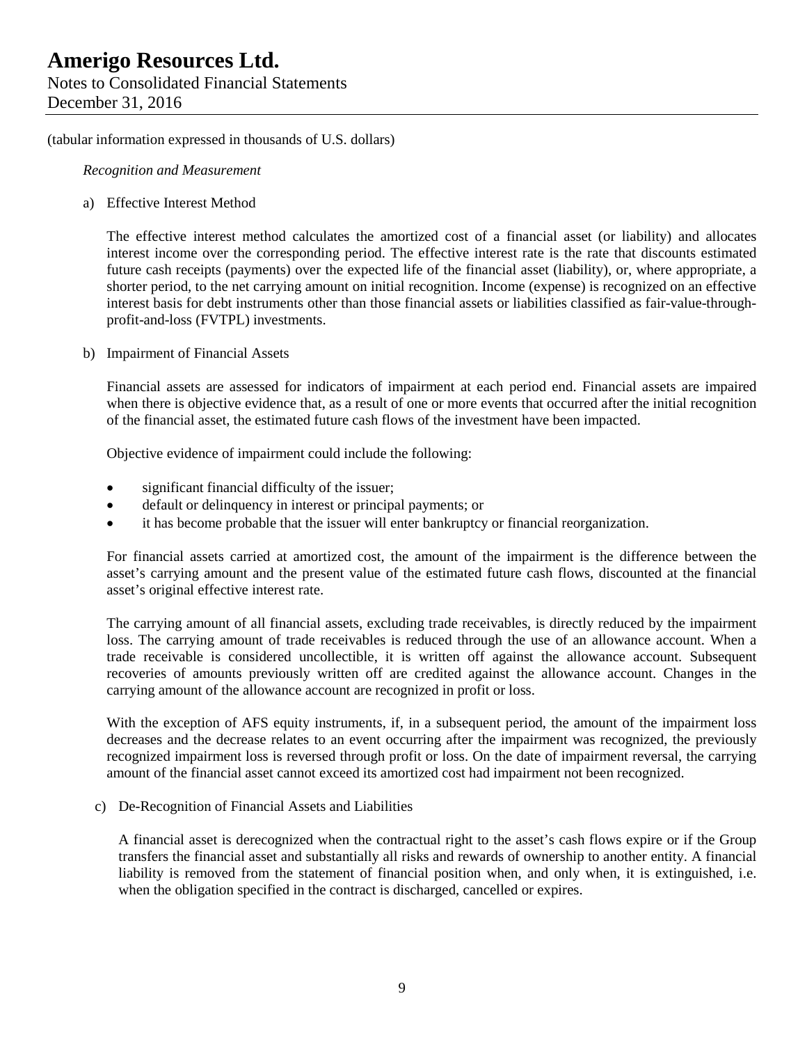(tabular information expressed in thousands of U.S. dollars)

*Recognition and Measurement*

a) Effective Interest Method

The effective interest method calculates the amortized cost of a financial asset (or liability) and allocates interest income over the corresponding period. The effective interest rate is the rate that discounts estimated future cash receipts (payments) over the expected life of the financial asset (liability), or, where appropriate, a shorter period, to the net carrying amount on initial recognition. Income (expense) is recognized on an effective interest basis for debt instruments other than those financial assets or liabilities classified as fair-value-through-profit-and-loss (FVTPL) investments.

b) Impairment of Financial Assets

Financial assets are assessed for indicators of impairment at each period end. Financial assets are impaired when there is objective evidence that, as a result of one or more events that occurred after the initial recognition of the financial asset, the estimated future cash flows of the investment have been impacted.

Objective evidence of impairment could include the following:

- significant financial difficulty of the issuer;
- default or delinquency in interest or principal payments; or
- it has become probable that the issuer will enter bankruptcy or financial reorganization.

For financial assets carried at amortized cost, the amount of the impairment is the difference between the asset's carrying amount and the present value of the estimated future cash flows, discounted at the financial asset's original effective interest rate.

The carrying amount of all financial assets, excluding trade receivables, is directly reduced by the impairment loss. The carrying amount of trade receivables is reduced through the use of an allowance account. When a trade receivable is considered uncollectible, it is written off against the allowance account. Subsequent recoveries of amounts previously written off are credited against the allowance account. Changes in the carrying amount of the allowance account are recognized in profit or loss.

With the exception of AFS equity instruments, if, in a subsequent period, the amount of the impairment loss decreases and the decrease relates to an event occurring after the impairment was recognized, the previously recognized impairment loss is reversed through profit or loss. On the date of impairment reversal, the carrying amount of the financial asset cannot exceed its amortized cost had impairment not been recognized.

c) De-Recognition of Financial Assets and Liabilities

A financial asset is derecognized when the contractual right to the asset's cash flows expire or if the Group transfers the financial asset and substantially all risks and rewards of ownership to another entity. A financial liability is removed from the statement of financial position when, and only when, it is extinguished, i.e. when the obligation specified in the contract is discharged, cancelled or expires.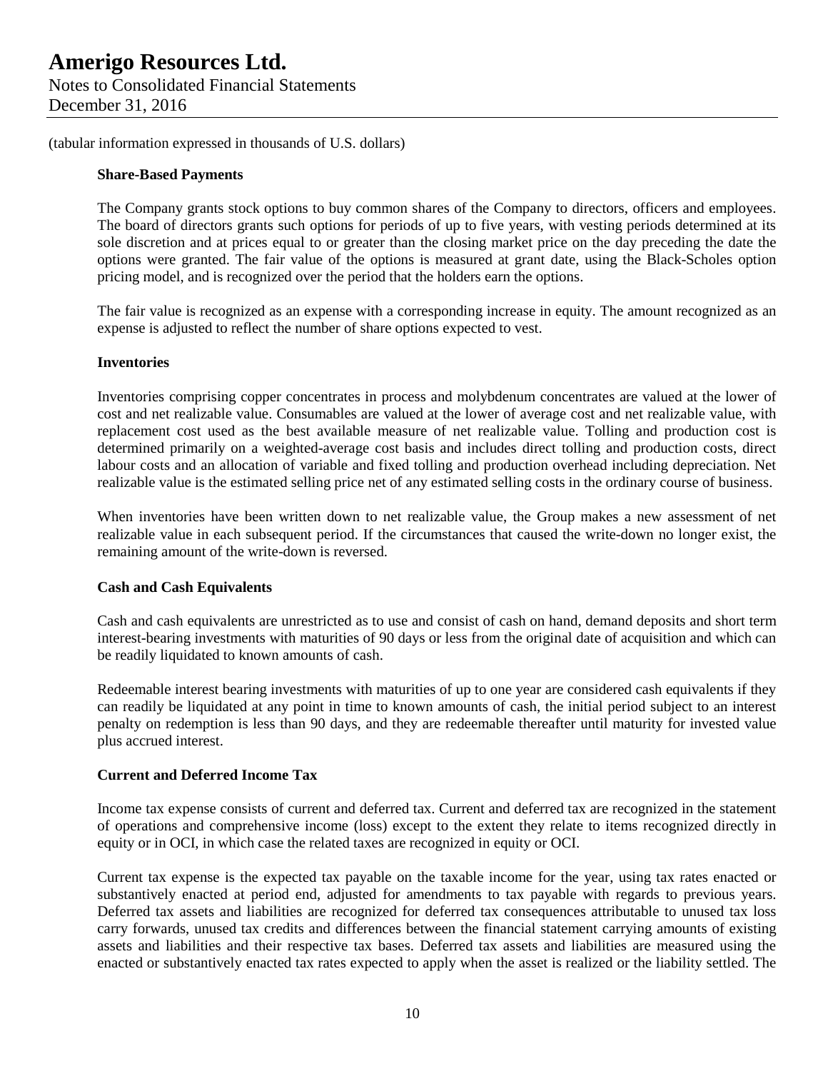(tabular information expressed in thousands of U.S. dollars)

**Share-Based Payments**

The Company grants stock options to buy common shares of the Company to directors, officers and employees. The board of directors grants such options for periods of up to five years, with vesting periods determined at its sole discretion and at prices equal to or greater than the closing market price on the day preceding the date the options were granted. The fair value of the options is measured at grant date, using the Black-Scholes option pricing model, and is recognized over the period that the holders earn the options.

The fair value is recognized as an expense with a corresponding increase in equity. The amount recognized as an expense is adjusted to reflect the number of share options expected to vest.

**Inventories**

Inventories comprising copper concentrates in process and molybdenum concentrates are valued at the lower of cost and net realizable value. Consumables are valued at the lower of average cost and net realizable value, with replacement cost used as the best available measure of net realizable value. Tolling and production cost is determined primarily on a weighted-average cost basis and includes direct tolling and production costs, direct labour costs and an allocation of variable and fixed tolling and production overhead including depreciation. Net realizable value is the estimated selling price net of any estimated selling costs in the ordinary course of business.

When inventories have been written down to net realizable value, the Group makes a new assessment of net realizable value in each subsequent period. If the circumstances that caused the write-down no longer exist, the remaining amount of the write-down is reversed.

**Cash and Cash Equivalents**

Cash and cash equivalents are unrestricted as to use and consist of cash on hand, demand deposits and short term interest-bearing investments with maturities of 90 days or less from the original date of acquisition and which can be readily liquidated to known amounts of cash.

Redeemable interest bearing investments with maturities of up to one year are considered cash equivalents if they can readily be liquidated at any point in time to known amounts of cash, the initial period subject to an interest penalty on redemption is less than 90 days, and they are redeemable thereafter until maturity for invested value plus accrued interest.

**Current and Deferred Income Tax**

Income tax expense consists of current and deferred tax. Current and deferred tax are recognized in the statement of operations and comprehensive income (loss) except to the extent they relate to items recognized directly in equity or in OCI, in which case the related taxes are recognized in equity or OCI.

Current tax expense is the expected tax payable on the taxable income for the year, using tax rates enacted or substantively enacted at period end, adjusted for amendments to tax payable with regards to previous years. Deferred tax assets and liabilities are recognized for deferred tax consequences attributable to unused tax loss carry forwards, unused tax credits and differences between the financial statement carrying amounts of existing assets and liabilities and their respective tax bases. Deferred tax assets and liabilities are measured using the enacted or substantively enacted tax rates expected to apply when the asset is realized or the liability settled. The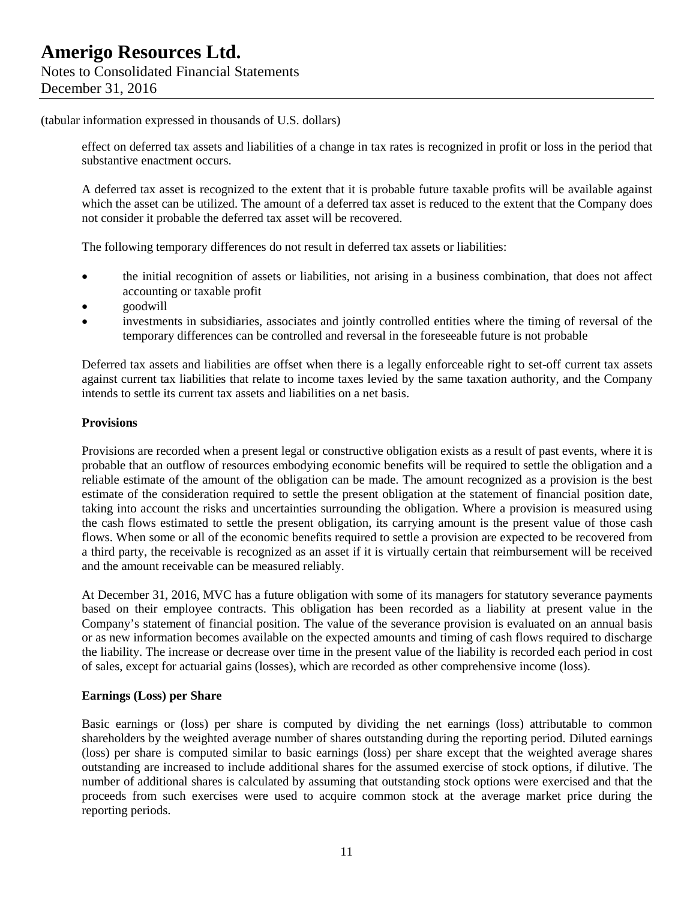(tabular information expressed in thousands of U.S. dollars)

effect on deferred tax assets and liabilities of a change in tax rates is recognized in profit or loss in the period that substantive enactment occurs.

A deferred tax asset is recognized to the extent that it is probable future taxable profits will be available against which the asset can be utilized. The amount of a deferred tax asset is reduced to the extent that the Company does not consider it probable the deferred tax asset will be recovered.

The following temporary differences do not result in deferred tax assets or liabilities:

- the initial recognition of assets or liabilities, not arising in a business combination, that does not affect accounting or taxable profit
- goodwill
- investments in subsidiaries, associates and jointly controlled entities where the timing of reversal of the temporary differences can be controlled and reversal in the foreseeable future is not probable

Deferred tax assets and liabilities are offset when there is a legally enforceable right to set-off current tax assets against current tax liabilities that relate to income taxes levied by the same taxation authority, and the Company intends to settle its current tax assets and liabilities on a net basis.

**Provisions**

Provisions are recorded when a present legal or constructive obligation exists as a result of past events, where it is probable that an outflow of resources embodying economic benefits will be required to settle the obligation and a reliable estimate of the amount of the obligation can be made. The amount recognized as a provision is the best estimate of the consideration required to settle the present obligation at the statement of financial position date, taking into account the risks and uncertainties surrounding the obligation. Where a provision is measured using the cash flows estimated to settle the present obligation, its carrying amount is the present value of those cash flows. When some or all of the economic benefits required to settle a provision are expected to be recovered from a third party, the receivable is recognized as an asset if it is virtually certain that reimbursement will be received and the amount receivable can be measured reliably.

At December 31, 2016, MVC has a future obligation with some of its managers for statutory severance payments based on their employee contracts. This obligation has been recorded as a liability at present value in the Company's statement of financial position. The value of the severance provision is evaluated on an annual basis or as new information becomes available on the expected amounts and timing of cash flows required to discharge the liability. The increase or decrease over time in the present value of the liability is recorded each period in cost of sales, except for actuarial gains (losses), which are recorded as other comprehensive income (loss).

**Earnings (Loss) per Share**

Basic earnings or (loss) per share is computed by dividing the net earnings (loss) attributable to common shareholders by the weighted average number of shares outstanding during the reporting period. Diluted earnings (loss) per share is computed similar to basic earnings (loss) per share except that the weighted average shares outstanding are increased to include additional shares for the assumed exercise of stock options, if dilutive. The number of additional shares is calculated by assuming that outstanding stock options were exercised and that the proceeds from such exercises were used to acquire common stock at the average market price during the reporting periods.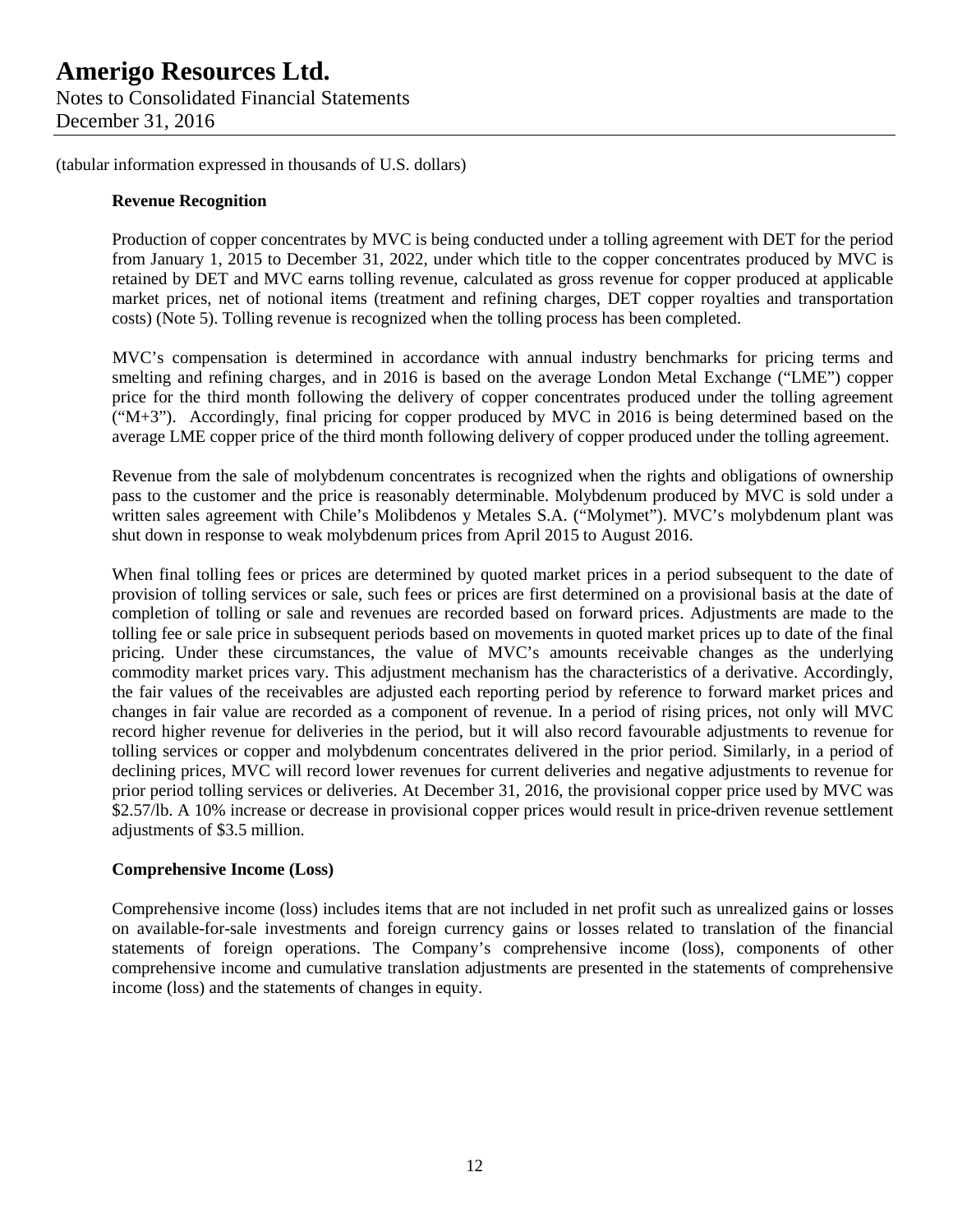(tabular information expressed in thousands of U.S. dollars)

**Revenue Recognition**

Production of copper concentrates by MVC is being conducted under a tolling agreement with DET for the period from January 1, 2015 to December 31, 2022, under which title to the copper concentrates produced by MVC is retained by DET and MVC earns tolling revenue, calculated as gross revenue for copper produced at applicable market prices, net of notional items (treatment and refining charges, DET copper royalties and transportation costs) (Note 5). Tolling revenue is recognized when the tolling process has been completed.

MVC's compensation is determined in accordance with annual industry benchmarks for pricing terms and smelting and refining charges, and in 2016 is based on the average London Metal Exchange ("LME") copper price for the third month following the delivery of copper concentrates produced under the tolling agreement ("M+3"). Accordingly, final pricing for copper produced by MVC in 2016 is being determined based on the average LME copper price of the third month following delivery of copper produced under the tolling agreement.

Revenue from the sale of molybdenum concentrates is recognized when the rights and obligations of ownership pass to the customer and the price is reasonably determinable. Molybdenum produced by MVC is sold under a written sales agreement with Chile's Molibdenos y Metales S.A. ("Molymet"). MVC's molybdenum plant was shut down in response to weak molybdenum prices from April 2015 to August 2016.

When final tolling fees or prices are determined by quoted market prices in a period subsequent to the date of provision of tolling services or sale, such fees or prices are first determined on a provisional basis at the date of completion of tolling or sale and revenues are recorded based on forward prices. Adjustments are made to the tolling fee or sale price in subsequent periods based on movements in quoted market prices up to date of the final pricing. Under these circumstances, the value of MVC's amounts receivable changes as the underlying commodity market prices vary. This adjustment mechanism has the characteristics of a derivative. Accordingly, the fair values of the receivables are adjusted each reporting period by reference to forward market prices and changes in fair value are recorded as a component of revenue. In a period of rising prices, not only will MVC record higher revenue for deliveries in the period, but it will also record favourable adjustments to revenue for tolling services or copper and molybdenum concentrates delivered in the prior period. Similarly, in a period of declining prices, MVC will record lower revenues for current deliveries and negative adjustments to revenue for prior period tolling services or deliveries. At December 31, 2016, the provisional copper price used by MVC was $2.57/lb. A 10% increase or decrease in provisional copper prices would result in price-driven revenue settlement adjustments of $3.5 million.

**Comprehensive Income (Loss)**

Comprehensive income (loss) includes items that are not included in net profit such as unrealized gains or losses on available-for-sale investments and foreign currency gains or losses related to translation of the financial statements of foreign operations. The Company's comprehensive income (loss), components of other comprehensive income and cumulative translation adjustments are presented in the statements of comprehensive income (loss) and the statements of changes in equity.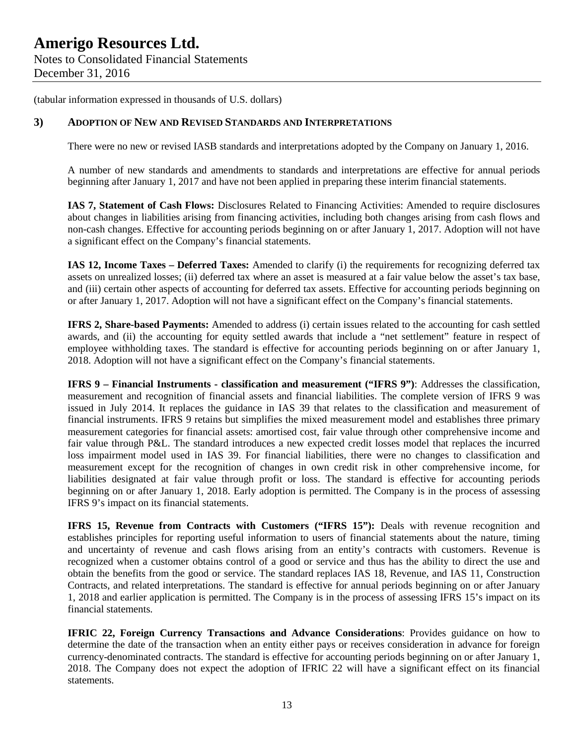(tabular information expressed in thousands of U.S. dollars)

## 3) ADOPTION OF NEW AND REVISED STANDARDS AND INTERPRETATIONS

There were no new or revised IASB standards and interpretations adopted by the Company on January 1, 2016.

A number of new standards and amendments to standards and interpretations are effective for annual periods beginning after January 1, 2017 and have not been applied in preparing these interim financial statements.

**IAS 7, Statement of Cash Flows:** Disclosures Related to Financing Activities: Amended to require disclosures about changes in liabilities arising from financing activities, including both changes arising from cash flows and non-cash changes. Effective for accounting periods beginning on or after January 1, 2017. Adoption will not have a significant effect on the Company's financial statements.

**IAS 12, Income Taxes – Deferred Taxes:** Amended to clarify (i) the requirements for recognizing deferred tax assets on unrealized losses; (ii) deferred tax where an asset is measured at a fair value below the asset's tax base, and (iii) certain other aspects of accounting for deferred tax assets. Effective for accounting periods beginning on or after January 1, 2017. Adoption will not have a significant effect on the Company's financial statements.

**IFRS 2, Share-based Payments:** Amended to address (i) certain issues related to the accounting for cash settled awards, and (ii) the accounting for equity settled awards that include a "net settlement" feature in respect of employee withholding taxes. The standard is effective for accounting periods beginning on or after January 1, 2018. Adoption will not have a significant effect on the Company's financial statements.

**IFRS 9 – Financial Instruments - classification and measurement ("IFRS 9")**: Addresses the classification, measurement and recognition of financial assets and financial liabilities. The complete version of IFRS 9 was issued in July 2014. It replaces the guidance in IAS 39 that relates to the classification and measurement of financial instruments. IFRS 9 retains but simplifies the mixed measurement model and establishes three primary measurement categories for financial assets: amortised cost, fair value through other comprehensive income and fair value through P&L. The standard introduces a new expected credit losses model that replaces the incurred loss impairment model used in IAS 39. For financial liabilities, there were no changes to classification and measurement except for the recognition of changes in own credit risk in other comprehensive income, for liabilities designated at fair value through profit or loss. The standard is effective for accounting periods beginning on or after January 1, 2018. Early adoption is permitted. The Company is in the process of assessing IFRS 9's impact on its financial statements.

**IFRS 15, Revenue from Contracts with Customers ("IFRS 15"):** Deals with revenue recognition and establishes principles for reporting useful information to users of financial statements about the nature, timing and uncertainty of revenue and cash flows arising from an entity's contracts with customers. Revenue is recognized when a customer obtains control of a good or service and thus has the ability to direct the use and obtain the benefits from the good or service. The standard replaces IAS 18, Revenue, and IAS 11, Construction Contracts, and related interpretations. The standard is effective for annual periods beginning on or after January 1, 2018 and earlier application is permitted. The Company is in the process of assessing IFRS 15's impact on its financial statements.

**IFRIC 22, Foreign Currency Transactions and Advance Considerations**: Provides guidance on how to determine the date of the transaction when an entity either pays or receives consideration in advance for foreign currency-denominated contracts. The standard is effective for accounting periods beginning on or after January 1, 2018. The Company does not expect the adoption of IFRIC 22 will have a significant effect on its financial statements.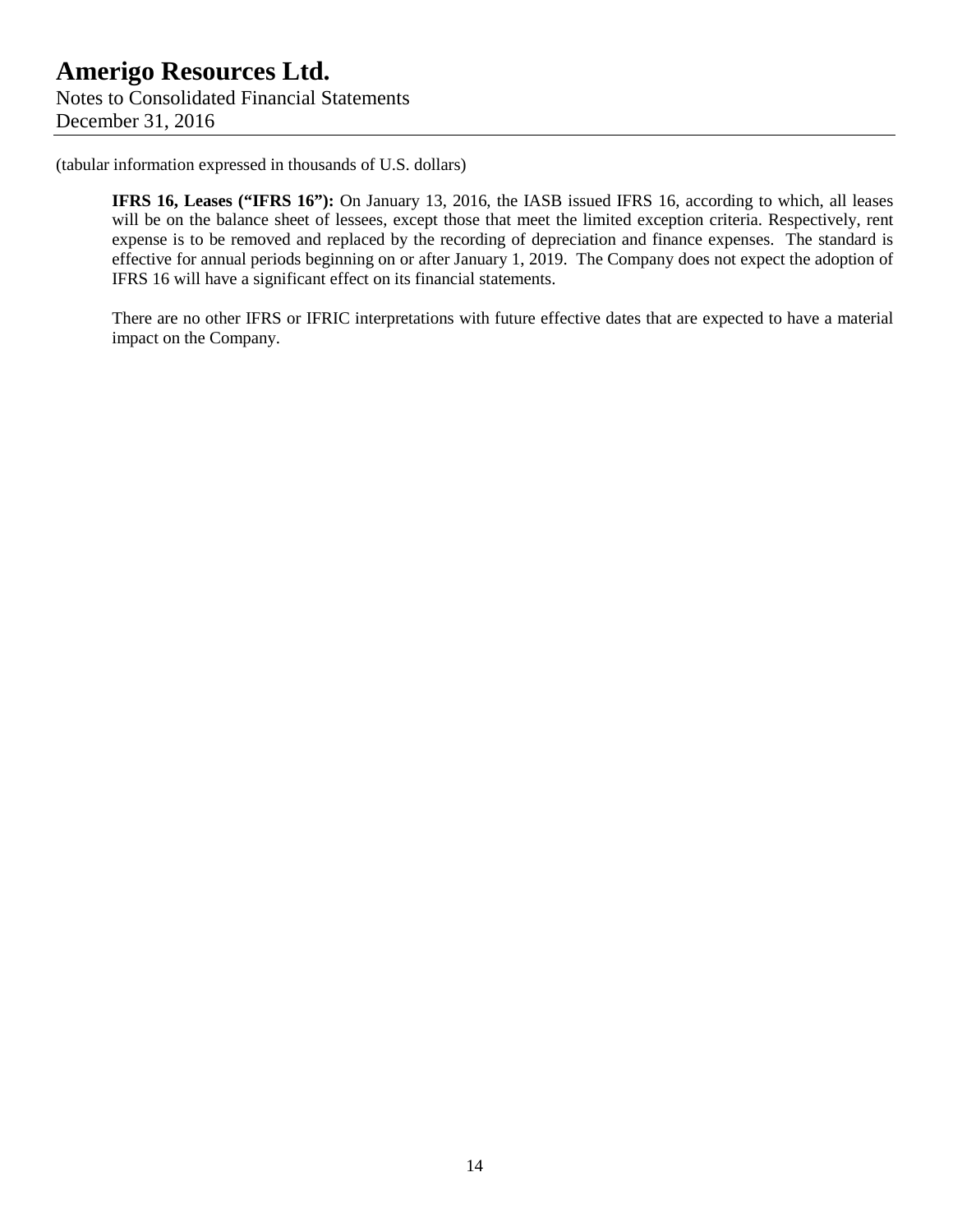(tabular information expressed in thousands of U.S. dollars)

**IFRS 16, Leases ("IFRS 16"):** On January 13, 2016, the IASB issued IFRS 16, according to which, all leases will be on the balance sheet of lessees, except those that meet the limited exception criteria. Respectively, rent expense is to be removed and replaced by the recording of depreciation and finance expenses. The standard is effective for annual periods beginning on or after January 1, 2019. The Company does not expect the adoption of IFRS 16 will have a significant effect on its financial statements.

There are no other IFRS or IFRIC interpretations with future effective dates that are expected to have a material impact on the Company.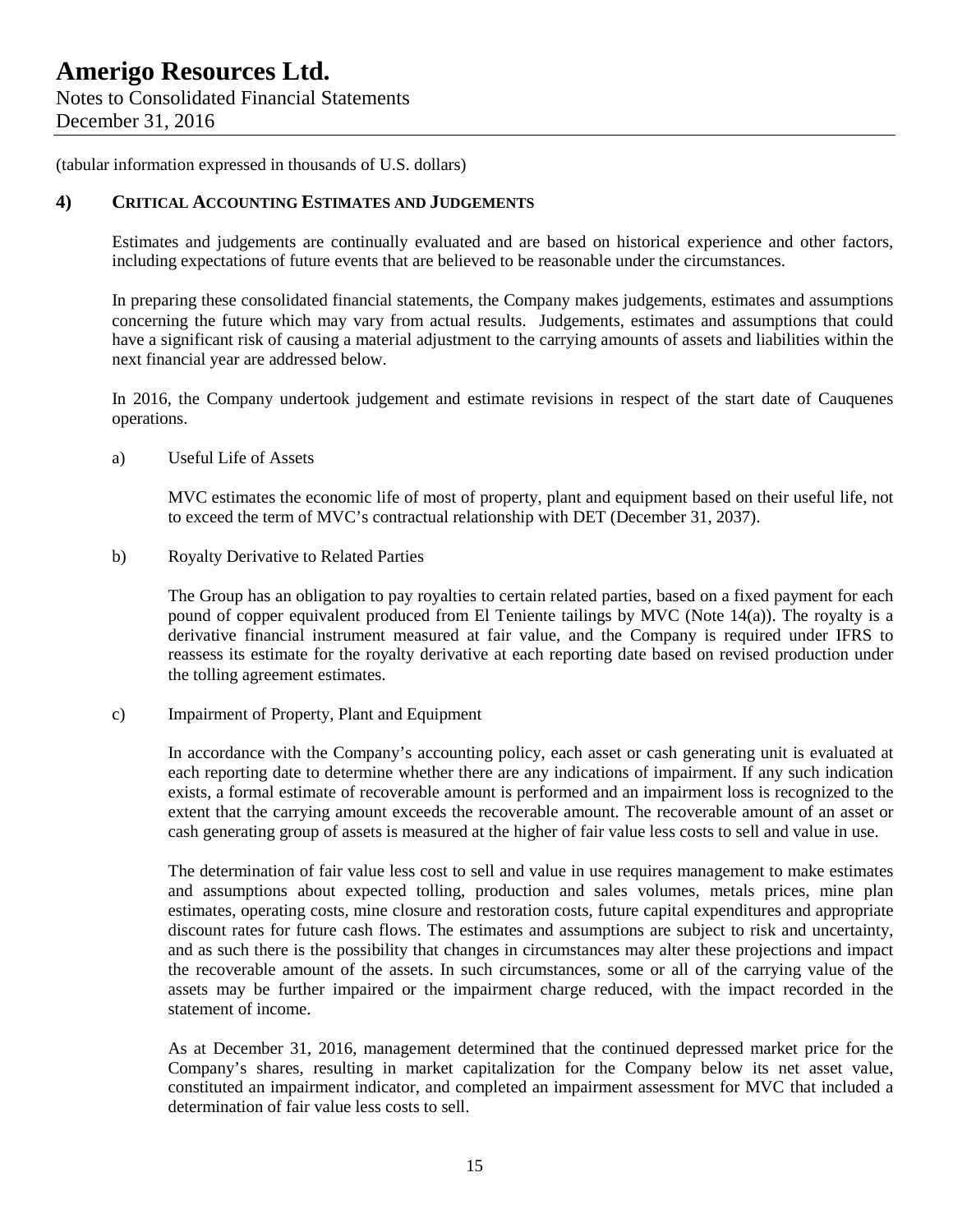(tabular information expressed in thousands of U.S. dollars)

## 4) CRITICAL ACCOUNTING ESTIMATES AND JUDGEMENTS

Estimates and judgements are continually evaluated and are based on historical experience and other factors, including expectations of future events that are believed to be reasonable under the circumstances.

In preparing these consolidated financial statements, the Company makes judgements, estimates and assumptions concerning the future which may vary from actual results. Judgements, estimates and assumptions that could have a significant risk of causing a material adjustment to the carrying amounts of assets and liabilities within the next financial year are addressed below.

In 2016, the Company undertook judgement and estimate revisions in respect of the start date of Cauquenes operations.

a) Useful Life of Assets

MVC estimates the economic life of most of property, plant and equipment based on their useful life, not to exceed the term of MVC's contractual relationship with DET (December 31, 2037).

b) Royalty Derivative to Related Parties

The Group has an obligation to pay royalties to certain related parties, based on a fixed payment for each pound of copper equivalent produced from El Teniente tailings by MVC (Note 14(a)). The royalty is a derivative financial instrument measured at fair value, and the Company is required under IFRS to reassess its estimate for the royalty derivative at each reporting date based on revised production under the tolling agreement estimates.

c) Impairment of Property, Plant and Equipment

In accordance with the Company's accounting policy, each asset or cash generating unit is evaluated at each reporting date to determine whether there are any indications of impairment. If any such indication exists, a formal estimate of recoverable amount is performed and an impairment loss is recognized to the extent that the carrying amount exceeds the recoverable amount. The recoverable amount of an asset or cash generating group of assets is measured at the higher of fair value less costs to sell and value in use.

The determination of fair value less cost to sell and value in use requires management to make estimates and assumptions about expected tolling, production and sales volumes, metals prices, mine plan estimates, operating costs, mine closure and restoration costs, future capital expenditures and appropriate discount rates for future cash flows. The estimates and assumptions are subject to risk and uncertainty, and as such there is the possibility that changes in circumstances may alter these projections and impact the recoverable amount of the assets. In such circumstances, some or all of the carrying value of the assets may be further impaired or the impairment charge reduced, with the impact recorded in the statement of income.

As at December 31, 2016, management determined that the continued depressed market price for the Company's shares, resulting in market capitalization for the Company below its net asset value, constituted an impairment indicator, and completed an impairment assessment for MVC that included a determination of fair value less costs to sell.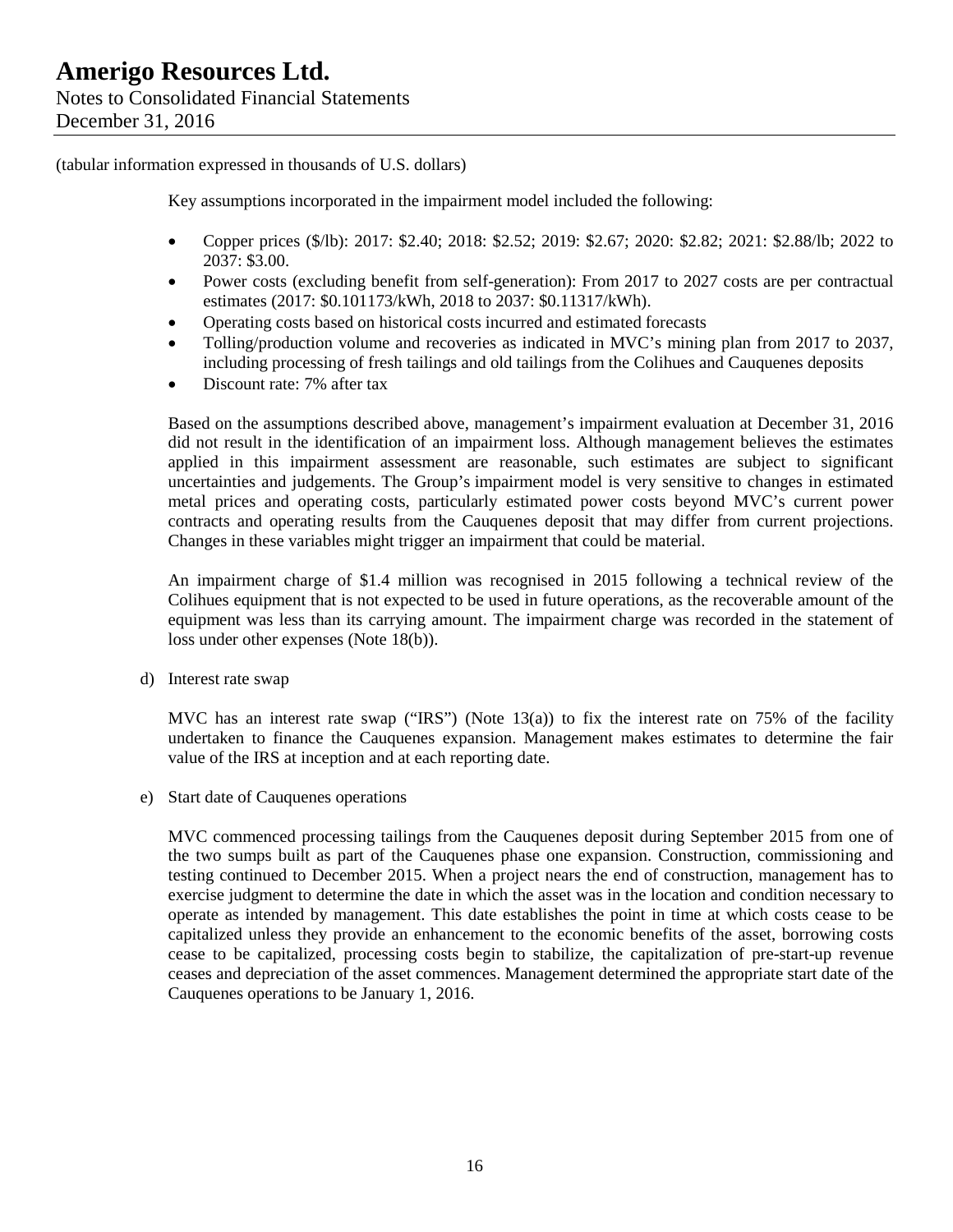(tabular information expressed in thousands of U.S. dollars)

Key assumptions incorporated in the impairment model included the following:

- Copper prices ($/lb): 2017: $2.40; 2018: $2.52; 2019: $2.67; 2020: $2.82; 2021: $2.88/lb; 2022 to 2037: $3.00.
- Power costs (excluding benefit from self-generation): From 2017 to 2027 costs are per contractual estimates (2017: $0.101173/kWh, 2018 to 2037: $0.11317/kWh).
- Operating costs based on historical costs incurred and estimated forecasts
- Tolling/production volume and recoveries as indicated in MVC's mining plan from 2017 to 2037, including processing of fresh tailings and old tailings from the Colihues and Cauquenes deposits
- Discount rate: 7% after tax

Based on the assumptions described above, management's impairment evaluation at December 31, 2016 did not result in the identification of an impairment loss. Although management believes the estimates applied in this impairment assessment are reasonable, such estimates are subject to significant uncertainties and judgements. The Group's impairment model is very sensitive to changes in estimated metal prices and operating costs, particularly estimated power costs beyond MVC's current power contracts and operating results from the Cauquenes deposit that may differ from current projections. Changes in these variables might trigger an impairment that could be material.

An impairment charge of $1.4 million was recognised in 2015 following a technical review of the Colihues equipment that is not expected to be used in future operations, as the recoverable amount of the equipment was less than its carrying amount. The impairment charge was recorded in the statement of loss under other expenses (Note 18(b)).

d) Interest rate swap

MVC has an interest rate swap ("IRS") (Note 13(a)) to fix the interest rate on 75% of the facility undertaken to finance the Cauquenes expansion. Management makes estimates to determine the fair value of the IRS at inception and at each reporting date.

e) Start date of Cauquenes operations

MVC commenced processing tailings from the Cauquenes deposit during September 2015 from one of the two sumps built as part of the Cauquenes phase one expansion. Construction, commissioning and testing continued to December 2015. When a project nears the end of construction, management has to exercise judgment to determine the date in which the asset was in the location and condition necessary to operate as intended by management. This date establishes the point in time at which costs cease to be capitalized unless they provide an enhancement to the economic benefits of the asset, borrowing costs cease to be capitalized, processing costs begin to stabilize, the capitalization of pre-start-up revenue ceases and depreciation of the asset commences. Management determined the appropriate start date of the Cauquenes operations to be January 1, 2016.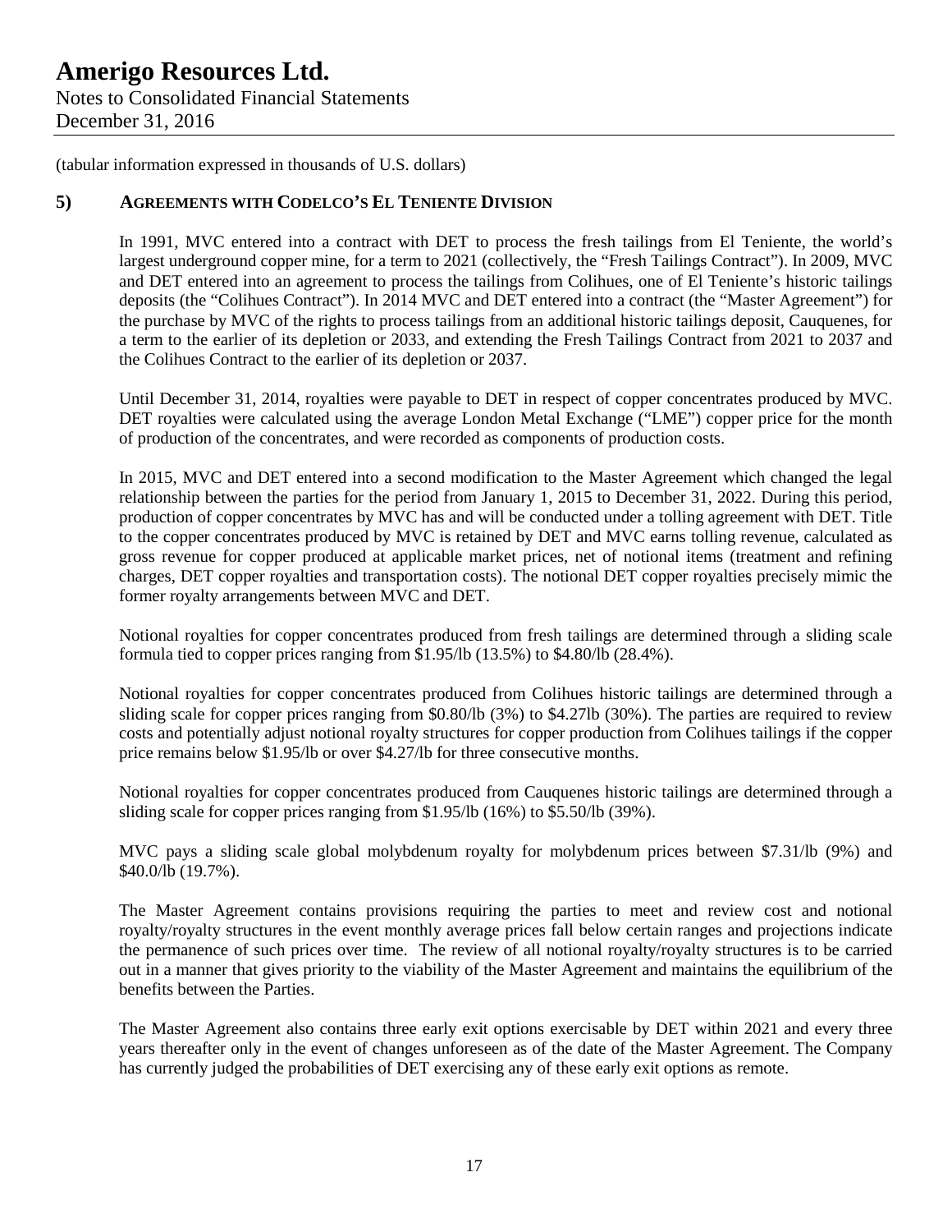(tabular information expressed in thousands of U.S. dollars)

## 5) AGREEMENTS WITH CODELCO'S EL TENIENTE DIVISION

In 1991, MVC entered into a contract with DET to process the fresh tailings from El Teniente, the world's largest underground copper mine, for a term to 2021 (collectively, the "Fresh Tailings Contract"). In 2009, MVC and DET entered into an agreement to process the tailings from Colihues, one of El Teniente's historic tailings deposits (the "Colihues Contract"). In 2014 MVC and DET entered into a contract (the "Master Agreement") for the purchase by MVC of the rights to process tailings from an additional historic tailings deposit, Cauquenes, for a term to the earlier of its depletion or 2033, and extending the Fresh Tailings Contract from 2021 to 2037 and the Colihues Contract to the earlier of its depletion or 2037.

Until December 31, 2014, royalties were payable to DET in respect of copper concentrates produced by MVC. DET royalties were calculated using the average London Metal Exchange ("LME") copper price for the month of production of the concentrates, and were recorded as components of production costs.

In 2015, MVC and DET entered into a second modification to the Master Agreement which changed the legal relationship between the parties for the period from January 1, 2015 to December 31, 2022. During this period, production of copper concentrates by MVC has and will be conducted under a tolling agreement with DET. Title to the copper concentrates produced by MVC is retained by DET and MVC earns tolling revenue, calculated as gross revenue for copper produced at applicable market prices, net of notional items (treatment and refining charges, DET copper royalties and transportation costs). The notional DET copper royalties precisely mimic the former royalty arrangements between MVC and DET.

Notional royalties for copper concentrates produced from fresh tailings are determined through a sliding scale formula tied to copper prices ranging from \$1.95/lb (13.5%) to \$4.80/lb (28.4%).

Notional royalties for copper concentrates produced from Colihues historic tailings are determined through a sliding scale for copper prices ranging from \$0.80/lb (3%) to \$4.27lb (30%). The parties are required to review costs and potentially adjust notional royalty structures for copper production from Colihues tailings if the copper price remains below \$1.95/lb or over \$4.27/lb for three consecutive months.

Notional royalties for copper concentrates produced from Cauquenes historic tailings are determined through a sliding scale for copper prices ranging from \$1.95/lb (16%) to \$5.50/lb (39%).

MVC pays a sliding scale global molybdenum royalty for molybdenum prices between \$7.31/lb (9%) and \$40.0/lb (19.7%).

The Master Agreement contains provisions requiring the parties to meet and review cost and notional royalty/royalty structures in the event monthly average prices fall below certain ranges and projections indicate the permanence of such prices over time. The review of all notional royalty/royalty structures is to be carried out in a manner that gives priority to the viability of the Master Agreement and maintains the equilibrium of the benefits between the Parties.

The Master Agreement also contains three early exit options exercisable by DET within 2021 and every three years thereafter only in the event of changes unforeseen as of the date of the Master Agreement. The Company has currently judged the probabilities of DET exercising any of these early exit options as remote.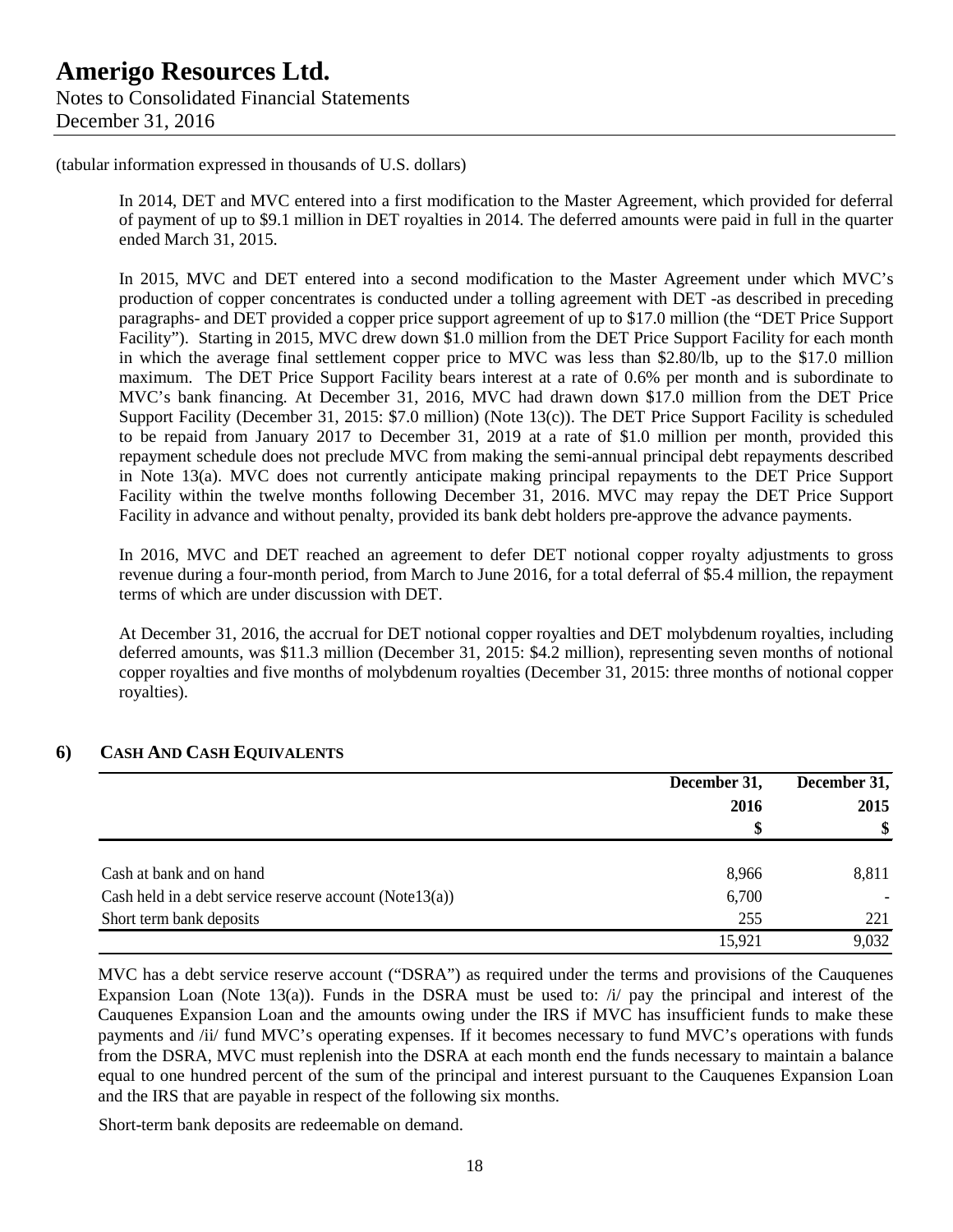(tabular information expressed in thousands of U.S. dollars)

In 2014, DET and MVC entered into a first modification to the Master Agreement, which provided for deferral of payment of up to $9.1 million in DET royalties in 2014. The deferred amounts were paid in full in the quarter ended March 31, 2015.

In 2015, MVC and DET entered into a second modification to the Master Agreement under which MVC's production of copper concentrates is conducted under a tolling agreement with DET -as described in preceding paragraphs- and DET provided a copper price support agreement of up to $17.0 million (the "DET Price Support Facility"). Starting in 2015, MVC drew down $1.0 million from the DET Price Support Facility for each month in which the average final settlement copper price to MVC was less than $2.80/lb, up to the $17.0 million maximum. The DET Price Support Facility bears interest at a rate of 0.6% per month and is subordinate to MVC's bank financing. At December 31, 2016, MVC had drawn down $17.0 million from the DET Price Support Facility (December 31, 2015: $7.0 million) (Note 13(c)). The DET Price Support Facility is scheduled to be repaid from January 2017 to December 31, 2019 at a rate of $1.0 million per month, provided this repayment schedule does not preclude MVC from making the semi-annual principal debt repayments described in Note 13(a). MVC does not currently anticipate making principal repayments to the DET Price Support Facility within the twelve months following December 31, 2016. MVC may repay the DET Price Support Facility in advance and without penalty, provided its bank debt holders pre-approve the advance payments.

In 2016, MVC and DET reached an agreement to defer DET notional copper royalty adjustments to gross revenue during a four-month period, from March to June 2016, for a total deferral of $5.4 million, the repayment terms of which are under discussion with DET.

At December 31, 2016, the accrual for DET notional copper royalties and DET molybdenum royalties, including deferred amounts, was $11.3 million (December 31, 2015: $4.2 million), representing seven months of notional copper royalties and five months of molybdenum royalties (December 31, 2015: three months of notional copper royalties).

## 6) Cash And Cash Equivalents

| | December 31, 2016 $ | December 31, 2015 $ |
|---|---|---|
| Cash at bank and on hand | 8,966 | 8,811 |
| Cash held in a debt service reserve account (Note13(a)) | 6,700 | - |
| Short term bank deposits | 255 | 221 |
| | 15,921 | 9,032 |

MVC has a debt service reserve account ("DSRA") as required under the terms and provisions of the Cauquenes Expansion Loan (Note 13(a)). Funds in the DSRA must be used to: /i/ pay the principal and interest of the Cauquenes Expansion Loan and the amounts owing under the IRS if MVC has insufficient funds to make these payments and /ii/ fund MVC's operating expenses. If it becomes necessary to fund MVC's operations with funds from the DSRA, MVC must replenish into the DSRA at each month end the funds necessary to maintain a balance equal to one hundred percent of the sum of the principal and interest pursuant to the Cauquenes Expansion Loan and the IRS that are payable in respect of the following six months.

Short-term bank deposits are redeemable on demand.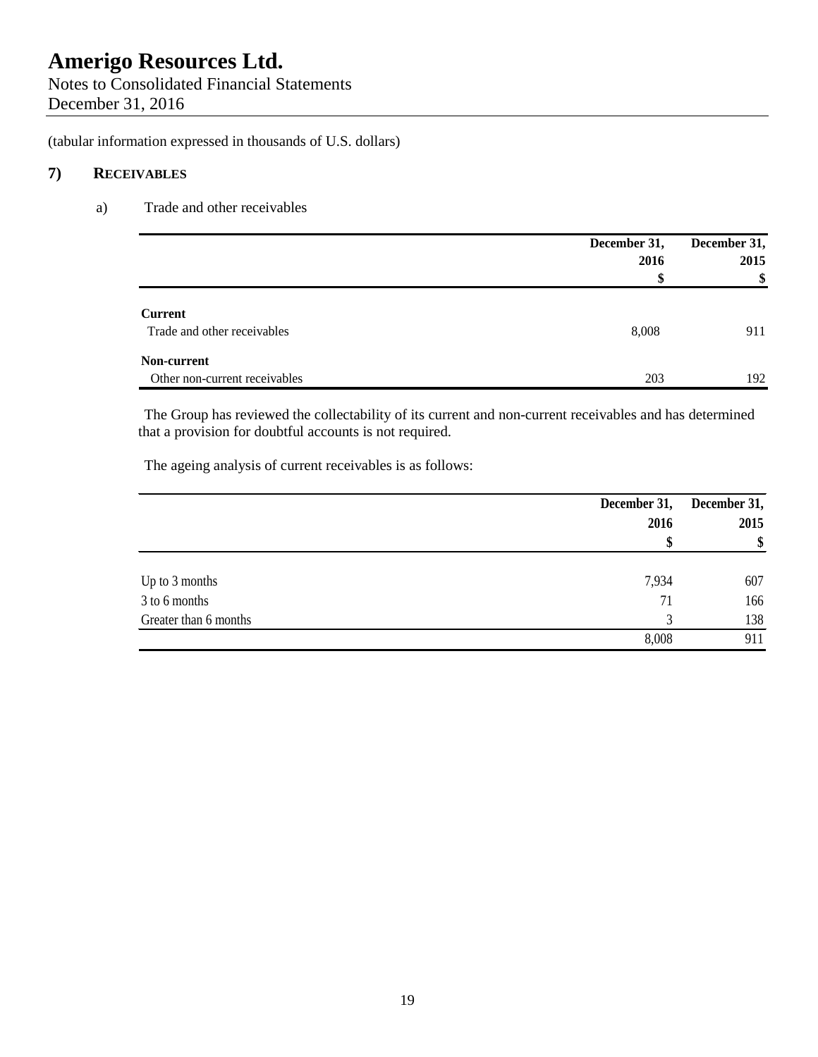(tabular information expressed in thousands of U.S. dollars)

## 7) RECEIVABLES

a) Trade and other receivables

| | December 31, 2016 $ | December 31, 2015 $ |
|---|---|---|
| **Current** | | |
| Trade and other receivables | 8,008 | 911 |
| **Non-current** | | |
| Other non-current receivables | 203 | 192 |

The Group has reviewed the collectability of its current and non-current receivables and has determined that a provision for doubtful accounts is not required.

The ageing analysis of current receivables is as follows:

| | December 31, 2016 $ | December 31, 2015 $ |
|---|---|---|
| Up to 3 months | 7,934 | 607 |
| 3 to 6 months | 71 | 166 |
| Greater than 6 months | 3 | 138 |
| | 8,008 | 911 |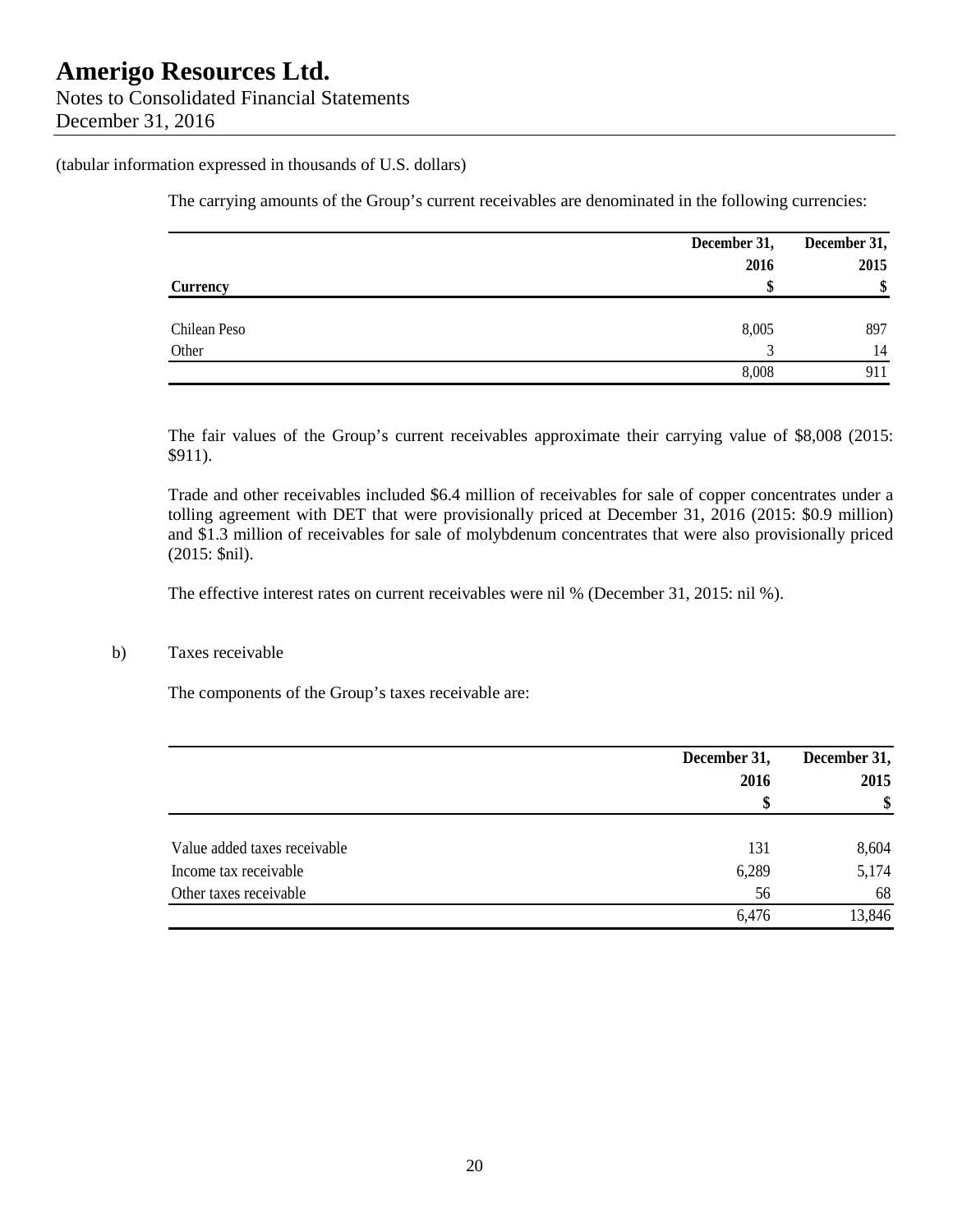(tabular information expressed in thousands of U.S. dollars)

The carrying amounts of the Group's current receivables are denominated in the following currencies:

| Currency | December 31, 2016 $ | December 31, 2015 $ |
|---|---|---|
| Chilean Peso | 8,005 | 897 |
| Other | 3 | 14 |
| | 8,008 | 911 |

The fair values of the Group's current receivables approximate their carrying value of $8,008 (2015: $911).

Trade and other receivables included $6.4 million of receivables for sale of copper concentrates under a tolling agreement with DET that were provisionally priced at December 31, 2016 (2015: $0.9 million) and $1.3 million of receivables for sale of molybdenum concentrates that were also provisionally priced (2015: $nil).

The effective interest rates on current receivables were nil % (December 31, 2015: nil %).

b) Taxes receivable

The components of the Group's taxes receivable are:

| | December 31, 2016 $ | December 31, 2015 $ |
|---|---|---|
| Value added taxes receivable | 131 | 8,604 |
| Income tax receivable | 6,289 | 5,174 |
| Other taxes receivable | 56 | 68 |
| | 6,476 | 13,846 |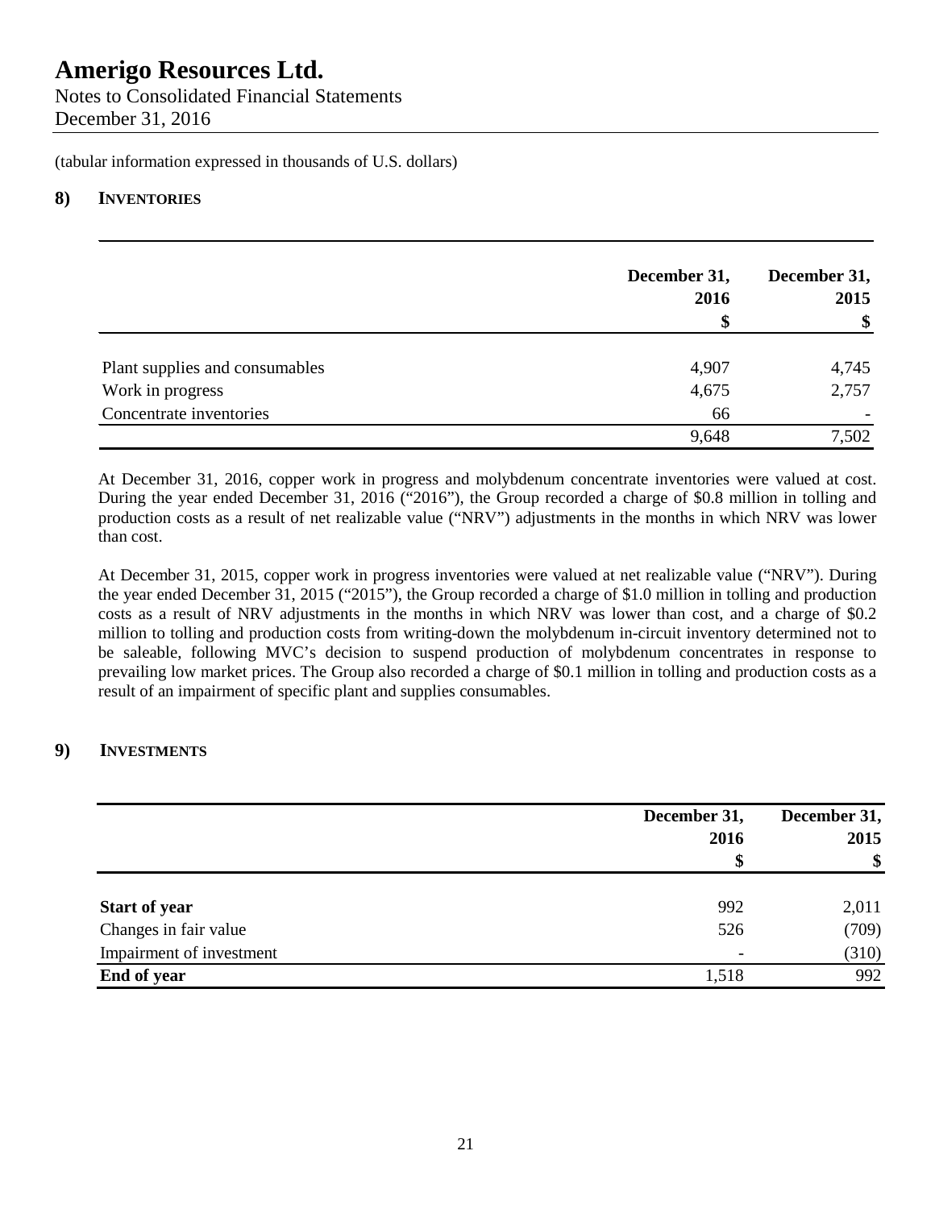# Amerigo Resources Ltd.

Notes to Consolidated Financial Statements
December 31, 2016

(tabular information expressed in thousands of U.S. dollars)

## 8) INVENTORIES

| | December 31, 2016 $ | December 31, 2015 $ |
|---|---|---|
| Plant supplies and consumables | 4,907 | 4,745 |
| Work in progress | 4,675 | 2,757 |
| Concentrate inventories | 66 | - |
| | 9,648 | 7,502 |

At December 31, 2016, copper work in progress and molybdenum concentrate inventories were valued at cost. During the year ended December 31, 2016 ("2016"), the Group recorded a charge of $0.8 million in tolling and production costs as a result of net realizable value ("NRV") adjustments in the months in which NRV was lower than cost.

At December 31, 2015, copper work in progress inventories were valued at net realizable value ("NRV"). During the year ended December 31, 2015 ("2015"), the Group recorded a charge of $1.0 million in tolling and production costs as a result of NRV adjustments in the months in which NRV was lower than cost, and a charge of $0.2 million to tolling and production costs from writing-down the molybdenum in-circuit inventory determined not to be saleable, following MVC's decision to suspend production of molybdenum concentrates in response to prevailing low market prices. The Group also recorded a charge of $0.1 million in tolling and production costs as a result of an impairment of specific plant and supplies consumables.

## 9) INVESTMENTS

| | December 31, 2016 $ | December 31, 2015 $ |
|---|---|---|
| **Start of year** | 992 | 2,011 |
| Changes in fair value | 526 | (709) |
| Impairment of investment | - | (310) |
| **End of year** | 1,518 | 992 |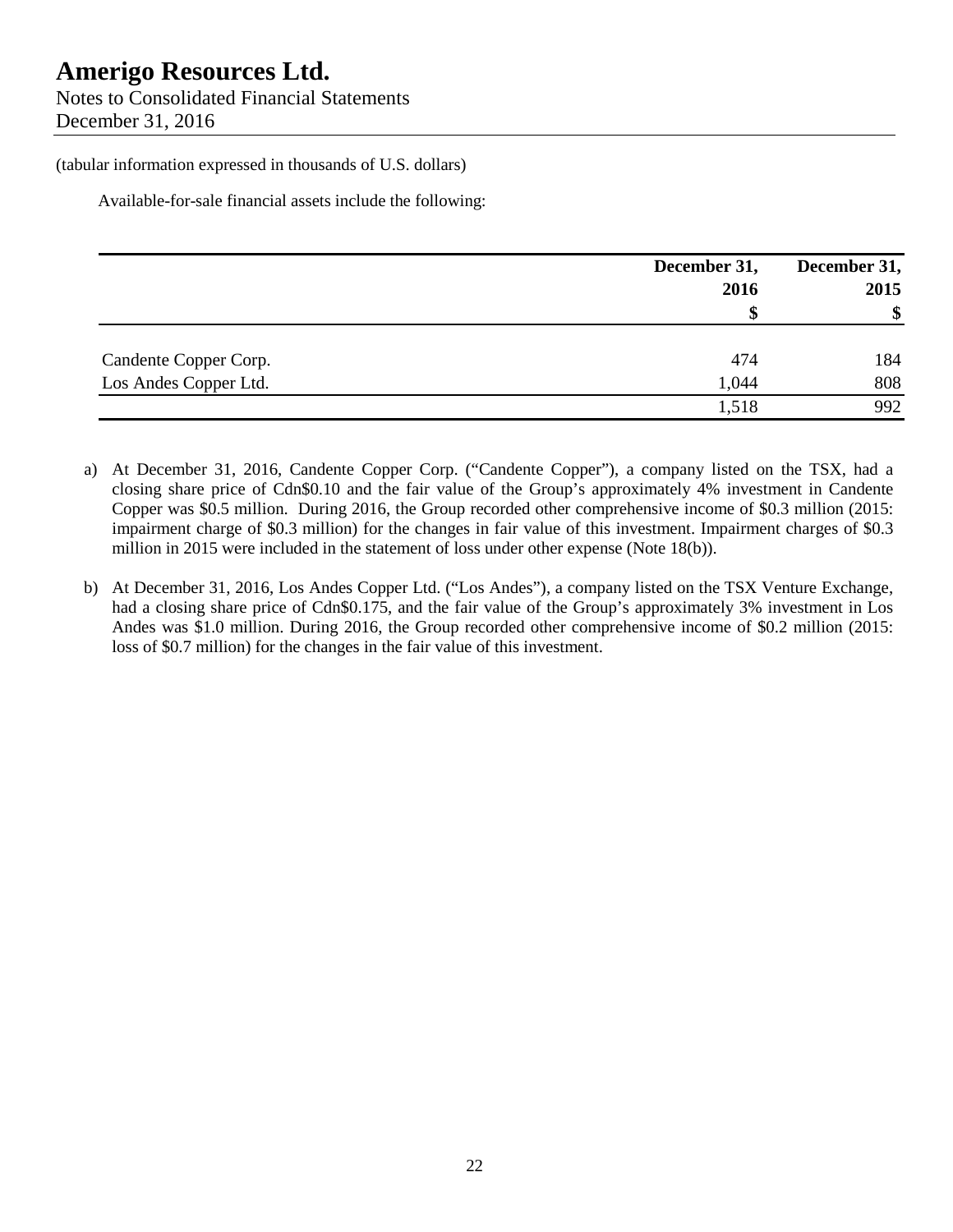(tabular information expressed in thousands of U.S. dollars)

Available-for-sale financial assets include the following:

| | December 31, 2016 $ | December 31, 2015 $ |
|---|---|---|
| Candente Copper Corp. | 474 | 184 |
| Los Andes Copper Ltd. | 1,044 | 808 |
| | 1,518 | 992 |

a) At December 31, 2016, Candente Copper Corp. ("Candente Copper"), a company listed on the TSX, had a closing share price of Cdn$0.10 and the fair value of the Group's approximately 4% investment in Candente Copper was $0.5 million. During 2016, the Group recorded other comprehensive income of $0.3 million (2015: impairment charge of $0.3 million) for the changes in fair value of this investment. Impairment charges of $0.3 million in 2015 were included in the statement of loss under other expense (Note 18(b)).

b) At December 31, 2016, Los Andes Copper Ltd. ("Los Andes"), a company listed on the TSX Venture Exchange, had a closing share price of Cdn$0.175, and the fair value of the Group's approximately 3% investment in Los Andes was $1.0 million. During 2016, the Group recorded other comprehensive income of $0.2 million (2015: loss of $0.7 million) for the changes in the fair value of this investment.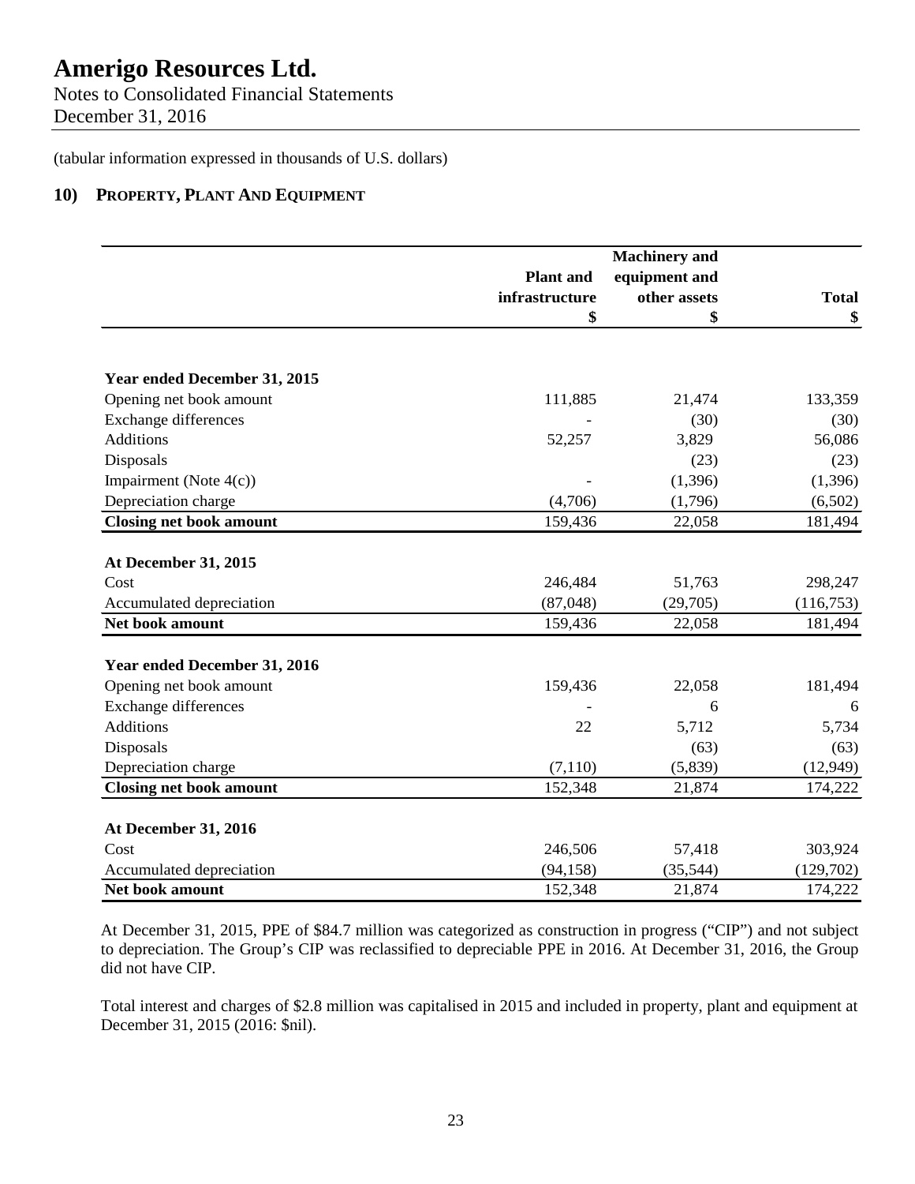# Amerigo Resources Ltd.

Notes to Consolidated Financial Statements
December 31, 2016

(tabular information expressed in thousands of U.S. dollars)

## 10) PROPERTY, PLANT AND EQUIPMENT

| | Plant and infrastructure $ | Machinery and equipment and other assets $ | Total $ |
|---|---|---|---|
| **Year ended December 31, 2015** | | | |
| Opening net book amount | 111,885 | 21,474 | 133,359 |
| Exchange differences | - | (30) | (30) |
| Additions | 52,257 | 3,829 | 56,086 |
| Disposals | | (23) | (23) |
| Impairment (Note 4(c)) | - | (1,396) | (1,396) |
| Depreciation charge | (4,706) | (1,796) | (6,502) |
| **Closing net book amount** | 159,436 | 22,058 | 181,494 |
| **At December 31, 2015** | | | |
| Cost | 246,484 | 51,763 | 298,247 |
| Accumulated depreciation | (87,048) | (29,705) | (116,753) |
| **Net book amount** | 159,436 | 22,058 | 181,494 |
| **Year ended December 31, 2016** | | | |
| Opening net book amount | 159,436 | 22,058 | 181,494 |
| Exchange differences | - | 6 | 6 |
| Additions | 22 | 5,712 | 5,734 |
| Disposals | | (63) | (63) |
| Depreciation charge | (7,110) | (5,839) | (12,949) |
| **Closing net book amount** | 152,348 | 21,874 | 174,222 |
| **At December 31, 2016** | | | |
| Cost | 246,506 | 57,418 | 303,924 |
| Accumulated depreciation | (94,158) | (35,544) | (129,702) |
| **Net book amount** | 152,348 | 21,874 | 174,222 |

At December 31, 2015, PPE of $84.7 million was categorized as construction in progress ("CIP") and not subject to depreciation. The Group's CIP was reclassified to depreciable PPE in 2016. At December 31, 2016, the Group did not have CIP.

Total interest and charges of $2.8 million was capitalised in 2015 and included in property, plant and equipment at December 31, 2015 (2016: $nil).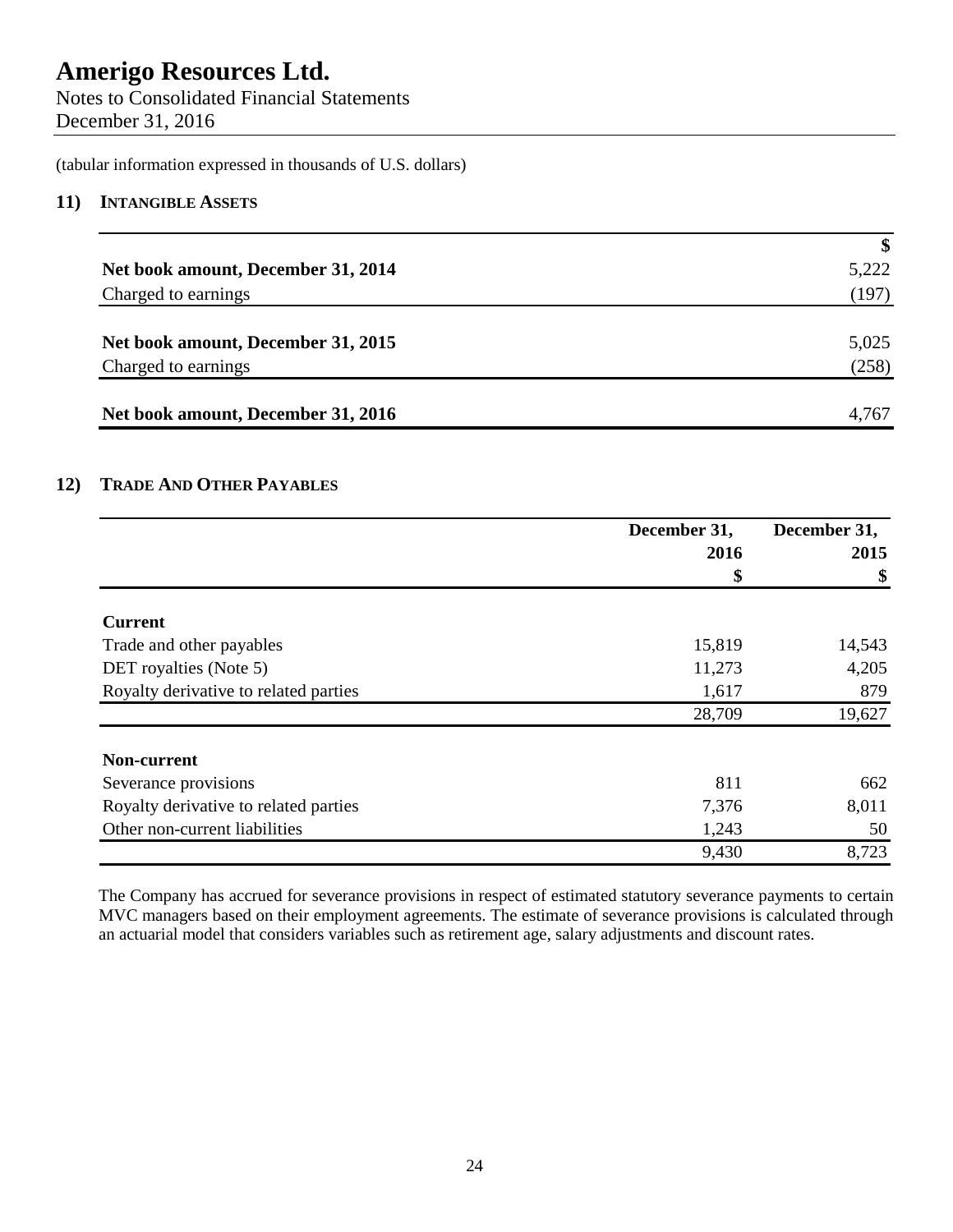# Amerigo Resources Ltd.

Notes to Consolidated Financial Statements
December 31, 2016

(tabular information expressed in thousands of U.S. dollars)

## 11) INTANGIBLE ASSETS

| | $ |
|---|---|
| **Net book amount, December 31, 2014** | 5,222 |
| Charged to earnings | (197) |
| **Net book amount, December 31, 2015** | 5,025 |
| Charged to earnings | (258) |
| **Net book amount, December 31, 2016** | 4,767 |

## 12) TRADE AND OTHER PAYABLES

| | December 31, 2016 $ | December 31, 2015 $ |
|---|---|---|
| **Current** | | |
| Trade and other payables | 15,819 | 14,543 |
| DET royalties (Note 5) | 11,273 | 4,205 |
| Royalty derivative to related parties | 1,617 | 879 |
| | 28,709 | 19,627 |
| **Non-current** | | |
| Severance provisions | 811 | 662 |
| Royalty derivative to related parties | 7,376 | 8,011 |
| Other non-current liabilities | 1,243 | 50 |
| | 9,430 | 8,723 |

The Company has accrued for severance provisions in respect of estimated statutory severance payments to certain MVC managers based on their employment agreements. The estimate of severance provisions is calculated through an actuarial model that considers variables such as retirement age, salary adjustments and discount rates.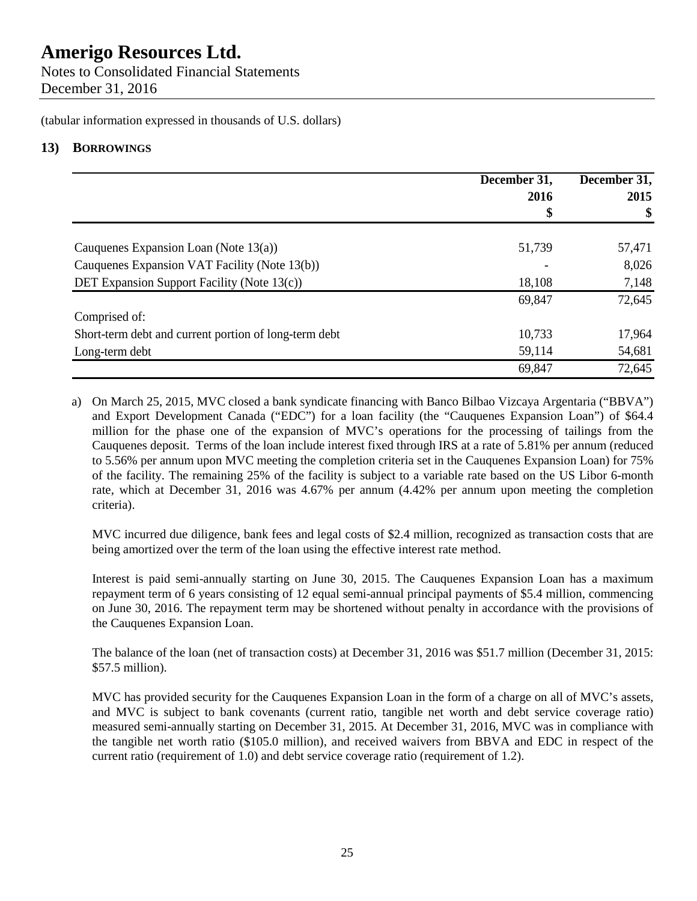(tabular information expressed in thousands of U.S. dollars)

## 13) BORROWINGS

| | December 31, 2016 $ | December 31, 2015 $ |
|---|---|---|
| Cauquenes Expansion Loan (Note 13(a)) | 51,739 | 57,471 |
| Cauquenes Expansion VAT Facility (Note 13(b)) | - | 8,026 |
| DET Expansion Support Facility (Note 13(c)) | 18,108 | 7,148 |
| | 69,847 | 72,645 |
| Comprised of: | | |
| Short-term debt and current portion of long-term debt | 10,733 | 17,964 |
| Long-term debt | 59,114 | 54,681 |
| | 69,847 | 72,645 |

a) On March 25, 2015, MVC closed a bank syndicate financing with Banco Bilbao Vizcaya Argentaria ("BBVA") and Export Development Canada ("EDC") for a loan facility (the "Cauquenes Expansion Loan") of $64.4 million for the phase one of the expansion of MVC's operations for the processing of tailings from the Cauquenes deposit. Terms of the loan include interest fixed through IRS at a rate of 5.81% per annum (reduced to 5.56% per annum upon MVC meeting the completion criteria set in the Cauquenes Expansion Loan) for 75% of the facility. The remaining 25% of the facility is subject to a variable rate based on the US Libor 6-month rate, which at December 31, 2016 was 4.67% per annum (4.42% per annum upon meeting the completion criteria).

   MVC incurred due diligence, bank fees and legal costs of $2.4 million, recognized as transaction costs that are being amortized over the term of the loan using the effective interest rate method.

   Interest is paid semi-annually starting on June 30, 2015. The Cauquenes Expansion Loan has a maximum repayment term of 6 years consisting of 12 equal semi-annual principal payments of $5.4 million, commencing on June 30, 2016. The repayment term may be shortened without penalty in accordance with the provisions of the Cauquenes Expansion Loan.

   The balance of the loan (net of transaction costs) at December 31, 2016 was $51.7 million (December 31, 2015: $57.5 million).

   MVC has provided security for the Cauquenes Expansion Loan in the form of a charge on all of MVC's assets, and MVC is subject to bank covenants (current ratio, tangible net worth and debt service coverage ratio) measured semi-annually starting on December 31, 2015. At December 31, 2016, MVC was in compliance with the tangible net worth ratio ($105.0 million), and received waivers from BBVA and EDC in respect of the current ratio (requirement of 1.0) and debt service coverage ratio (requirement of 1.2).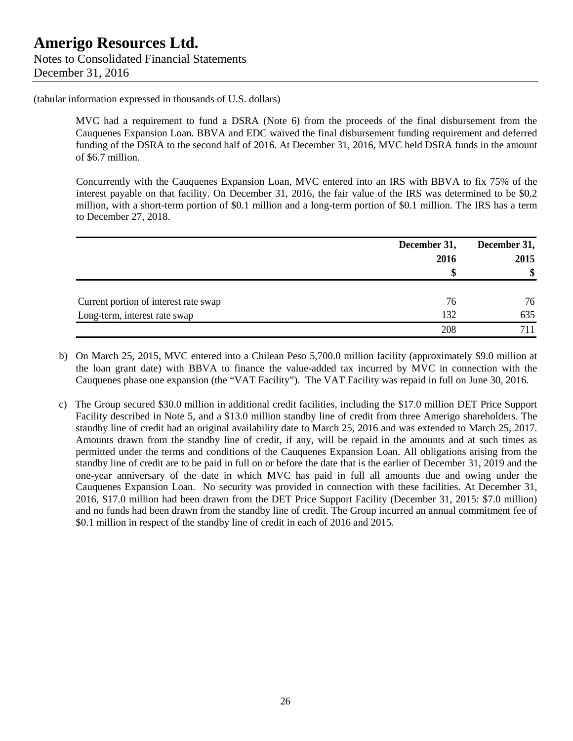(tabular information expressed in thousands of U.S. dollars)

MVC had a requirement to fund a DSRA (Note 6) from the proceeds of the final disbursement from the Cauquenes Expansion Loan. BBVA and EDC waived the final disbursement funding requirement and deferred funding of the DSRA to the second half of 2016. At December 31, 2016, MVC held DSRA funds in the amount of $6.7 million.

Concurrently with the Cauquenes Expansion Loan, MVC entered into an IRS with BBVA to fix 75% of the interest payable on that facility. On December 31, 2016, the fair value of the IRS was determined to be $0.2 million, with a short-term portion of $0.1 million and a long-term portion of $0.1 million. The IRS has a term to December 27, 2018.

| | December 31, 2016 | December 31, 2015 |
|---|---|---|
| | $ | $ |
| Current portion of interest rate swap | 76 | 76 |
| Long-term, interest rate swap | 132 | 635 |
| | 208 | 711 |

b) On March 25, 2015, MVC entered into a Chilean Peso 5,700.0 million facility (approximately $9.0 million at the loan grant date) with BBVA to finance the value-added tax incurred by MVC in connection with the Cauquenes phase one expansion (the "VAT Facility"). The VAT Facility was repaid in full on June 30, 2016.

c) The Group secured $30.0 million in additional credit facilities, including the $17.0 million DET Price Support Facility described in Note 5, and a $13.0 million standby line of credit from three Amerigo shareholders. The standby line of credit had an original availability date to March 25, 2016 and was extended to March 25, 2017. Amounts drawn from the standby line of credit, if any, will be repaid in the amounts and at such times as permitted under the terms and conditions of the Cauquenes Expansion Loan. All obligations arising from the standby line of credit are to be paid in full on or before the date that is the earlier of December 31, 2019 and the one-year anniversary of the date in which MVC has paid in full all amounts due and owing under the Cauquenes Expansion Loan. No security was provided in connection with these facilities. At December 31, 2016, $17.0 million had been drawn from the DET Price Support Facility (December 31, 2015: $7.0 million) and no funds had been drawn from the standby line of credit. The Group incurred an annual commitment fee of $0.1 million in respect of the standby line of credit in each of 2016 and 2015.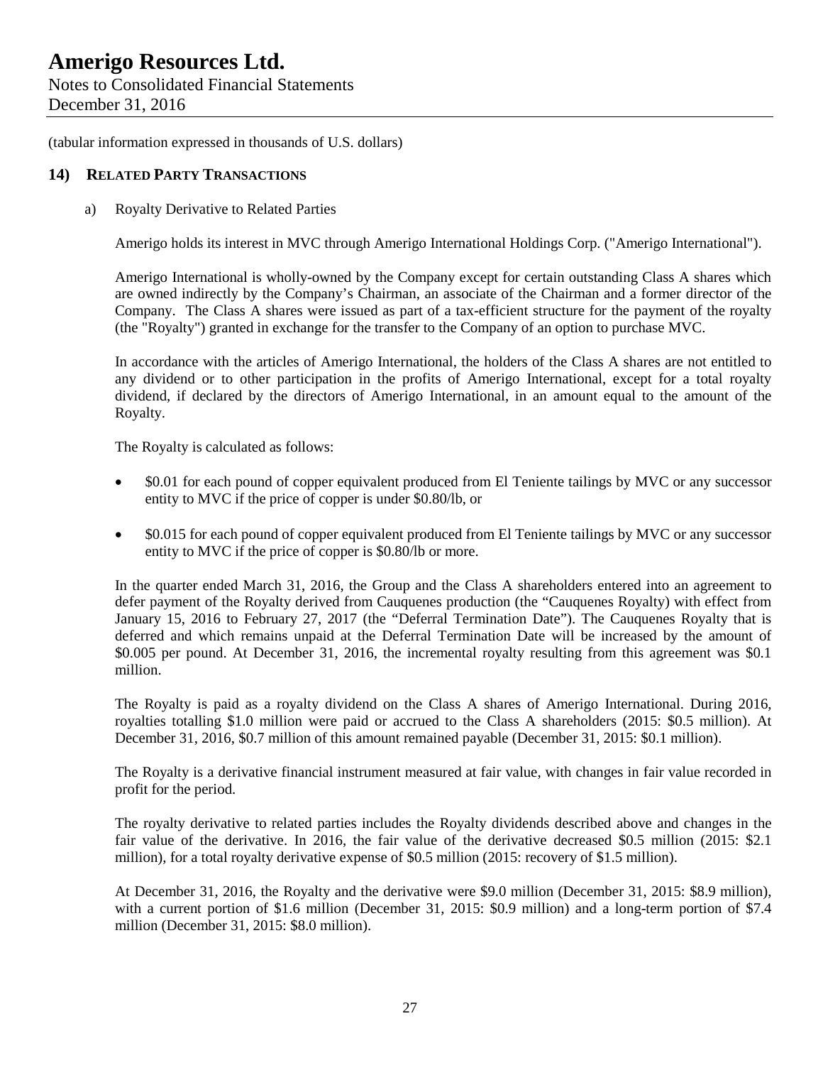(tabular information expressed in thousands of U.S. dollars)

## 14) RELATED PARTY TRANSACTIONS

a) Royalty Derivative to Related Parties

Amerigo holds its interest in MVC through Amerigo International Holdings Corp. ("Amerigo International").

Amerigo International is wholly-owned by the Company except for certain outstanding Class A shares which are owned indirectly by the Company's Chairman, an associate of the Chairman and a former director of the Company. The Class A shares were issued as part of a tax-efficient structure for the payment of the royalty (the "Royalty") granted in exchange for the transfer to the Company of an option to purchase MVC.

In accordance with the articles of Amerigo International, the holders of the Class A shares are not entitled to any dividend or to other participation in the profits of Amerigo International, except for a total royalty dividend, if declared by the directors of Amerigo International, in an amount equal to the amount of the Royalty.

The Royalty is calculated as follows:

- $0.01 for each pound of copper equivalent produced from El Teniente tailings by MVC or any successor entity to MVC if the price of copper is under $0.80/lb, or
- $0.015 for each pound of copper equivalent produced from El Teniente tailings by MVC or any successor entity to MVC if the price of copper is $0.80/lb or more.

In the quarter ended March 31, 2016, the Group and the Class A shareholders entered into an agreement to defer payment of the Royalty derived from Cauquenes production (the "Cauquenes Royalty) with effect from January 15, 2016 to February 27, 2017 (the "Deferral Termination Date"). The Cauquenes Royalty that is deferred and which remains unpaid at the Deferral Termination Date will be increased by the amount of $0.005 per pound. At December 31, 2016, the incremental royalty resulting from this agreement was $0.1 million.

The Royalty is paid as a royalty dividend on the Class A shares of Amerigo International. During 2016, royalties totalling $1.0 million were paid or accrued to the Class A shareholders (2015: $0.5 million). At December 31, 2016, $0.7 million of this amount remained payable (December 31, 2015: $0.1 million).

The Royalty is a derivative financial instrument measured at fair value, with changes in fair value recorded in profit for the period.

The royalty derivative to related parties includes the Royalty dividends described above and changes in the fair value of the derivative. In 2016, the fair value of the derivative decreased $0.5 million (2015: $2.1 million), for a total royalty derivative expense of $0.5 million (2015: recovery of $1.5 million).

At December 31, 2016, the Royalty and the derivative were $9.0 million (December 31, 2015: $8.9 million), with a current portion of $1.6 million (December 31, 2015: $0.9 million) and a long-term portion of $7.4 million (December 31, 2015: $8.0 million).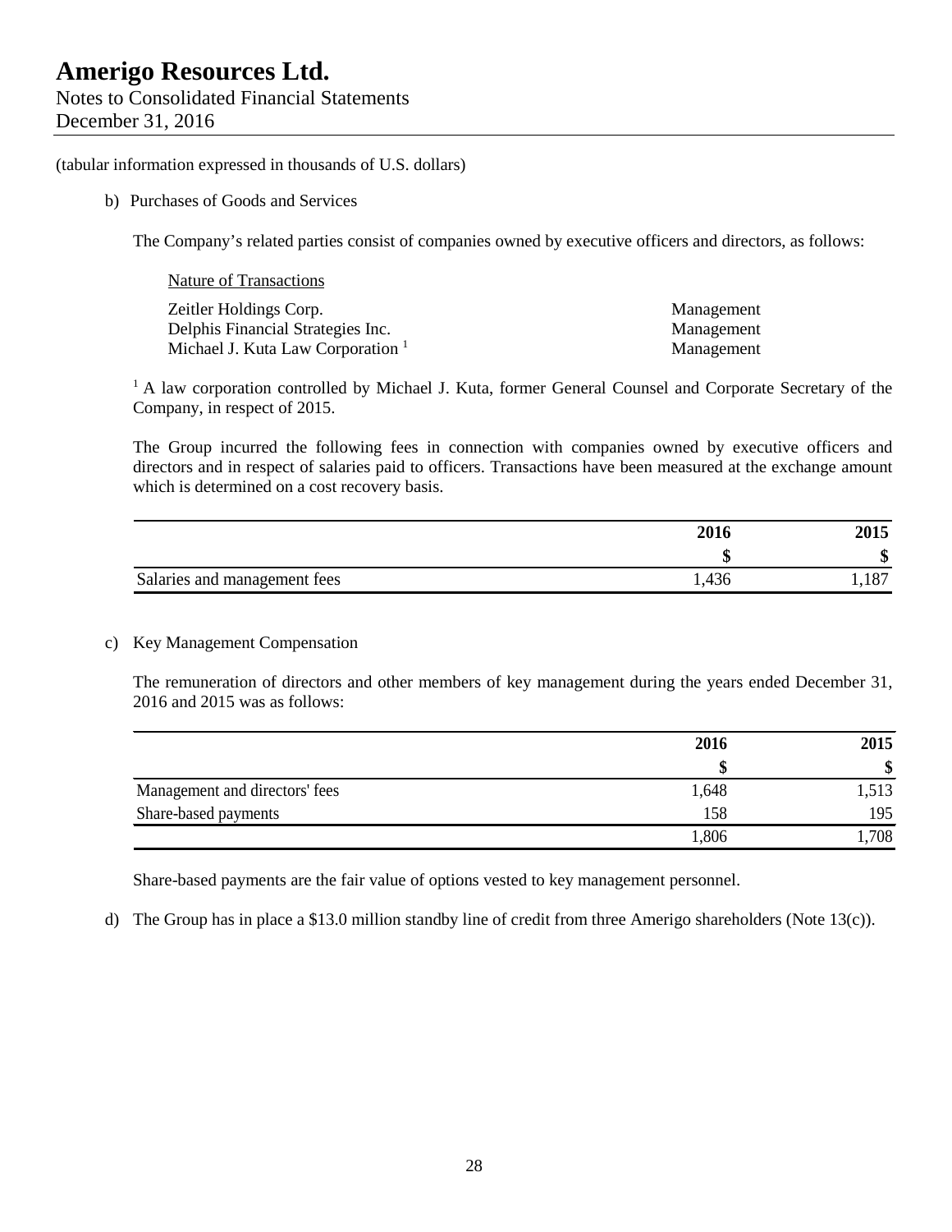(tabular information expressed in thousands of U.S. dollars)

b) Purchases of Goods and Services

The Company's related parties consist of companies owned by executive officers and directors, as follows:

| Nature of Transactions | |
|---|---|
| Zeitler Holdings Corp. | Management |
| Delphis Financial Strategies Inc. | Management |
| Michael J. Kuta Law Corporation [1] | Management |

[1] A law corporation controlled by Michael J. Kuta, former General Counsel and Corporate Secretary of the Company, in respect of 2015.

The Group incurred the following fees in connection with companies owned by executive officers and directors and in respect of salaries paid to officers. Transactions have been measured at the exchange amount which is determined on a cost recovery basis.

| | 2016 | 2015 |
|---|---|---|
| | $ | $ |
| Salaries and management fees | 1,436 | 1,187 |

c) Key Management Compensation

The remuneration of directors and other members of key management during the years ended December 31, 2016 and 2015 was as follows:

| | 2016 | 2015 |
|---|---|---|
| | $ | $ |
| Management and directors' fees | 1,648 | 1,513 |
| Share-based payments | 158 | 195 |
| | 1,806 | 1,708 |

Share-based payments are the fair value of options vested to key management personnel.

d) The Group has in place a $13.0 million standby line of credit from three Amerigo shareholders (Note 13(c)).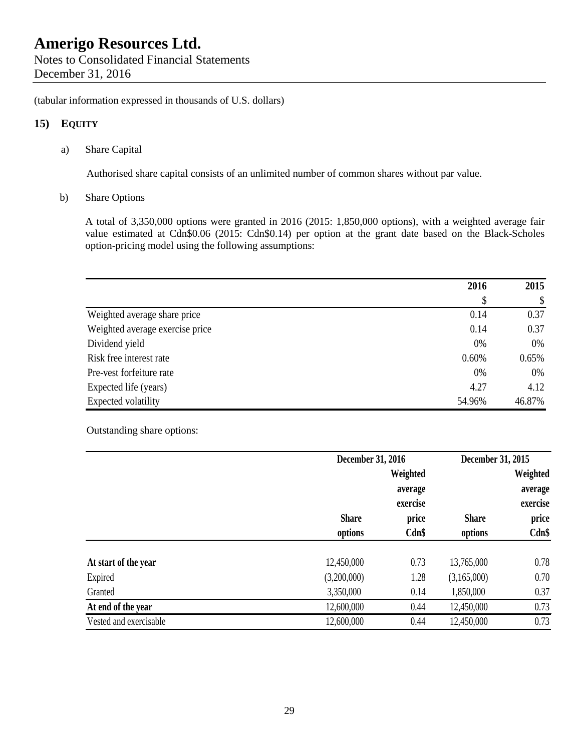# Amerigo Resources Ltd.

Notes to Consolidated Financial Statements
December 31, 2016

(tabular information expressed in thousands of U.S. dollars)

## 15) EQUITY

a) Share Capital

Authorised share capital consists of an unlimited number of common shares without par value.

b) Share Options

A total of 3,350,000 options were granted in 2016 (2015: 1,850,000 options), with a weighted average fair value estimated at Cdn$0.06 (2015: Cdn$0.14) per option at the grant date based on the Black-Scholes option-pricing model using the following assumptions:

| | 2016 | 2015 |
|---|---|---|
| | $ | $ |
| Weighted average share price | 0.14 | 0.37 |
| Weighted average exercise price | 0.14 | 0.37 |
| Dividend yield | 0% | 0% |
| Risk free interest rate | 0.60% | 0.65% |
| Pre-vest forfeiture rate | 0% | 0% |
| Expected life (years) | 4.27 | 4.12 |
| Expected volatility | 54.96% | 46.87% |

Outstanding share options:

| | December 31, 2016 | | December 31, 2015 | |
|---|---|---|---|---|
| | Share options | Weighted average exercise price Cdn$ | Share options | Weighted average exercise price Cdn$ |
| **At start of the year** | 12,450,000 | 0.73 | 13,765,000 | 0.78 |
| Expired | (3,200,000) | 1.28 | (3,165,000) | 0.70 |
| Granted | 3,350,000 | 0.14 | 1,850,000 | 0.37 |
| **At end of the year** | 12,600,000 | 0.44 | 12,450,000 | 0.73 |
| Vested and exercisable | 12,600,000 | 0.44 | 12,450,000 | 0.73 |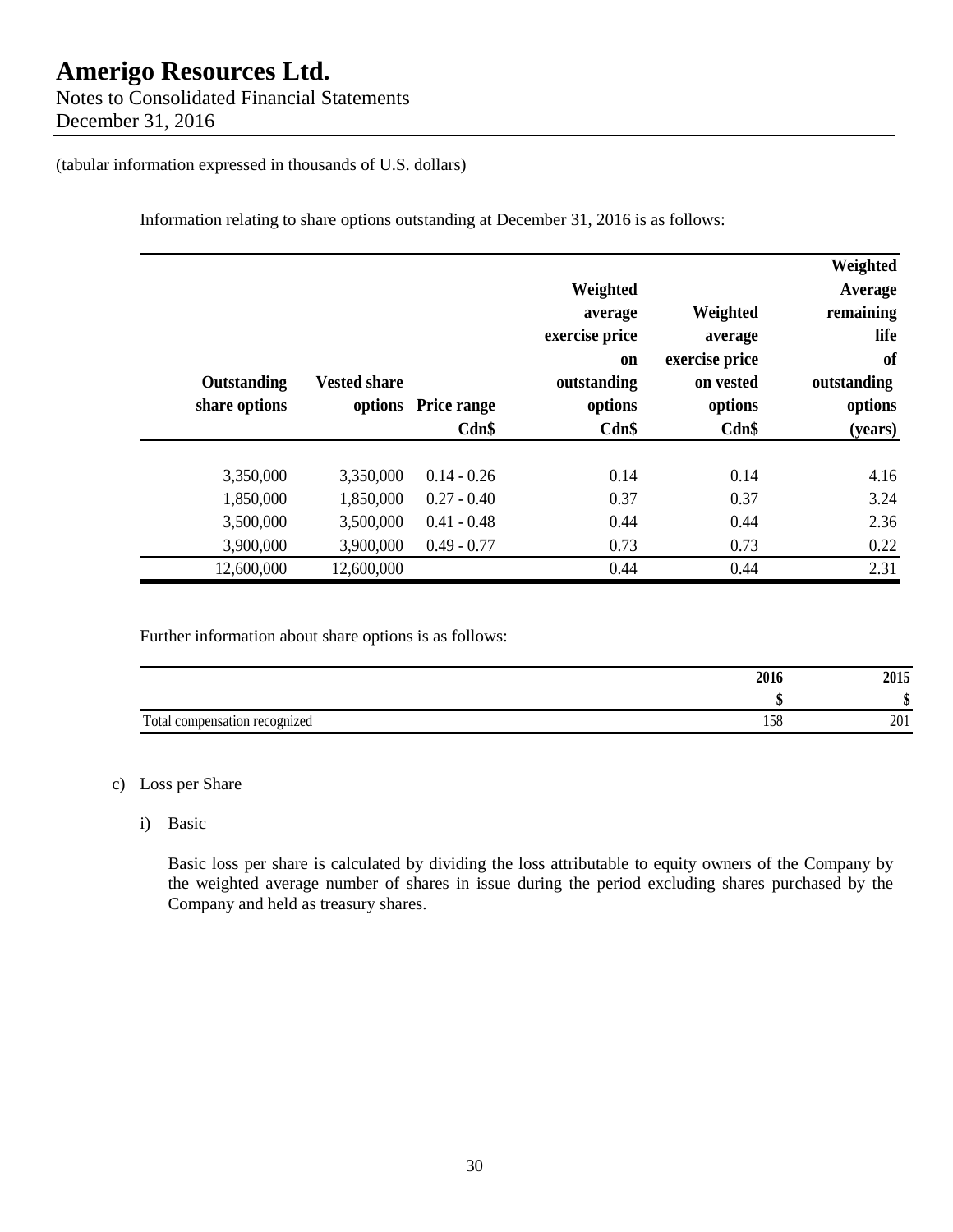# Amerigo Resources Ltd.

Notes to Consolidated Financial Statements
December 31, 2016

(tabular information expressed in thousands of U.S. dollars)

Information relating to share options outstanding at December 31, 2016 is as follows:

| Outstanding share options | Vested share options | Price range Cdn$ | Weighted average exercise price on outstanding options Cdn$ | Weighted average exercise price on vested options Cdn$ | Weighted Average remaining life of outstanding options (years) |
|---|---|---|---|---|---|
| 3,350,000 | 3,350,000 | 0.14 - 0.26 | 0.14 | 0.14 | 4.16 |
| 1,850,000 | 1,850,000 | 0.27 - 0.40 | 0.37 | 0.37 | 3.24 |
| 3,500,000 | 3,500,000 | 0.41 - 0.48 | 0.44 | 0.44 | 2.36 |
| 3,900,000 | 3,900,000 | 0.49 - 0.77 | 0.73 | 0.73 | 0.22 |
| 12,600,000 | 12,600,000 | | 0.44 | 0.44 | 2.31 |

Further information about share options is as follows:

| | 2016 | 2015 |
|---|---|---|
| | $ | $ |
| Total compensation recognized | 158 | 201 |

c) Loss per Share

i) Basic

Basic loss per share is calculated by dividing the loss attributable to equity owners of the Company by the weighted average number of shares in issue during the period excluding shares purchased by the Company and held as treasury shares.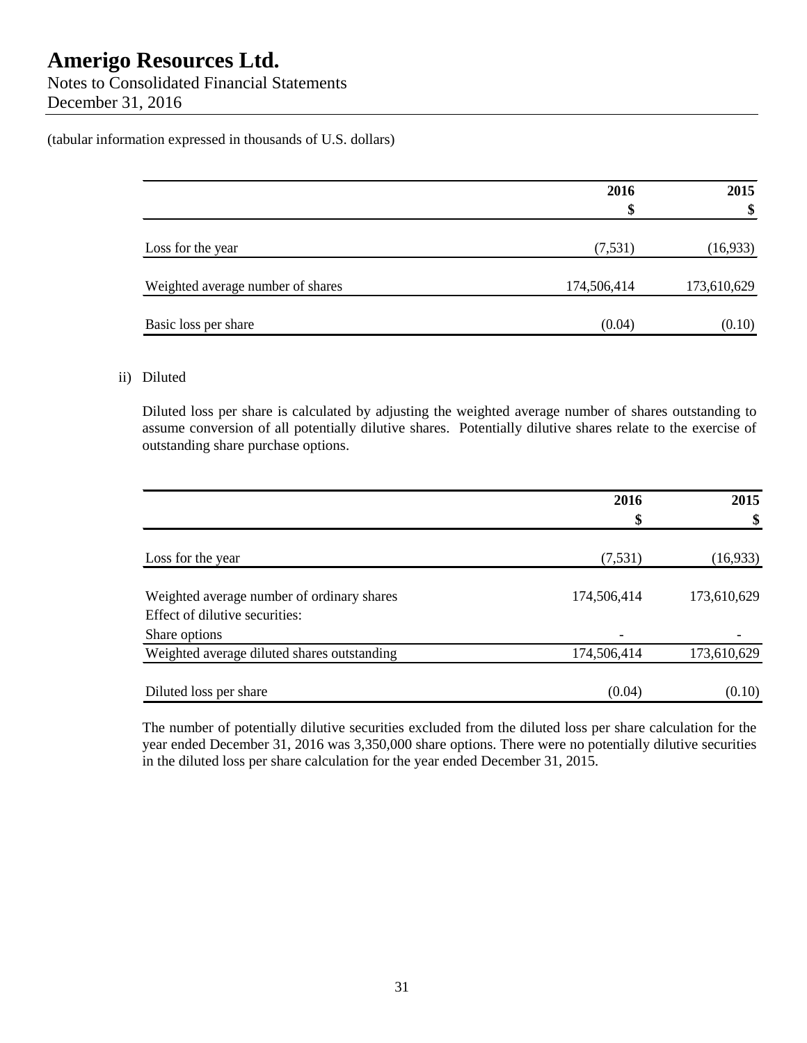(tabular information expressed in thousands of U.S. dollars)

| | 2016 | 2015 |
|---|---|---|
| | $ | $ |
| Loss for the year | (7,531) | (16,933) |
| Weighted average number of shares | 174,506,414 | 173,610,629 |
| Basic loss per share | (0.04) | (0.10) |

ii) Diluted

Diluted loss per share is calculated by adjusting the weighted average number of shares outstanding to assume conversion of all potentially dilutive shares. Potentially dilutive shares relate to the exercise of outstanding share purchase options.

| | 2016 | 2015 |
|---|---|---|
| | $ | $ |
| Loss for the year | (7,531) | (16,933) |
| Weighted average number of ordinary shares | 174,506,414 | 173,610,629 |
| Effect of dilutive securities: | | |
| Share options | - | - |
| Weighted average diluted shares outstanding | 174,506,414 | 173,610,629 |
| Diluted loss per share | (0.04) | (0.10) |

The number of potentially dilutive securities excluded from the diluted loss per share calculation for the year ended December 31, 2016 was 3,350,000 share options. There were no potentially dilutive securities in the diluted loss per share calculation for the year ended December 31, 2015.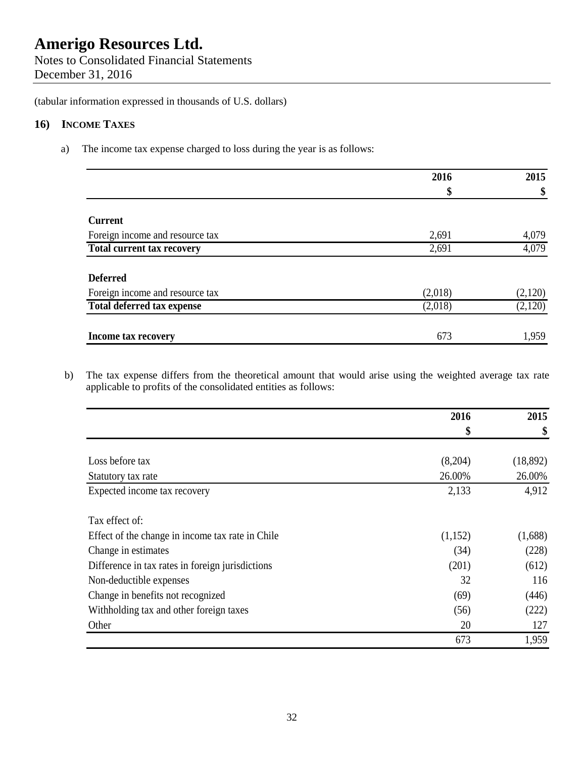(tabular information expressed in thousands of U.S. dollars)

## 16) INCOME TAXES

a) The income tax expense charged to loss during the year is as follows:

| | 2016 | 2015 |
|---|---|---|
| | $ | $ |
| **Current** | | |
| Foreign income and resource tax | 2,691 | 4,079 |
| **Total current tax recovery** | 2,691 | 4,079 |
| **Deferred** | | |
| Foreign income and resource tax | (2,018) | (2,120) |
| **Total deferred tax expense** | (2,018) | (2,120) |
| **Income tax recovery** | 673 | 1,959 |

b) The tax expense differs from the theoretical amount that would arise using the weighted average tax rate applicable to profits of the consolidated entities as follows:

| | 2016 | 2015 |
|---|---|---|
| | $ | $ |
| Loss before tax | (8,204) | (18,892) |
| Statutory tax rate | 26.00% | 26.00% |
| Expected income tax recovery | 2,133 | 4,912 |
| Tax effect of: | | |
| Effect of the change in income tax rate in Chile | (1,152) | (1,688) |
| Change in estimates | (34) | (228) |
| Difference in tax rates in foreign jurisdictions | (201) | (612) |
| Non-deductible expenses | 32 | 116 |
| Change in benefits not recognized | (69) | (446) |
| Withholding tax and other foreign taxes | (56) | (222) |
| Other | 20 | 127 |
| | 673 | 1,959 |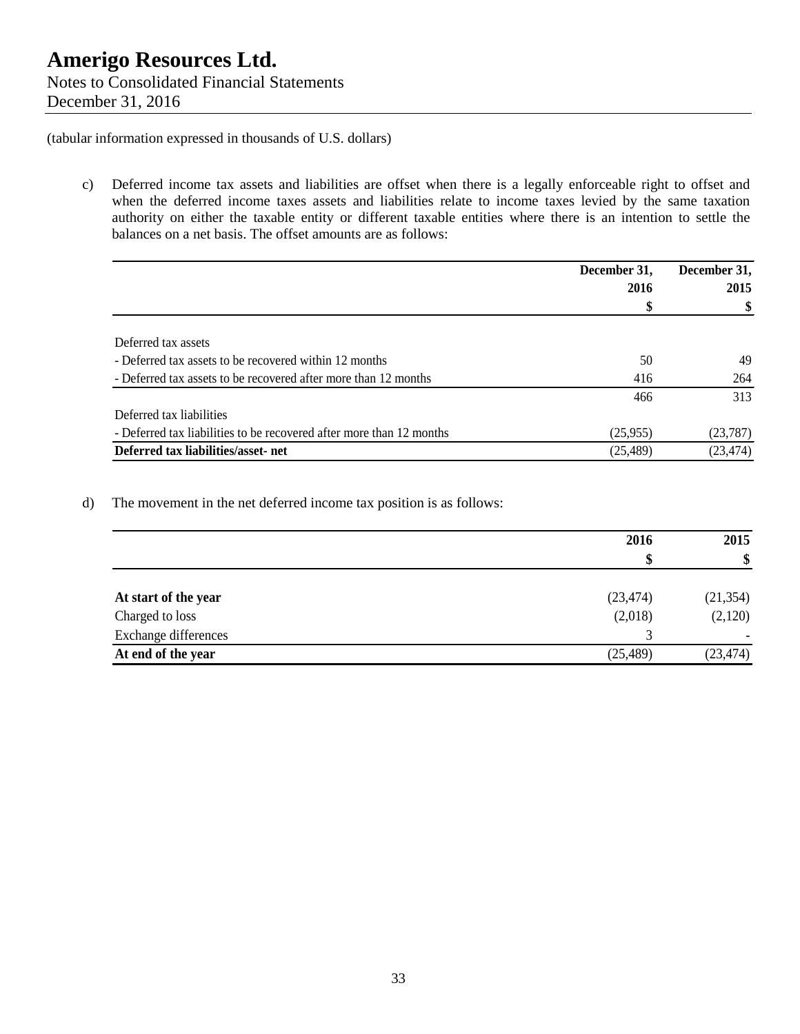# Amerigo Resources Ltd.

Notes to Consolidated Financial Statements
December 31, 2016

(tabular information expressed in thousands of U.S. dollars)

c) Deferred income tax assets and liabilities are offset when there is a legally enforceable right to offset and when the deferred income taxes assets and liabilities relate to income taxes levied by the same taxation authority on either the taxable entity or different taxable entities where there is an intention to settle the balances on a net basis. The offset amounts are as follows:

| | December 31, 2016 | December 31, 2015 |
|---|---|---|
| | $ | $ |
| Deferred tax assets | | |
| - Deferred tax assets to be recovered within 12 months | 50 | 49 |
| - Deferred tax assets to be recovered after more than 12 months | 416 | 264 |
| | 466 | 313 |
| Deferred tax liabilities | | |
| - Deferred tax liabilities to be recovered after more than 12 months | (25,955) | (23,787) |
| **Deferred tax liabilities/asset- net** | (25,489) | (23,474) |

d) The movement in the net deferred income tax position is as follows:

| | 2016 | 2015 |
|---|---|---|
| | $ | $ |
| **At start of the year** | (23,474) | (21,354) |
| Charged to loss | (2,018) | (2,120) |
| Exchange differences | 3 | - |
| **At end of the year** | (25,489) | (23,474) |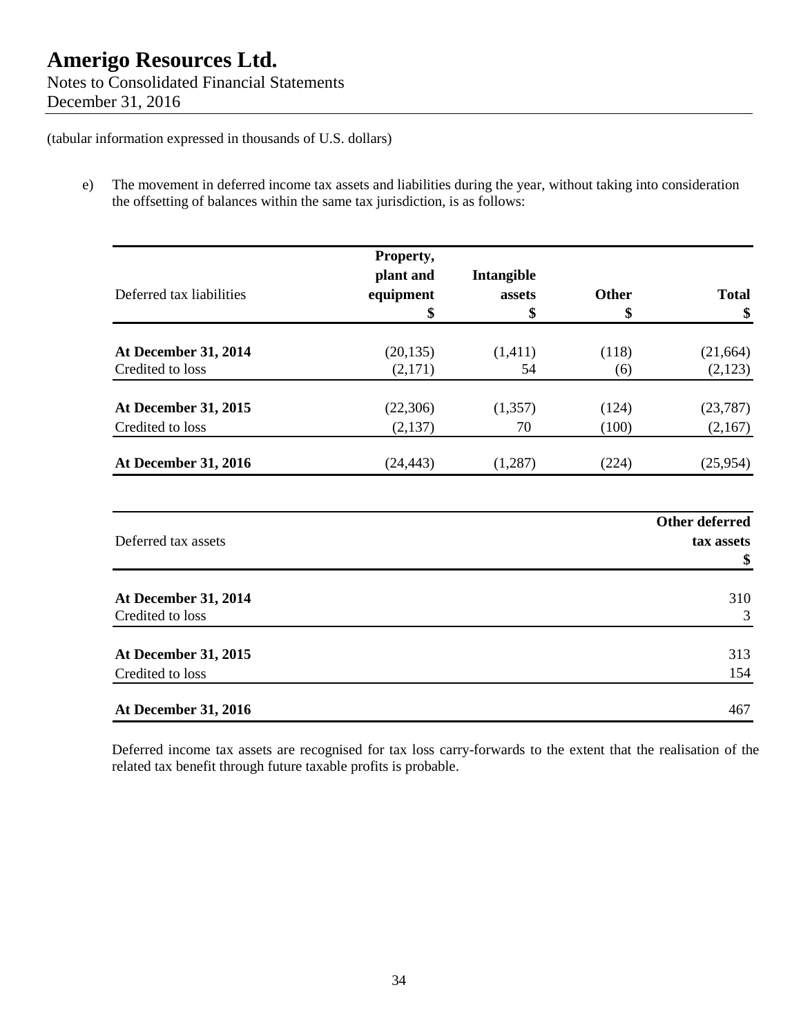# Amerigo Resources Ltd.
Notes to Consolidated Financial Statements
December 31, 2016

(tabular information expressed in thousands of U.S. dollars)

e) The movement in deferred income tax assets and liabilities during the year, without taking into consideration the offsetting of balances within the same tax jurisdiction, is as follows:

| Deferred tax liabilities | Property, plant and equipment $ | Intangible assets $ | Other $ | Total $ |
|---|---|---|---|---|
| **At December 31, 2014** | (20,135) | (1,411) | (118) | (21,664) |
| Credited to loss | (2,171) | 54 | (6) | (2,123) |
| **At December 31, 2015** | (22,306) | (1,357) | (124) | (23,787) |
| Credited to loss | (2,137) | 70 | (100) | (2,167) |
| **At December 31, 2016** | (24,443) | (1,287) | (224) | (25,954) |

| Deferred tax assets | Other deferred tax assets $ |
|---|---|
| **At December 31, 2014** | 310 |
| Credited to loss | 3 |
| **At December 31, 2015** | 313 |
| Credited to loss | 154 |
| **At December 31, 2016** | 467 |

Deferred income tax assets are recognised for tax loss carry-forwards to the extent that the realisation of the related tax benefit through future taxable profits is probable.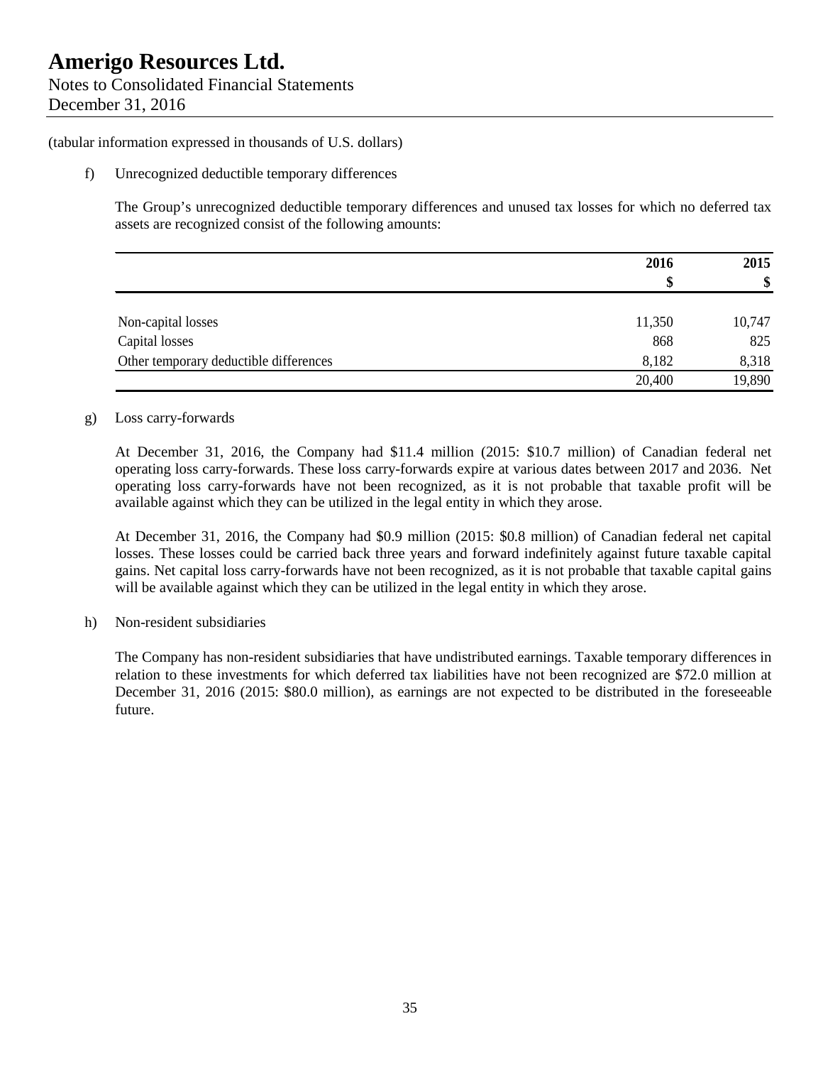# Amerigo Resources Ltd.

Notes to Consolidated Financial Statements
December 31, 2016

(tabular information expressed in thousands of U.S. dollars)

f) Unrecognized deductible temporary differences

The Group's unrecognized deductible temporary differences and unused tax losses for which no deferred tax assets are recognized consist of the following amounts:

| | 2016<br>$ | 2015<br>$ |
|---|---|---|
| Non-capital losses | 11,350 | 10,747 |
| Capital losses | 868 | 825 |
| Other temporary deductible differences | 8,182 | 8,318 |
| | 20,400 | 19,890 |

g) Loss carry-forwards

At December 31, 2016, the Company had $11.4 million (2015: $10.7 million) of Canadian federal net operating loss carry-forwards. These loss carry-forwards expire at various dates between 2017 and 2036. Net operating loss carry-forwards have not been recognized, as it is not probable that taxable profit will be available against which they can be utilized in the legal entity in which they arose.

At December 31, 2016, the Company had $0.9 million (2015: $0.8 million) of Canadian federal net capital losses. These losses could be carried back three years and forward indefinitely against future taxable capital gains. Net capital loss carry-forwards have not been recognized, as it is not probable that taxable capital gains will be available against which they can be utilized in the legal entity in which they arose.

h) Non-resident subsidiaries

The Company has non-resident subsidiaries that have undistributed earnings. Taxable temporary differences in relation to these investments for which deferred tax liabilities have not been recognized are $72.0 million at December 31, 2016 (2015: $80.0 million), as earnings are not expected to be distributed in the foreseeable future.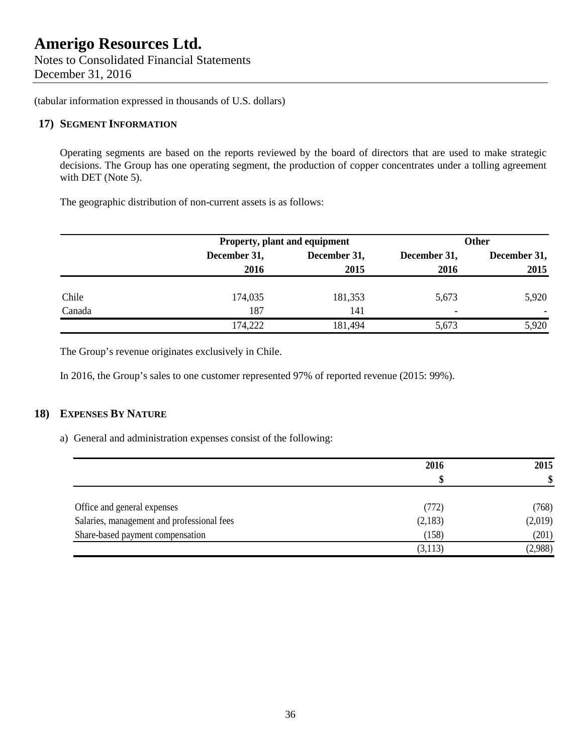# Amerigo Resources Ltd.

Notes to Consolidated Financial Statements
December 31, 2016

(tabular information expressed in thousands of U.S. dollars)

## 17) SEGMENT INFORMATION

Operating segments are based on the reports reviewed by the board of directors that are used to make strategic decisions. The Group has one operating segment, the production of copper concentrates under a tolling agreement with DET (Note 5).

The geographic distribution of non-current assets is as follows:

| | Property, plant and equipment | | Other | |
|---|---|---|---|---|
| | December 31, 2016 | December 31, 2015 | December 31, 2016 | December 31, 2015 |
| Chile | 174,035 | 181,353 | 5,673 | 5,920 |
| Canada | 187 | 141 | - | - |
| | 174,222 | 181,494 | 5,673 | 5,920 |

The Group's revenue originates exclusively in Chile.

In 2016, the Group's sales to one customer represented 97% of reported revenue (2015: 99%).

## 18) EXPENSES BY NATURE

a) General and administration expenses consist of the following:

| | 2016 | 2015 |
|---|---|---|
| | $ | $ |
| Office and general expenses | (772) | (768) |
| Salaries, management and professional fees | (2,183) | (2,019) |
| Share-based payment compensation | (158) | (201) |
| | (3,113) | (2,988) |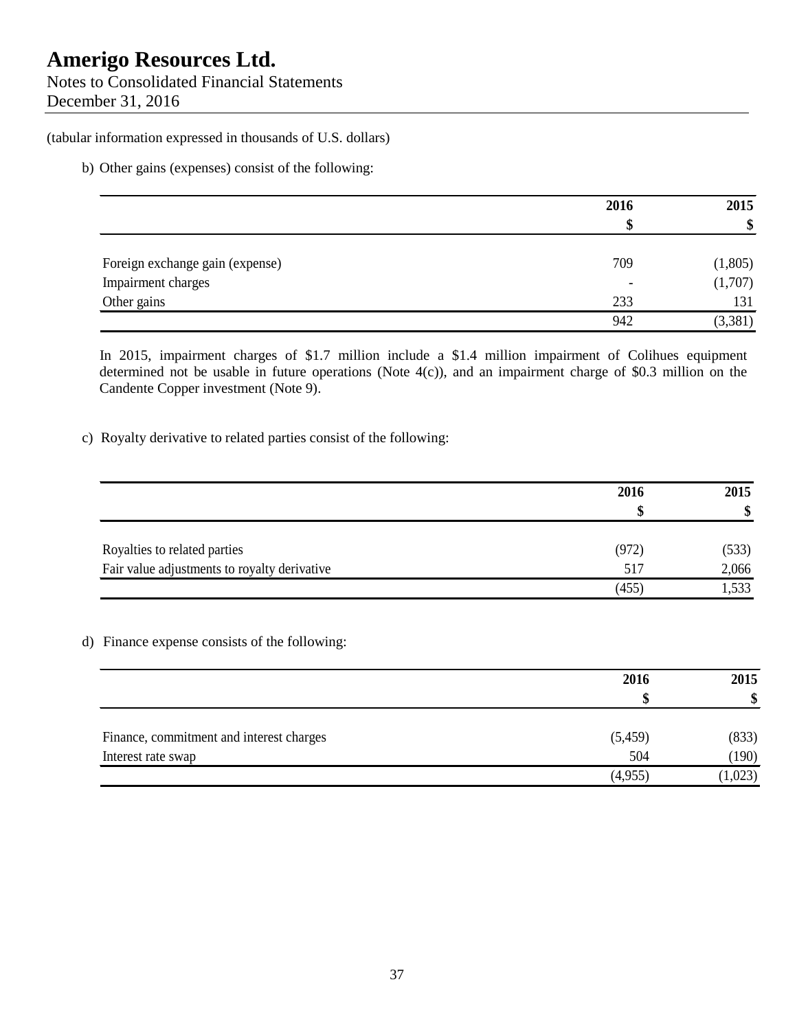# Amerigo Resources Ltd.

Notes to Consolidated Financial Statements
December 31, 2016

(tabular information expressed in thousands of U.S. dollars)

b) Other gains (expenses) consist of the following:

| | 2016<br>$ | 2015<br>$ |
|---|---|---|
| Foreign exchange gain (expense) | 709 | (1,805) |
| Impairment charges | - | (1,707) |
| Other gains | 233 | 131 |
| | 942 | (3,381) |

In 2015, impairment charges of $1.7 million include a $1.4 million impairment of Colihues equipment determined not be usable in future operations (Note 4(c)), and an impairment charge of $0.3 million on the Candente Copper investment (Note 9).

c) Royalty derivative to related parties consist of the following:

| | 2016<br>$ | 2015<br>$ |
|---|---|---|
| Royalties to related parties | (972) | (533) |
| Fair value adjustments to royalty derivative | 517 | 2,066 |
| | (455) | 1,533 |

d) Finance expense consists of the following:

| | 2016<br>$ | 2015<br>$ |
|---|---|---|
| Finance, commitment and interest charges | (5,459) | (833) |
| Interest rate swap | 504 | (190) |
| | (4,955) | (1,023) |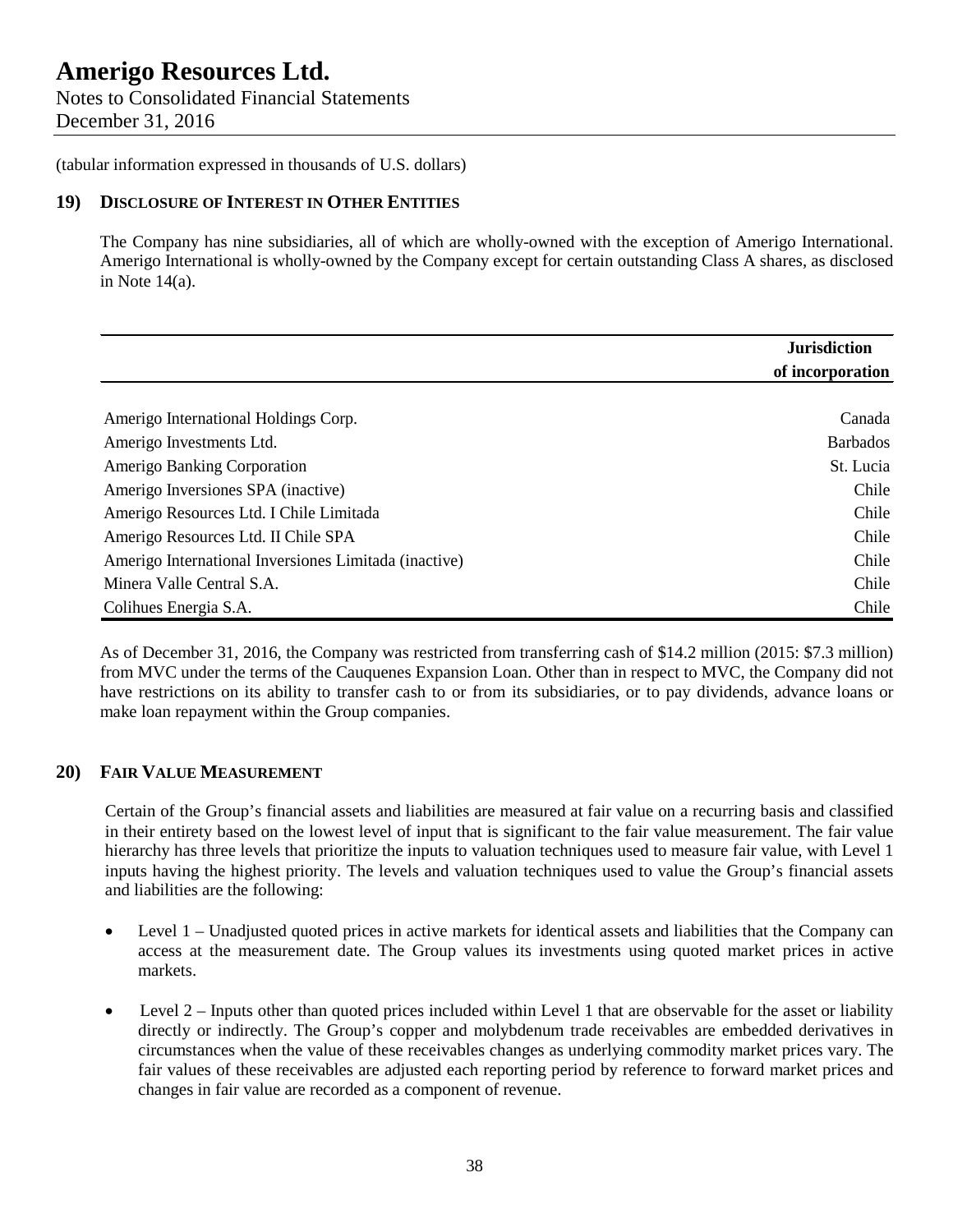(tabular information expressed in thousands of U.S. dollars)

## 19) Disclosure of Interest in Other Entities

The Company has nine subsidiaries, all of which are wholly-owned with the exception of Amerigo International. Amerigo International is wholly-owned by the Company except for certain outstanding Class A shares, as disclosed in Note 14(a).

| | Jurisdiction of incorporation |
|---|---|
| Amerigo International Holdings Corp. | Canada |
| Amerigo Investments Ltd. | Barbados |
| Amerigo Banking Corporation | St. Lucia |
| Amerigo Inversiones SPA (inactive) | Chile |
| Amerigo Resources Ltd. I Chile Limitada | Chile |
| Amerigo Resources Ltd. II Chile SPA | Chile |
| Amerigo International Inversiones Limitada (inactive) | Chile |
| Minera Valle Central S.A. | Chile |
| Colihues Energia S.A. | Chile |

As of December 31, 2016, the Company was restricted from transferring cash of $14.2 million (2015: $7.3 million) from MVC under the terms of the Cauquenes Expansion Loan. Other than in respect to MVC, the Company did not have restrictions on its ability to transfer cash to or from its subsidiaries, or to pay dividends, advance loans or make loan repayment within the Group companies.

## 20) Fair Value Measurement

Certain of the Group's financial assets and liabilities are measured at fair value on a recurring basis and classified in their entirety based on the lowest level of input that is significant to the fair value measurement. The fair value hierarchy has three levels that prioritize the inputs to valuation techniques used to measure fair value, with Level 1 inputs having the highest priority. The levels and valuation techniques used to value the Group's financial assets and liabilities are the following:

- Level 1 – Unadjusted quoted prices in active markets for identical assets and liabilities that the Company can access at the measurement date. The Group values its investments using quoted market prices in active markets.
- Level 2 – Inputs other than quoted prices included within Level 1 that are observable for the asset or liability directly or indirectly. The Group's copper and molybdenum trade receivables are embedded derivatives in circumstances when the value of these receivables changes as underlying commodity market prices vary. The fair values of these receivables are adjusted each reporting period by reference to forward market prices and changes in fair value are recorded as a component of revenue.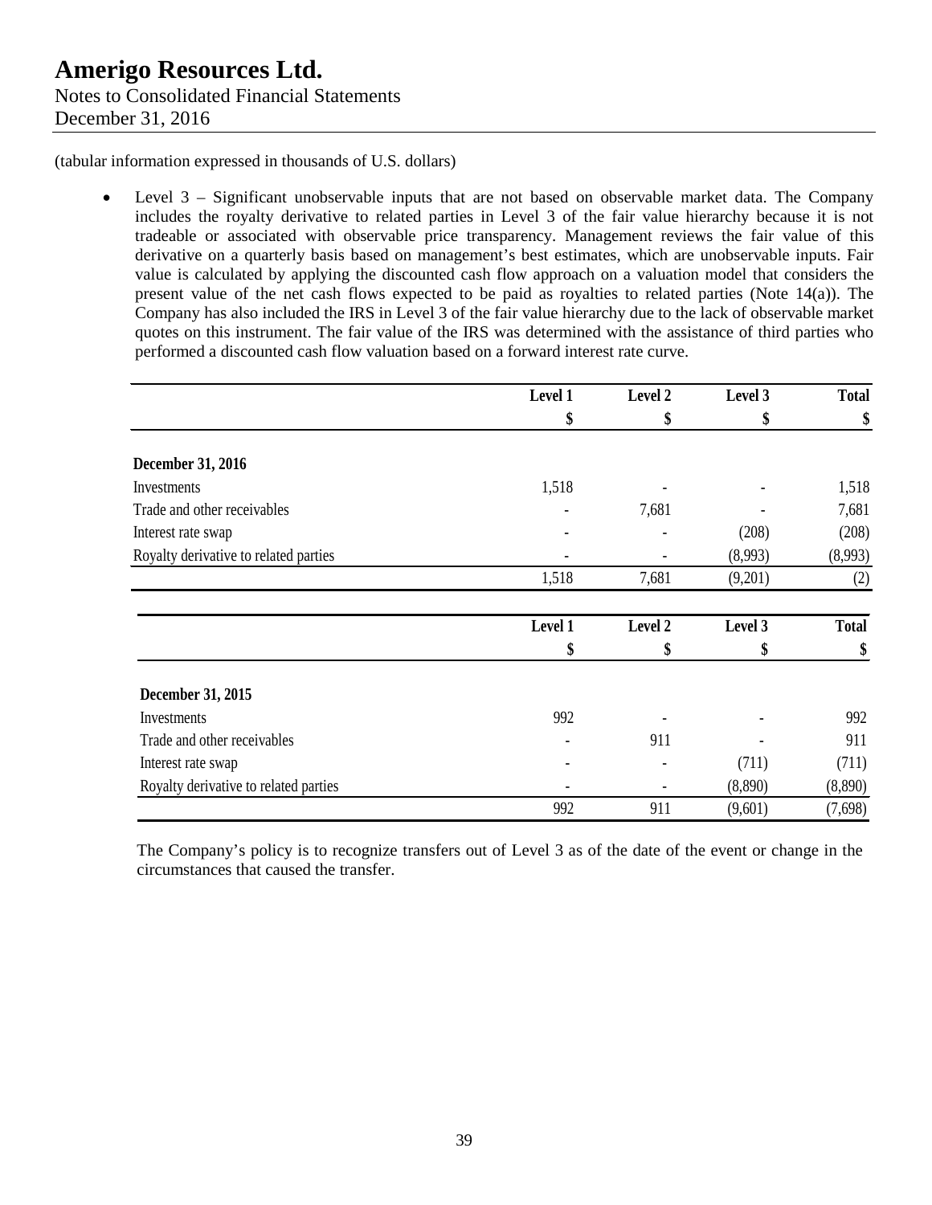(tabular information expressed in thousands of U.S. dollars)

- Level 3 – Significant unobservable inputs that are not based on observable market data. The Company includes the royalty derivative to related parties in Level 3 of the fair value hierarchy because it is not tradeable or associated with observable price transparency. Management reviews the fair value of this derivative on a quarterly basis based on management's best estimates, which are unobservable inputs. Fair value is calculated by applying the discounted cash flow approach on a valuation model that considers the present value of the net cash flows expected to be paid as royalties to related parties (Note 14(a)). The Company has also included the IRS in Level 3 of the fair value hierarchy due to the lack of observable market quotes on this instrument. The fair value of the IRS was determined with the assistance of third parties who performed a discounted cash flow valuation based on a forward interest rate curve.

| | Level 1 | Level 2 | Level 3 | Total |
|---|---|---|---|---|
| | $ | $ | $ | $ |
| **December 31, 2016** | | | | |
| Investments | 1,518 | - | - | 1,518 |
| Trade and other receivables | - | 7,681 | - | 7,681 |
| Interest rate swap | - | - | (208) | (208) |
| Royalty derivative to related parties | - | - | (8,993) | (8,993) |
| | 1,518 | 7,681 | (9,201) | (2) |

| | Level 1 | Level 2 | Level 3 | Total |
|---|---|---|---|---|
| | $ | $ | $ | $ |
| **December 31, 2015** | | | | |
| Investments | 992 | - | - | 992 |
| Trade and other receivables | - | 911 | - | 911 |
| Interest rate swap | - | - | (711) | (711) |
| Royalty derivative to related parties | - | - | (8,890) | (8,890) |
| | 992 | 911 | (9,601) | (7,698) |

The Company's policy is to recognize transfers out of Level 3 as of the date of the event or change in the circumstances that caused the transfer.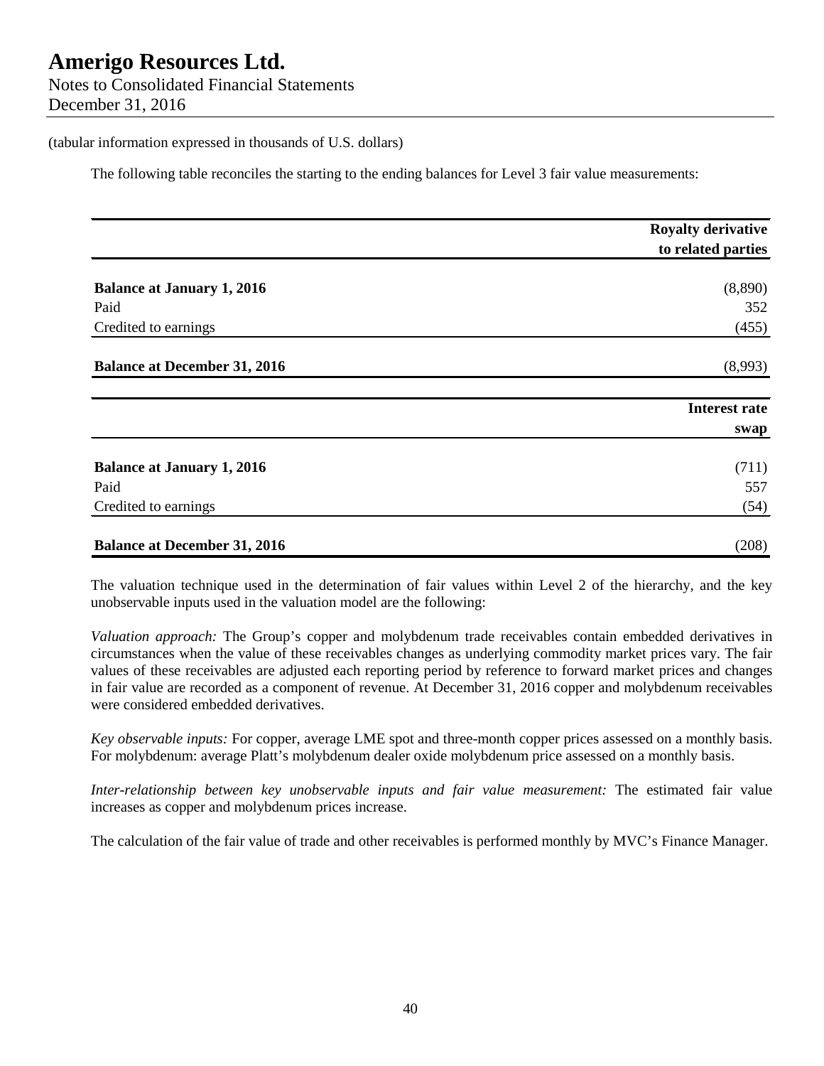(tabular information expressed in thousands of U.S. dollars)

The following table reconciles the starting to the ending balances for Level 3 fair value measurements:

| | Royalty derivative to related parties |
|---|---|
| **Balance at January 1, 2016** | (8,890) |
| Paid | 352 |
| Credited to earnings | (455) |
| **Balance at December 31, 2016** | (8,993) |

| | Interest rate swap |
|---|---|
| **Balance at January 1, 2016** | (711) |
| Paid | 557 |
| Credited to earnings | (54) |
| **Balance at December 31, 2016** | (208) |

The valuation technique used in the determination of fair values within Level 2 of the hierarchy, and the key unobservable inputs used in the valuation model are the following:

*Valuation approach:* The Group's copper and molybdenum trade receivables contain embedded derivatives in circumstances when the value of these receivables changes as underlying commodity market prices vary. The fair values of these receivables are adjusted each reporting period by reference to forward market prices and changes in fair value are recorded as a component of revenue. At December 31, 2016 copper and molybdenum receivables were considered embedded derivatives.

*Key observable inputs:* For copper, average LME spot and three-month copper prices assessed on a monthly basis. For molybdenum: average Platt's molybdenum dealer oxide molybdenum price assessed on a monthly basis.

*Inter-relationship between key unobservable inputs and fair value measurement:* The estimated fair value increases as copper and molybdenum prices increase.

The calculation of the fair value of trade and other receivables is performed monthly by MVC's Finance Manager.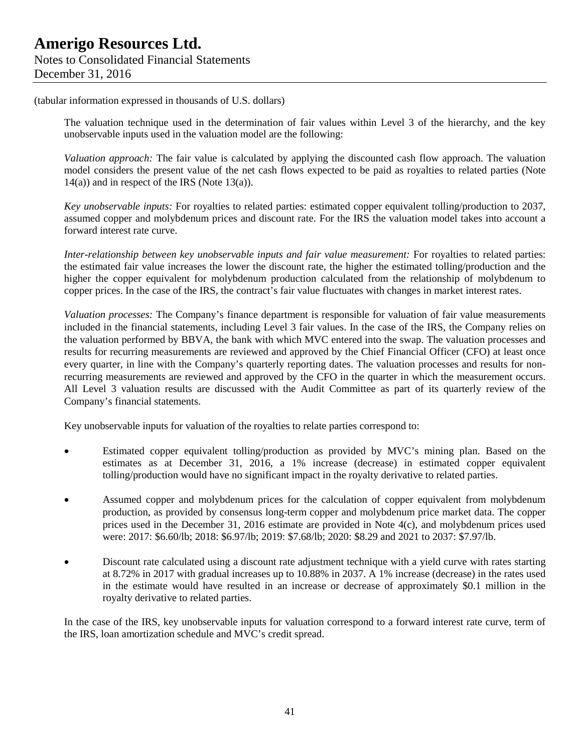(tabular information expressed in thousands of U.S. dollars)

The valuation technique used in the determination of fair values within Level 3 of the hierarchy, and the key unobservable inputs used in the valuation model are the following:

*Valuation approach:* The fair value is calculated by applying the discounted cash flow approach. The valuation model considers the present value of the net cash flows expected to be paid as royalties to related parties (Note 14(a)) and in respect of the IRS (Note 13(a)).

*Key unobservable inputs:* For royalties to related parties: estimated copper equivalent tolling/production to 2037, assumed copper and molybdenum prices and discount rate. For the IRS the valuation model takes into account a forward interest rate curve.

*Inter-relationship between key unobservable inputs and fair value measurement:* For royalties to related parties: the estimated fair value increases the lower the discount rate, the higher the estimated tolling/production and the higher the copper equivalent for molybdenum production calculated from the relationship of molybdenum to copper prices. In the case of the IRS, the contract's fair value fluctuates with changes in market interest rates.

*Valuation processes:* The Company's finance department is responsible for valuation of fair value measurements included in the financial statements, including Level 3 fair values. In the case of the IRS, the Company relies on the valuation performed by BBVA, the bank with which MVC entered into the swap. The valuation processes and results for recurring measurements are reviewed and approved by the Chief Financial Officer (CFO) at least once every quarter, in line with the Company's quarterly reporting dates. The valuation processes and results for non-recurring measurements are reviewed and approved by the CFO in the quarter in which the measurement occurs. All Level 3 valuation results are discussed with the Audit Committee as part of its quarterly review of the Company's financial statements.

Key unobservable inputs for valuation of the royalties to relate parties correspond to:

- Estimated copper equivalent tolling/production as provided by MVC's mining plan. Based on the estimates as at December 31, 2016, a 1% increase (decrease) in estimated copper equivalent tolling/production would have no significant impact in the royalty derivative to related parties.

- Assumed copper and molybdenum prices for the calculation of copper equivalent from molybdenum production, as provided by consensus long-term copper and molybdenum price market data. The copper prices used in the December 31, 2016 estimate are provided in Note 4(c), and molybdenum prices used were: 2017: $6.60/lb; 2018: $6.97/lb; 2019: $7.68/lb; 2020: $8.29 and 2021 to 2037: $7.97/lb.

- Discount rate calculated using a discount rate adjustment technique with a yield curve with rates starting at 8.72% in 2017 with gradual increases up to 10.88% in 2037. A 1% increase (decrease) in the rates used in the estimate would have resulted in an increase or decrease of approximately $0.1 million in the royalty derivative to related parties.

In the case of the IRS, key unobservable inputs for valuation correspond to a forward interest rate curve, term of the IRS, loan amortization schedule and MVC's credit spread.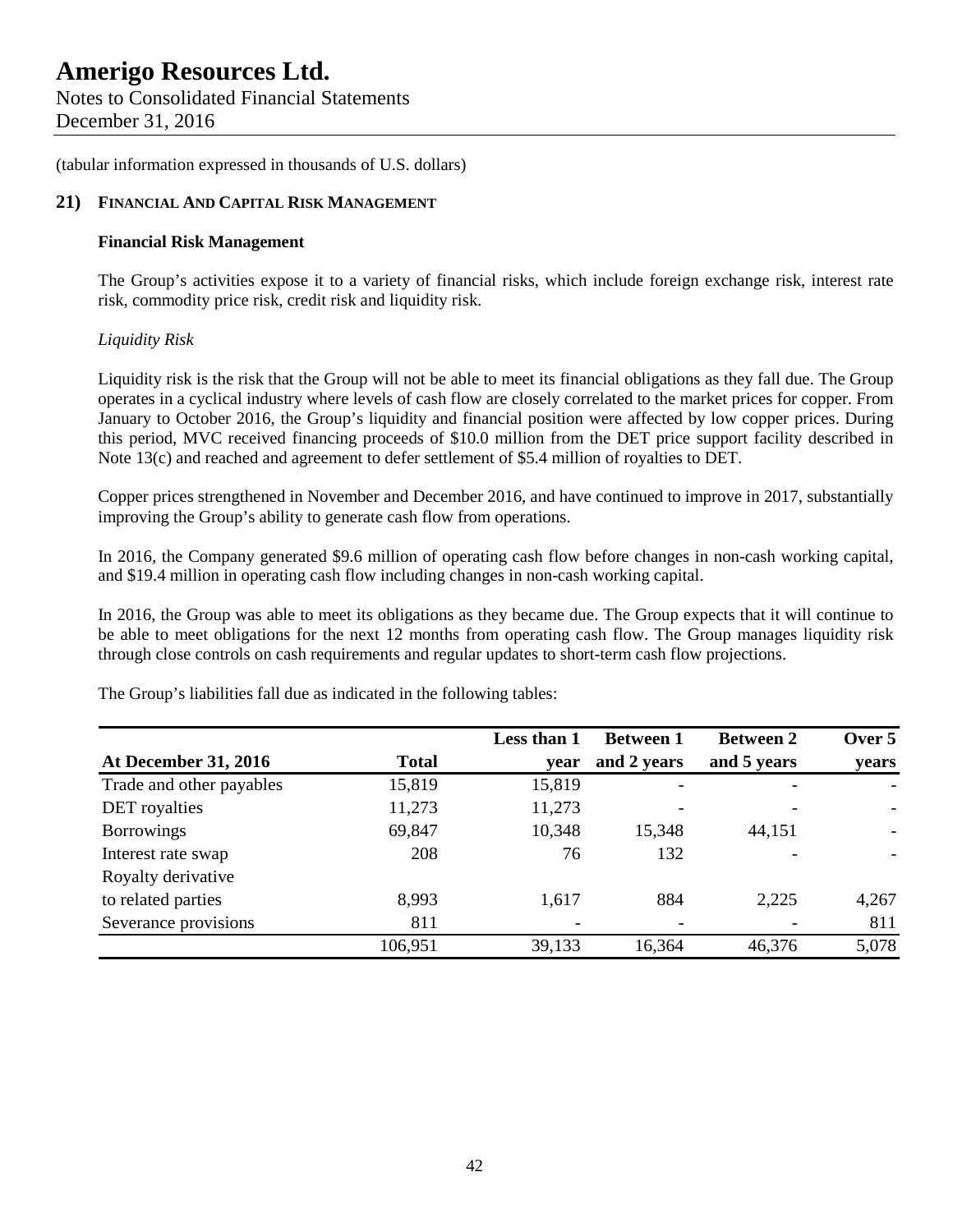# Amerigo Resources Ltd.

Notes to Consolidated Financial Statements
December 31, 2016

(tabular information expressed in thousands of U.S. dollars)

## 21) Financial And Capital Risk Management

### Financial Risk Management

The Group's activities expose it to a variety of financial risks, which include foreign exchange risk, interest rate risk, commodity price risk, credit risk and liquidity risk.

*Liquidity Risk*

Liquidity risk is the risk that the Group will not be able to meet its financial obligations as they fall due. The Group operates in a cyclical industry where levels of cash flow are closely correlated to the market prices for copper. From January to October 2016, the Group's liquidity and financial position were affected by low copper prices. During this period, MVC received financing proceeds of $10.0 million from the DET price support facility described in Note 13(c) and reached and agreement to defer settlement of $5.4 million of royalties to DET.

Copper prices strengthened in November and December 2016, and have continued to improve in 2017, substantially improving the Group's ability to generate cash flow from operations.

In 2016, the Company generated $9.6 million of operating cash flow before changes in non-cash working capital, and $19.4 million in operating cash flow including changes in non-cash working capital.

In 2016, the Group was able to meet its obligations as they became due. The Group expects that it will continue to be able to meet obligations for the next 12 months from operating cash flow. The Group manages liquidity risk through close controls on cash requirements and regular updates to short-term cash flow projections.

The Group's liabilities fall due as indicated in the following tables:

| At December 31, 2016 | Total | Less than 1 year | Between 1 and 2 years | Between 2 and 5 years | Over 5 years |
|---|---|---|---|---|---|
| Trade and other payables | 15,819 | 15,819 | - | - | - |
| DET royalties | 11,273 | 11,273 | - | - | - |
| Borrowings | 69,847 | 10,348 | 15,348 | 44,151 | - |
| Interest rate swap | 208 | 76 | 132 | - | - |
| Royalty derivative to related parties | 8,993 | 1,617 | 884 | 2,225 | 4,267 |
| Severance provisions | 811 | - | - | - | 811 |
| | 106,951 | 39,133 | 16,364 | 46,376 | 5,078 |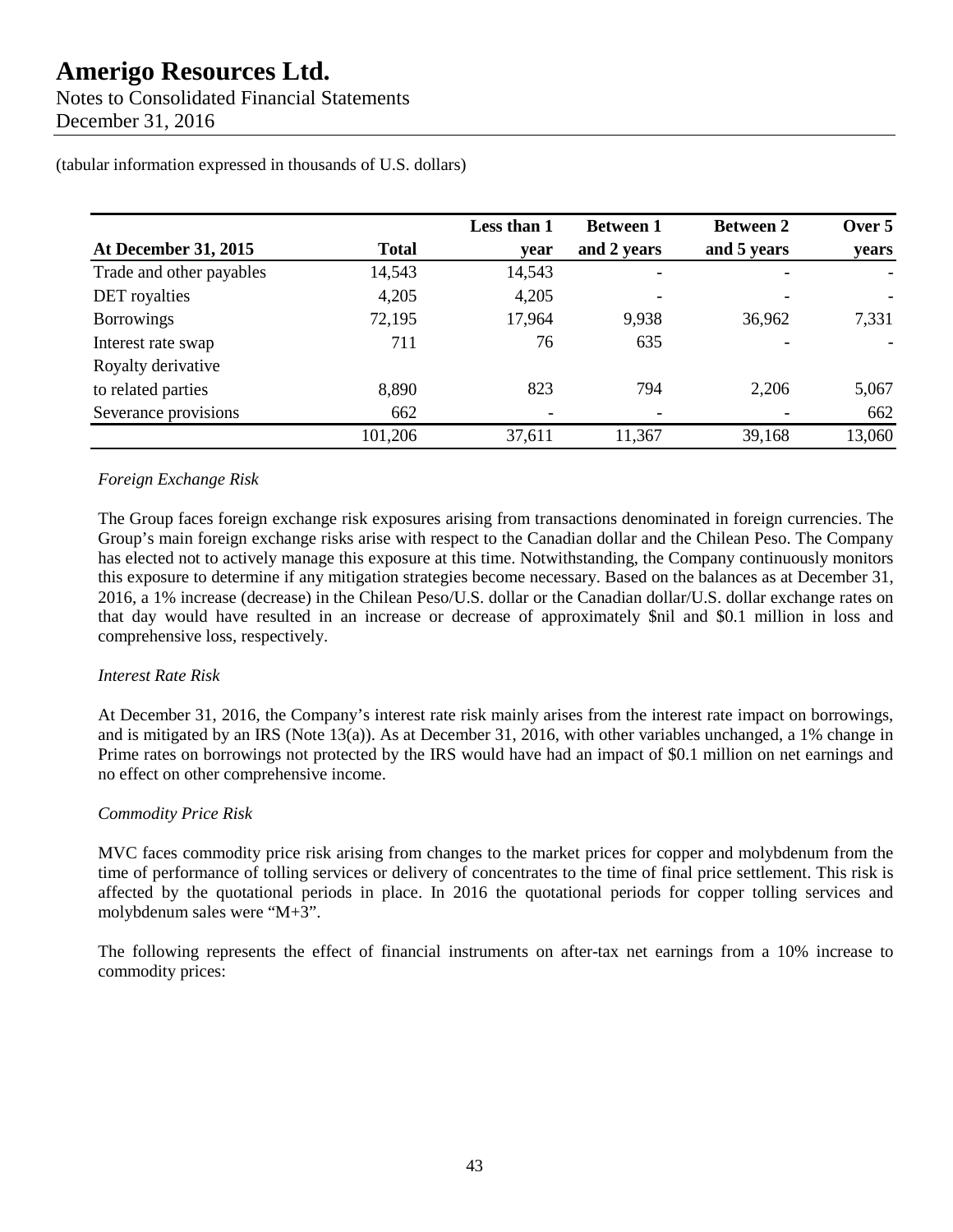(tabular information expressed in thousands of U.S. dollars)

| At December 31, 2015 | Total | Less than 1 year | Between 1 and 2 years | Between 2 and 5 years | Over 5 years |
|---|---|---|---|---|---|
| Trade and other payables | 14,543 | 14,543 | - | - | - |
| DET royalties | 4,205 | 4,205 | - | - | - |
| Borrowings | 72,195 | 17,964 | 9,938 | 36,962 | 7,331 |
| Interest rate swap | 711 | 76 | 635 | - | - |
| Royalty derivative to related parties | 8,890 | 823 | 794 | 2,206 | 5,067 |
| Severance provisions | 662 | - | - | - | 662 |
| | 101,206 | 37,611 | 11,367 | 39,168 | 13,060 |

*Foreign Exchange Risk*

The Group faces foreign exchange risk exposures arising from transactions denominated in foreign currencies. The Group's main foreign exchange risks arise with respect to the Canadian dollar and the Chilean Peso. The Company has elected not to actively manage this exposure at this time. Notwithstanding, the Company continuously monitors this exposure to determine if any mitigation strategies become necessary. Based on the balances as at December 31, 2016, a 1% increase (decrease) in the Chilean Peso/U.S. dollar or the Canadian dollar/U.S. dollar exchange rates on that day would have resulted in an increase or decrease of approximately $nil and $0.1 million in loss and comprehensive loss, respectively.

*Interest Rate Risk*

At December 31, 2016, the Company's interest rate risk mainly arises from the interest rate impact on borrowings, and is mitigated by an IRS (Note 13(a)). As at December 31, 2016, with other variables unchanged, a 1% change in Prime rates on borrowings not protected by the IRS would have had an impact of $0.1 million on net earnings and no effect on other comprehensive income.

*Commodity Price Risk*

MVC faces commodity price risk arising from changes to the market prices for copper and molybdenum from the time of performance of tolling services or delivery of concentrates to the time of final price settlement. This risk is affected by the quotational periods in place. In 2016 the quotational periods for copper tolling services and molybdenum sales were "M+3".

The following represents the effect of financial instruments on after-tax net earnings from a 10% increase to commodity prices: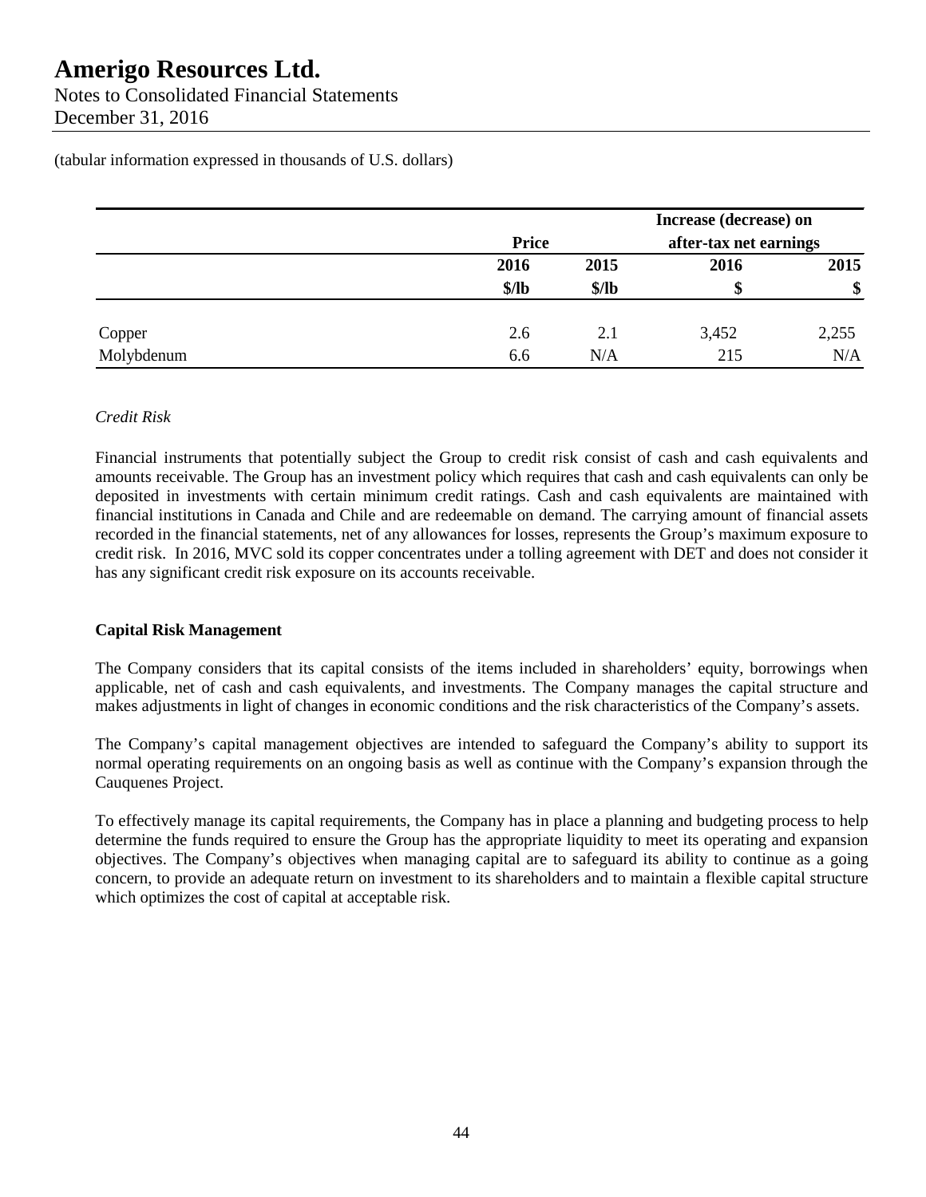(tabular information expressed in thousands of U.S. dollars)

| | Price | | Increase (decrease) on after-tax net earnings | |
|---|---|---|---|---|
| | 2016 | 2015 | 2016 | 2015 |
| | $/lb | $/lb | $ | $ |
| Copper | 2.6 | 2.1 | 3,452 | 2,255 |
| Molybdenum | 6.6 | N/A | 215 | N/A |

*Credit Risk*

Financial instruments that potentially subject the Group to credit risk consist of cash and cash equivalents and amounts receivable. The Group has an investment policy which requires that cash and cash equivalents can only be deposited in investments with certain minimum credit ratings. Cash and cash equivalents are maintained with financial institutions in Canada and Chile and are redeemable on demand. The carrying amount of financial assets recorded in the financial statements, net of any allowances for losses, represents the Group's maximum exposure to credit risk. In 2016, MVC sold its copper concentrates under a tolling agreement with DET and does not consider it has any significant credit risk exposure on its accounts receivable.

**Capital Risk Management**

The Company considers that its capital consists of the items included in shareholders' equity, borrowings when applicable, net of cash and cash equivalents, and investments. The Company manages the capital structure and makes adjustments in light of changes in economic conditions and the risk characteristics of the Company's assets.

The Company's capital management objectives are intended to safeguard the Company's ability to support its normal operating requirements on an ongoing basis as well as continue with the Company's expansion through the Cauquenes Project.

To effectively manage its capital requirements, the Company has in place a planning and budgeting process to help determine the funds required to ensure the Group has the appropriate liquidity to meet its operating and expansion objectives. The Company's objectives when managing capital are to safeguard its ability to continue as a going concern, to provide an adequate return on investment to its shareholders and to maintain a flexible capital structure which optimizes the cost of capital at acceptable risk.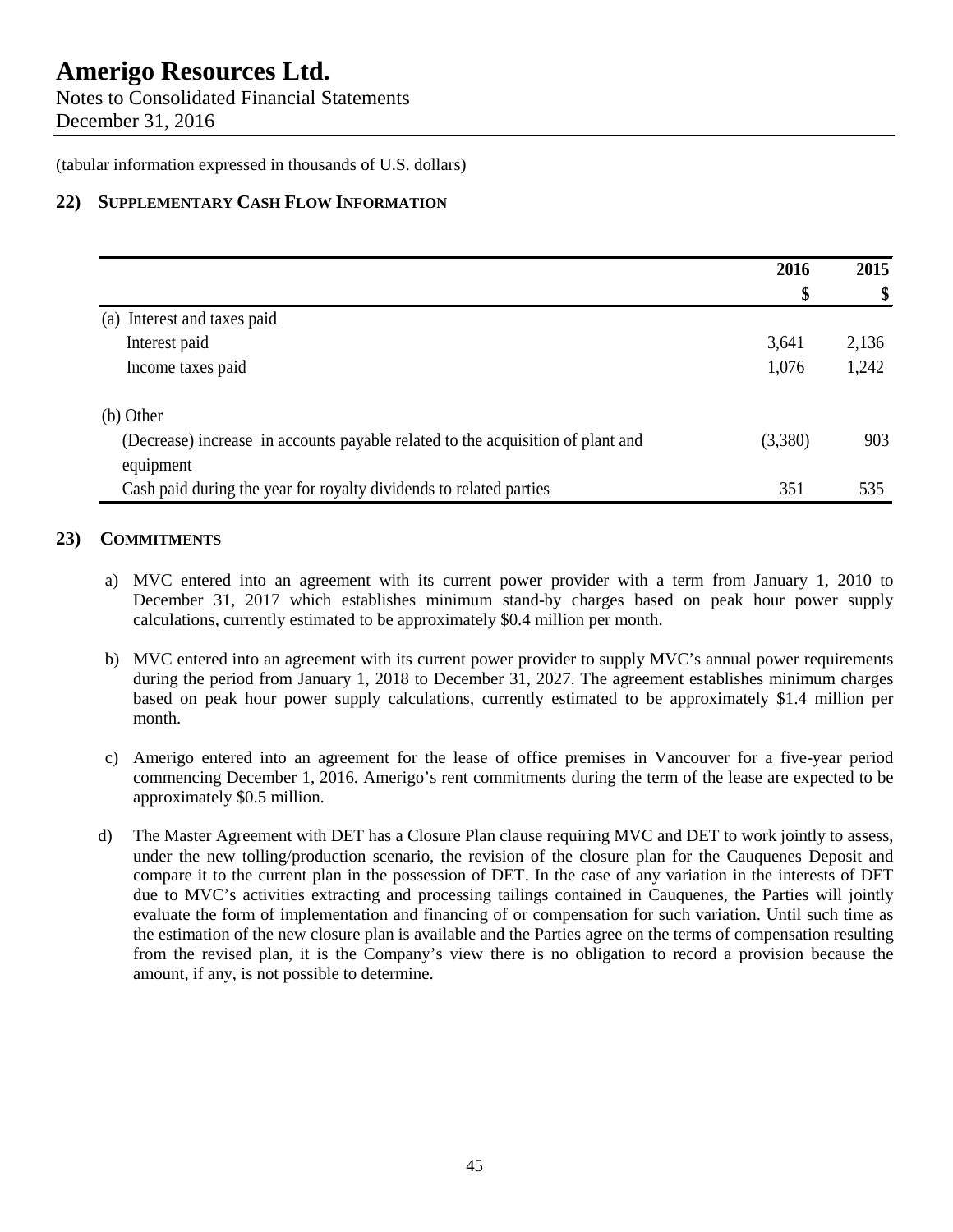# Amerigo Resources Ltd.

Notes to Consolidated Financial Statements
December 31, 2016

(tabular information expressed in thousands of U.S. dollars)

## 22) SUPPLEMENTARY CASH FLOW INFORMATION

| | 2016 | 2015 |
|---|---|---|
| | $ | $ |
| (a) Interest and taxes paid | | |
| Interest paid | 3,641 | 2,136 |
| Income taxes paid | 1,076 | 1,242 |
| (b) Other | | |
| (Decrease) increase in accounts payable related to the acquisition of plant and equipment | (3,380) | 903 |
| Cash paid during the year for royalty dividends to related parties | 351 | 535 |

## 23) COMMITMENTS

a) MVC entered into an agreement with its current power provider with a term from January 1, 2010 to December 31, 2017 which establishes minimum stand-by charges based on peak hour power supply calculations, currently estimated to be approximately $0.4 million per month.

b) MVC entered into an agreement with its current power provider to supply MVC's annual power requirements during the period from January 1, 2018 to December 31, 2027. The agreement establishes minimum charges based on peak hour power supply calculations, currently estimated to be approximately $1.4 million per month.

c) Amerigo entered into an agreement for the lease of office premises in Vancouver for a five-year period commencing December 1, 2016. Amerigo's rent commitments during the term of the lease are expected to be approximately $0.5 million.

d) The Master Agreement with DET has a Closure Plan clause requiring MVC and DET to work jointly to assess, under the new tolling/production scenario, the revision of the closure plan for the Cauquenes Deposit and compare it to the current plan in the possession of DET. In the case of any variation in the interests of DET due to MVC's activities extracting and processing tailings contained in Cauquenes, the Parties will jointly evaluate the form of implementation and financing of or compensation for such variation. Until such time as the estimation of the new closure plan is available and the Parties agree on the terms of compensation resulting from the revised plan, it is the Company's view there is no obligation to record a provision because the amount, if any, is not possible to determine.